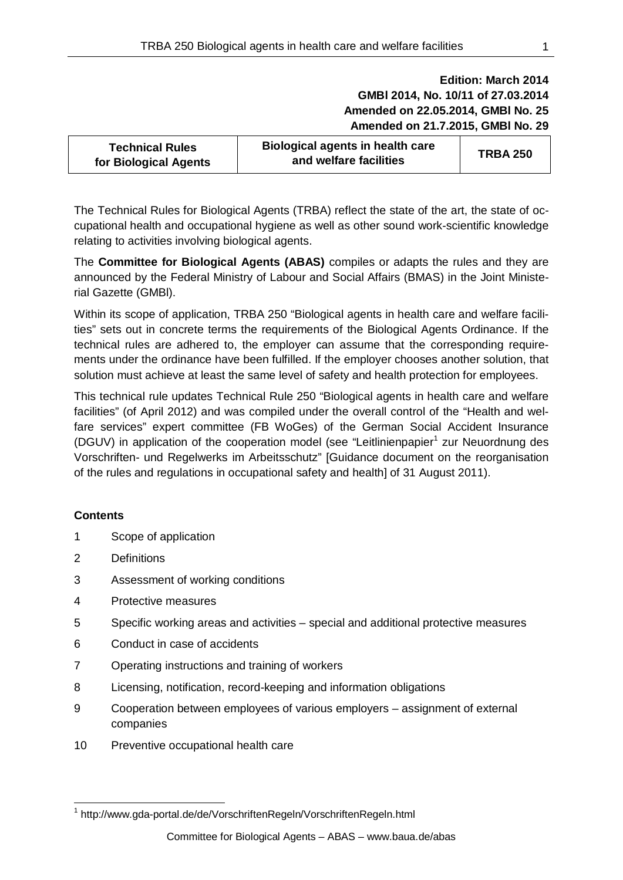**Edition: March 2014**
**GMBl 2014, No. 10/11 of 27.03.2014**
**Amended on 22.05.2014, GMBl No. 25**
**Amended on 21.7.2015, GMBl No. 29**

| Technical Rules for Biological Agents | Biological agents in health care and welfare facilities | TRBA 250 |
|---|---|---|

The Technical Rules for Biological Agents (TRBA) reflect the state of the art, the state of occupational health and occupational hygiene as well as other sound work-scientific knowledge relating to activities involving biological agents.

The **Committee for Biological Agents (ABAS)** compiles or adapts the rules and they are announced by the Federal Ministry of Labour and Social Affairs (BMAS) in the Joint Ministerial Gazette (GMBl).

Within its scope of application, TRBA 250 "Biological agents in health care and welfare facilities" sets out in concrete terms the requirements of the Biological Agents Ordinance. If the technical rules are adhered to, the employer can assume that the corresponding requirements under the ordinance have been fulfilled. If the employer chooses another solution, that solution must achieve at least the same level of safety and health protection for employees.

This technical rule updates Technical Rule 250 "Biological agents in health care and welfare facilities" (of April 2012) and was compiled under the overall control of the "Health and welfare services" expert committee (FB WoGes) of the German Social Accident Insurance (DGUV) in application of the cooperation model (see "Leitlinienpapier[1] zur Neuordnung des Vorschriften- und Regelwerks im Arbeitsschutz" [Guidance document on the reorganisation of the rules and regulations in occupational safety and health] of 31 August 2011).

**Contents**

1 Scope of application

2 Definitions

3 Assessment of working conditions

4 Protective measures

5 Specific working areas and activities – special and additional protective measures

6 Conduct in case of accidents

7 Operating instructions and training of workers

8 Licensing, notification, record-keeping and information obligations

9 Cooperation between employees of various employers – assignment of external companies

10 Preventive occupational health care

[1] http://www.gda-portal.de/de/VorschriftenRegeln/VorschriftenRegeln.html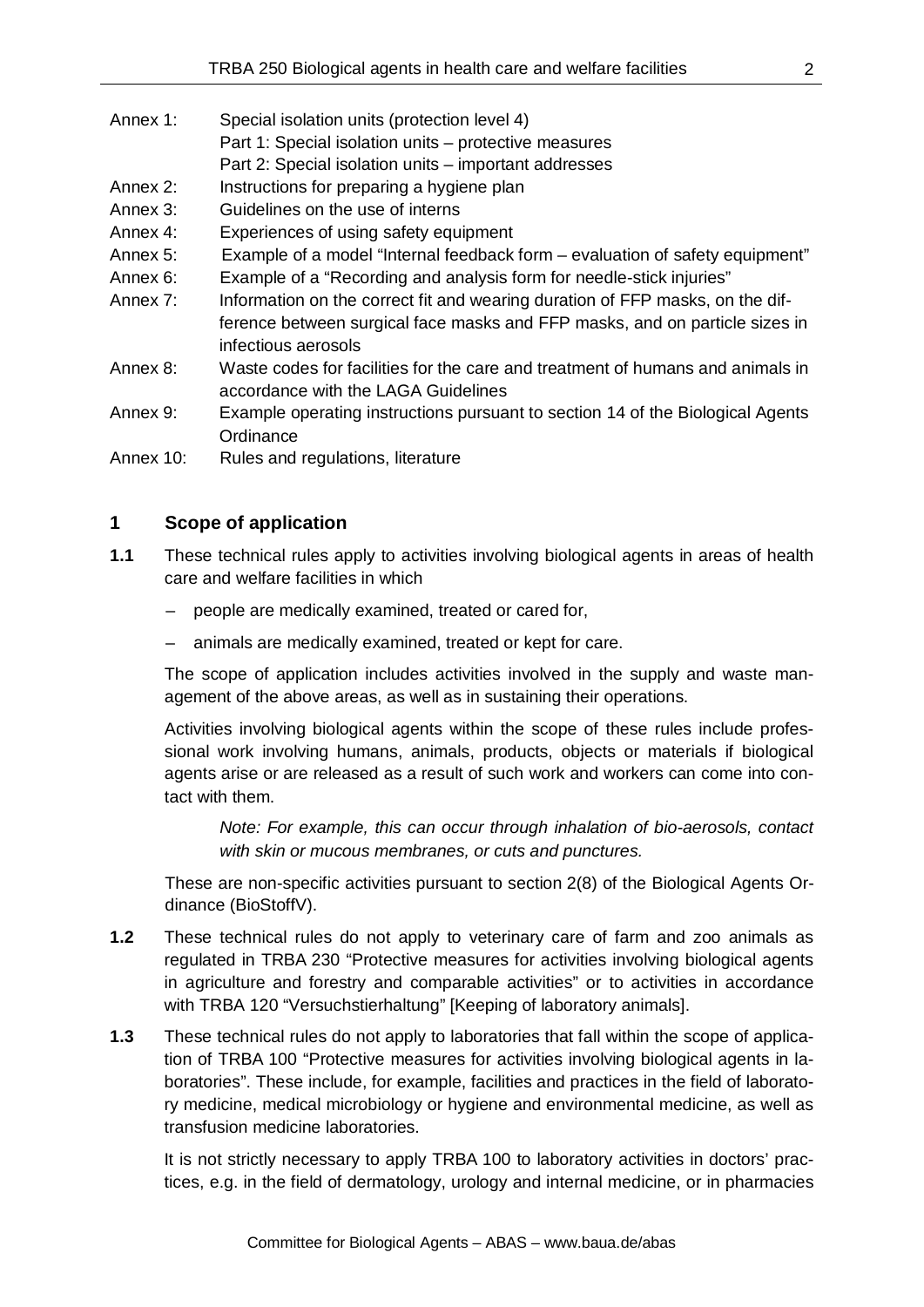Annex 1: Special isolation units (protection level 4)
Part 1: Special isolation units – protective measures
Part 2: Special isolation units – important addresses

Annex 2: Instructions for preparing a hygiene plan

Annex 3: Guidelines on the use of interns

Annex 4: Experiences of using safety equipment

Annex 5: Example of a model "Internal feedback form – evaluation of safety equipment"

Annex 6: Example of a "Recording and analysis form for needle-stick injuries"

Annex 7: Information on the correct fit and wearing duration of FFP masks, on the difference between surgical face masks and FFP masks, and on particle sizes in infectious aerosols

Annex 8: Waste codes for facilities for the care and treatment of humans and animals in accordance with the LAGA Guidelines

Annex 9: Example operating instructions pursuant to section 14 of the Biological Agents Ordinance

Annex 10: Rules and regulations, literature

## 1 Scope of application

**1.1** These technical rules apply to activities involving biological agents in areas of health care and welfare facilities in which

- people are medically examined, treated or cared for,
- animals are medically examined, treated or kept for care.

The scope of application includes activities involved in the supply and waste management of the above areas, as well as in sustaining their operations.

Activities involving biological agents within the scope of these rules include professional work involving humans, animals, products, objects or materials if biological agents arise or are released as a result of such work and workers can come into contact with them.

*Note: For example, this can occur through inhalation of bio-aerosols, contact with skin or mucous membranes, or cuts and punctures.*

These are non-specific activities pursuant to section 2(8) of the Biological Agents Ordinance (BioStoffV).

**1.2** These technical rules do not apply to veterinary care of farm and zoo animals as regulated in TRBA 230 "Protective measures for activities involving biological agents in agriculture and forestry and comparable activities" or to activities in accordance with TRBA 120 "Versuchstierhaltung" [Keeping of laboratory animals].

**1.3** These technical rules do not apply to laboratories that fall within the scope of application of TRBA 100 "Protective measures for activities involving biological agents in laboratories". These include, for example, facilities and practices in the field of laboratory medicine, medical microbiology or hygiene and environmental medicine, as well as transfusion medicine laboratories.

It is not strictly necessary to apply TRBA 100 to laboratory activities in doctors' practices, e.g. in the field of dermatology, urology and internal medicine, or in pharmacies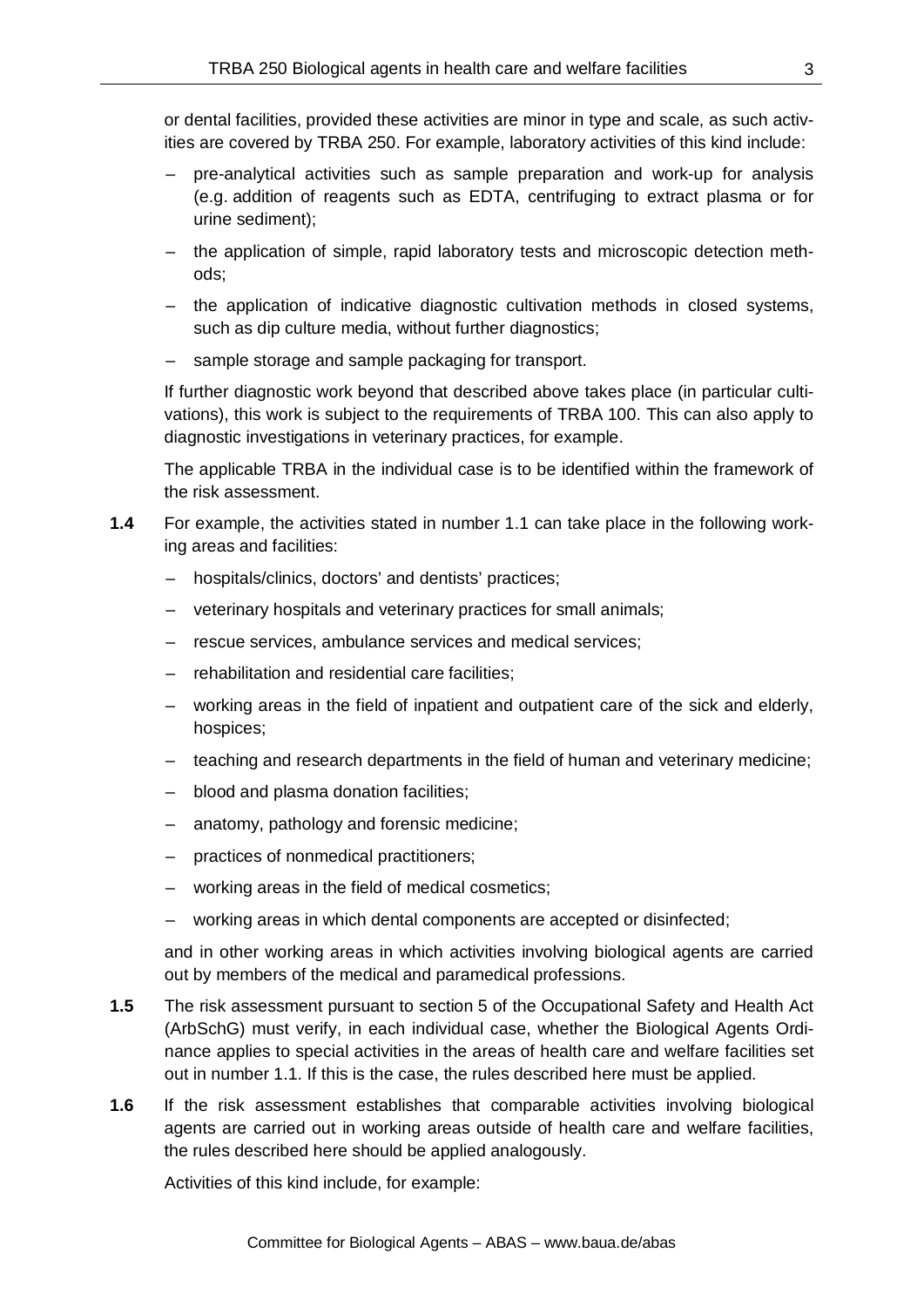or dental facilities, provided these activities are minor in type and scale, as such activities are covered by TRBA 250. For example, laboratory activities of this kind include:

- pre-analytical activities such as sample preparation and work-up for analysis (e.g. addition of reagents such as EDTA, centrifuging to extract plasma or for urine sediment);
- the application of simple, rapid laboratory tests and microscopic detection methods;
- the application of indicative diagnostic cultivation methods in closed systems, such as dip culture media, without further diagnostics;
- sample storage and sample packaging for transport.

If further diagnostic work beyond that described above takes place (in particular cultivations), this work is subject to the requirements of TRBA 100. This can also apply to diagnostic investigations in veterinary practices, for example.

The applicable TRBA in the individual case is to be identified within the framework of the risk assessment.

**1.4** For example, the activities stated in number 1.1 can take place in the following working areas and facilities:

- hospitals/clinics, doctors' and dentists' practices;
- veterinary hospitals and veterinary practices for small animals;
- rescue services, ambulance services and medical services;
- rehabilitation and residential care facilities;
- working areas in the field of inpatient and outpatient care of the sick and elderly, hospices;
- teaching and research departments in the field of human and veterinary medicine;
- blood and plasma donation facilities;
- anatomy, pathology and forensic medicine;
- practices of nonmedical practitioners;
- working areas in the field of medical cosmetics;
- working areas in which dental components are accepted or disinfected;

and in other working areas in which activities involving biological agents are carried out by members of the medical and paramedical professions.

**1.5** The risk assessment pursuant to section 5 of the Occupational Safety and Health Act (ArbSchG) must verify, in each individual case, whether the Biological Agents Ordinance applies to special activities in the areas of health care and welfare facilities set out in number 1.1. If this is the case, the rules described here must be applied.

**1.6** If the risk assessment establishes that comparable activities involving biological agents are carried out in working areas outside of health care and welfare facilities, the rules described here should be applied analogously.

Activities of this kind include, for example: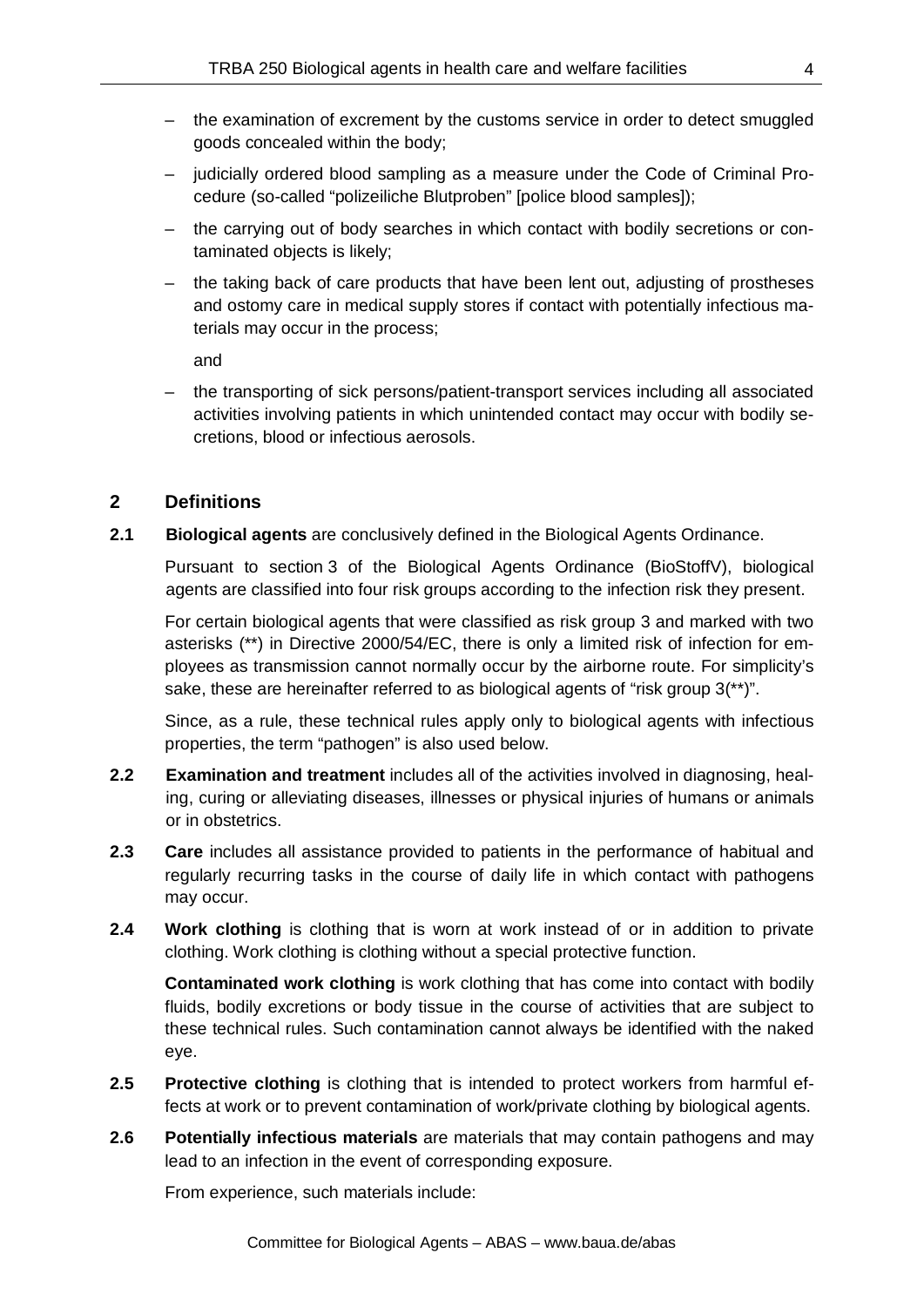- the examination of excrement by the customs service in order to detect smuggled goods concealed within the body;
- judicially ordered blood sampling as a measure under the Code of Criminal Procedure (so-called "polizeiliche Blutproben" [police blood samples]);
- the carrying out of body searches in which contact with bodily secretions or contaminated objects is likely;
- the taking back of care products that have been lent out, adjusting of prostheses and ostomy care in medical supply stores if contact with potentially infectious materials may occur in the process;

  and

- the transporting of sick persons/patient-transport services including all associated activities involving patients in which unintended contact may occur with bodily secretions, blood or infectious aerosols.

## 2 Definitions

**2.1** **Biological agents** are conclusively defined in the Biological Agents Ordinance.

Pursuant to section 3 of the Biological Agents Ordinance (BioStoffV), biological agents are classified into four risk groups according to the infection risk they present.

For certain biological agents that were classified as risk group 3 and marked with two asterisks (**) in Directive 2000/54/EC, there is only a limited risk of infection for employees as transmission cannot normally occur by the airborne route. For simplicity's sake, these are hereinafter referred to as biological agents of "risk group 3(**)".

Since, as a rule, these technical rules apply only to biological agents with infectious properties, the term "pathogen" is also used below.

**2.2** **Examination and treatment** includes all of the activities involved in diagnosing, healing, curing or alleviating diseases, illnesses or physical injuries of humans or animals or in obstetrics.

**2.3** **Care** includes all assistance provided to patients in the performance of habitual and regularly recurring tasks in the course of daily life in which contact with pathogens may occur.

**2.4** **Work clothing** is clothing that is worn at work instead of or in addition to private clothing. Work clothing is clothing without a special protective function.

**Contaminated work clothing** is work clothing that has come into contact with bodily fluids, bodily excretions or body tissue in the course of activities that are subject to these technical rules. Such contamination cannot always be identified with the naked eye.

**2.5** **Protective clothing** is clothing that is intended to protect workers from harmful effects at work or to prevent contamination of work/private clothing by biological agents.

**2.6** **Potentially infectious materials** are materials that may contain pathogens and may lead to an infection in the event of corresponding exposure.

From experience, such materials include: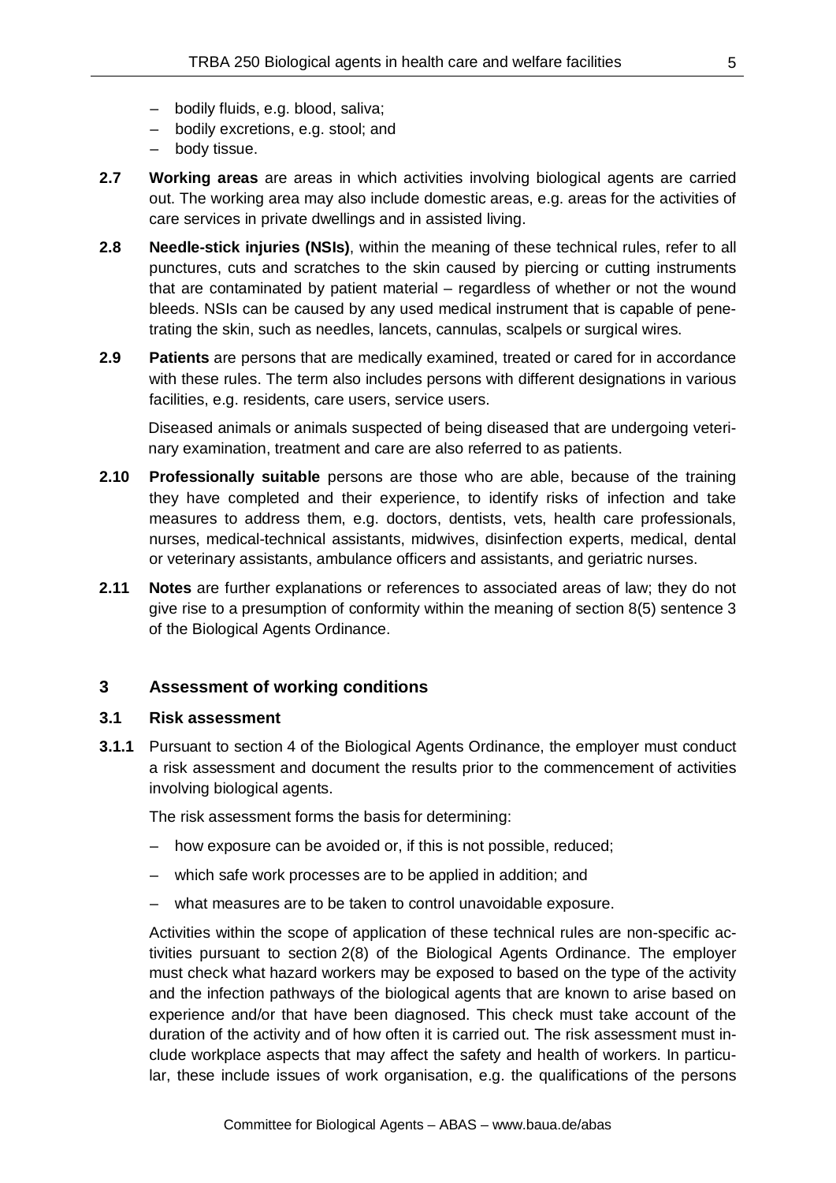- bodily fluids, e.g. blood, saliva;
- bodily excretions, e.g. stool; and
- body tissue.

**2.7** **Working areas** are areas in which activities involving biological agents are carried out. The working area may also include domestic areas, e.g. areas for the activities of care services in private dwellings and in assisted living.

**2.8** **Needle-stick injuries (NSIs)**, within the meaning of these technical rules, refer to all punctures, cuts and scratches to the skin caused by piercing or cutting instruments that are contaminated by patient material – regardless of whether or not the wound bleeds. NSIs can be caused by any used medical instrument that is capable of penetrating the skin, such as needles, lancets, cannulas, scalpels or surgical wires.

**2.9** **Patients** are persons that are medically examined, treated or cared for in accordance with these rules. The term also includes persons with different designations in various facilities, e.g. residents, care users, service users.

Diseased animals or animals suspected of being diseased that are undergoing veterinary examination, treatment and care are also referred to as patients.

**2.10** **Professionally suitable** persons are those who are able, because of the training they have completed and their experience, to identify risks of infection and take measures to address them, e.g. doctors, dentists, vets, health care professionals, nurses, medical-technical assistants, midwives, disinfection experts, medical, dental or veterinary assistants, ambulance officers and assistants, and geriatric nurses.

**2.11** **Notes** are further explanations or references to associated areas of law; they do not give rise to a presumption of conformity within the meaning of section 8(5) sentence 3 of the Biological Agents Ordinance.

## 3 Assessment of working conditions

### 3.1 Risk assessment

**3.1.1** Pursuant to section 4 of the Biological Agents Ordinance, the employer must conduct a risk assessment and document the results prior to the commencement of activities involving biological agents.

The risk assessment forms the basis for determining:

- how exposure can be avoided or, if this is not possible, reduced;
- which safe work processes are to be applied in addition; and
- what measures are to be taken to control unavoidable exposure.

Activities within the scope of application of these technical rules are non-specific activities pursuant to section 2(8) of the Biological Agents Ordinance. The employer must check what hazard workers may be exposed to based on the type of the activity and the infection pathways of the biological agents that are known to arise based on experience and/or that have been diagnosed. This check must take account of the duration of the activity and of how often it is carried out. The risk assessment must include workplace aspects that may affect the safety and health of workers. In particular, these include issues of work organisation, e.g. the qualifications of the persons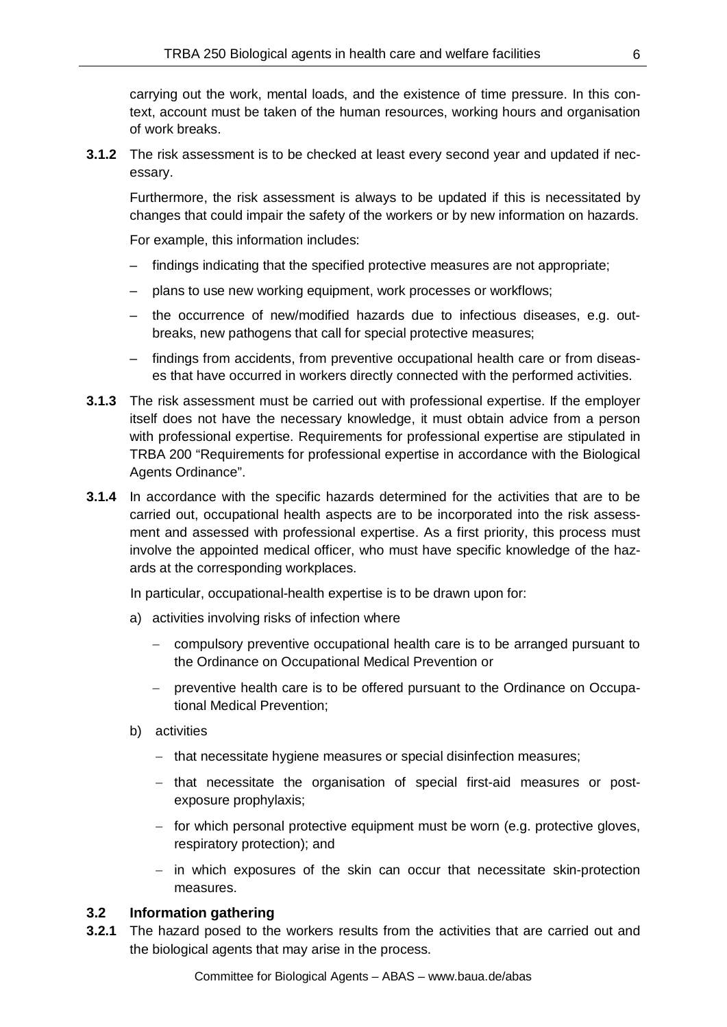carrying out the work, mental loads, and the existence of time pressure. In this context, account must be taken of the human resources, working hours and organisation of work breaks.

**3.1.2** The risk assessment is to be checked at least every second year and updated if necessary.

Furthermore, the risk assessment is always to be updated if this is necessitated by changes that could impair the safety of the workers or by new information on hazards.

For example, this information includes:

- findings indicating that the specified protective measures are not appropriate;
- plans to use new working equipment, work processes or workflows;
- the occurrence of new/modified hazards due to infectious diseases, e.g. outbreaks, new pathogens that call for special protective measures;
- findings from accidents, from preventive occupational health care or from diseases that have occurred in workers directly connected with the performed activities.

**3.1.3** The risk assessment must be carried out with professional expertise. If the employer itself does not have the necessary knowledge, it must obtain advice from a person with professional expertise. Requirements for professional expertise are stipulated in TRBA 200 "Requirements for professional expertise in accordance with the Biological Agents Ordinance".

**3.1.4** In accordance with the specific hazards determined for the activities that are to be carried out, occupational health aspects are to be incorporated into the risk assessment and assessed with professional expertise. As a first priority, this process must involve the appointed medical officer, who must have specific knowledge of the hazards at the corresponding workplaces.

In particular, occupational-health expertise is to be drawn upon for:

a) activities involving risks of infection where
   - compulsory preventive occupational health care is to be arranged pursuant to the Ordinance on Occupational Medical Prevention or
   - preventive health care is to be offered pursuant to the Ordinance on Occupational Medical Prevention;

b) activities
   - that necessitate hygiene measures or special disinfection measures;
   - that necessitate the organisation of special first-aid measures or post-exposure prophylaxis;
   - for which personal protective equipment must be worn (e.g. protective gloves, respiratory protection); and
   - in which exposures of the skin can occur that necessitate skin-protection measures.

## 3.2 Information gathering

**3.2.1** The hazard posed to the workers results from the activities that are carried out and the biological agents that may arise in the process.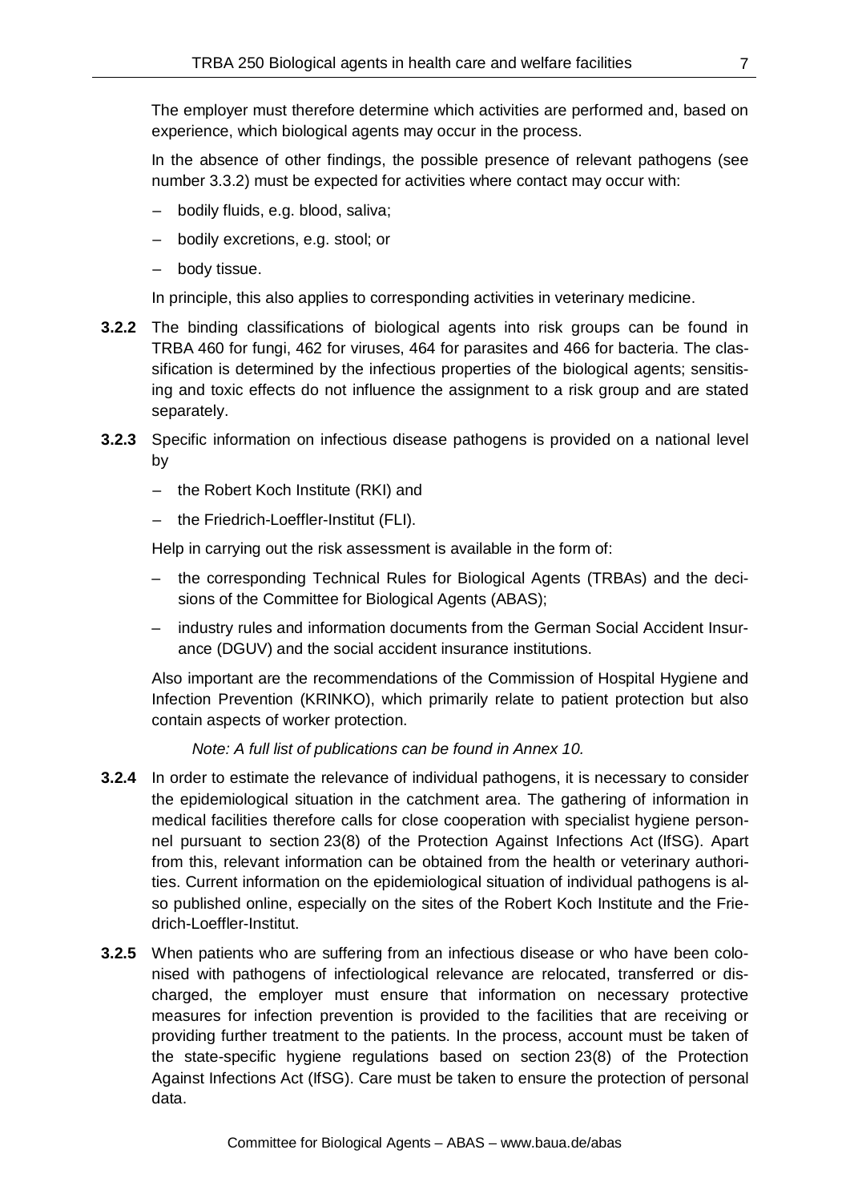The employer must therefore determine which activities are performed and, based on experience, which biological agents may occur in the process.

In the absence of other findings, the possible presence of relevant pathogens (see number 3.3.2) must be expected for activities where contact may occur with:

- bodily fluids, e.g. blood, saliva;
- bodily excretions, e.g. stool; or
- body tissue.

In principle, this also applies to corresponding activities in veterinary medicine.

**3.2.2** The binding classifications of biological agents into risk groups can be found in TRBA 460 for fungi, 462 for viruses, 464 for parasites and 466 for bacteria. The classification is determined by the infectious properties of the biological agents; sensitising and toxic effects do not influence the assignment to a risk group and are stated separately.

**3.2.3** Specific information on infectious disease pathogens is provided on a national level by

- the Robert Koch Institute (RKI) and
- the Friedrich-Loeffler-Institut (FLI).

Help in carrying out the risk assessment is available in the form of:

- the corresponding Technical Rules for Biological Agents (TRBAs) and the decisions of the Committee for Biological Agents (ABAS);
- industry rules and information documents from the German Social Accident Insurance (DGUV) and the social accident insurance institutions.

Also important are the recommendations of the Commission of Hospital Hygiene and Infection Prevention (KRINKO), which primarily relate to patient protection but also contain aspects of worker protection.

*Note: A full list of publications can be found in Annex 10.*

**3.2.4** In order to estimate the relevance of individual pathogens, it is necessary to consider the epidemiological situation in the catchment area. The gathering of information in medical facilities therefore calls for close cooperation with specialist hygiene personnel pursuant to section 23(8) of the Protection Against Infections Act (IfSG). Apart from this, relevant information can be obtained from the health or veterinary authorities. Current information on the epidemiological situation of individual pathogens is also published online, especially on the sites of the Robert Koch Institute and the Friedrich-Loeffler-Institut.

**3.2.5** When patients who are suffering from an infectious disease or who have been colonised with pathogens of infectiological relevance are relocated, transferred or discharged, the employer must ensure that information on necessary protective measures for infection prevention is provided to the facilities that are receiving or providing further treatment to the patients. In the process, account must be taken of the state-specific hygiene regulations based on section 23(8) of the Protection Against Infections Act (IfSG). Care must be taken to ensure the protection of personal data.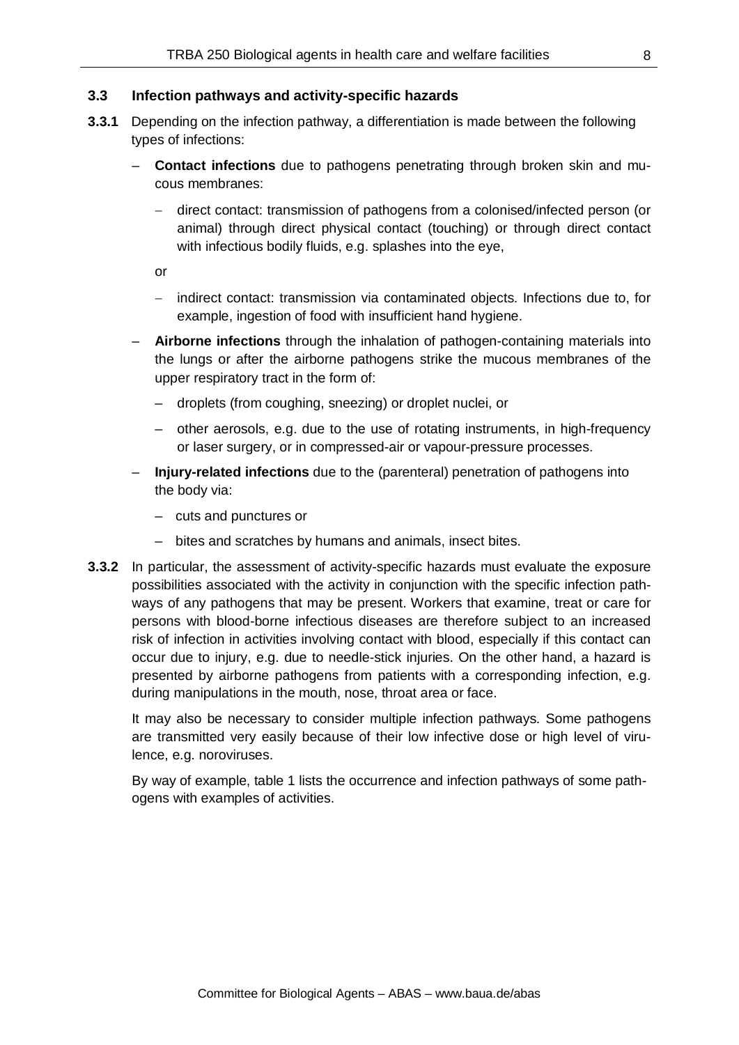### 3.3 Infection pathways and activity-specific hazards

**3.3.1** Depending on the infection pathway, a differentiation is made between the following types of infections:

- **Contact infections** due to pathogens penetrating through broken skin and mucous membranes:
  - direct contact: transmission of pathogens from a colonised/infected person (or animal) through direct physical contact (touching) or through direct contact with infectious bodily fluids, e.g. splashes into the eye,

  or

  - indirect contact: transmission via contaminated objects. Infections due to, for example, ingestion of food with insufficient hand hygiene.
- **Airborne infections** through the inhalation of pathogen-containing materials into the lungs or after the airborne pathogens strike the mucous membranes of the upper respiratory tract in the form of:
  - droplets (from coughing, sneezing) or droplet nuclei, or
  - other aerosols, e.g. due to the use of rotating instruments, in high-frequency or laser surgery, or in compressed-air or vapour-pressure processes.
- **Injury-related infections** due to the (parenteral) penetration of pathogens into the body via:
  - cuts and punctures or
  - bites and scratches by humans and animals, insect bites.

**3.3.2** In particular, the assessment of activity-specific hazards must evaluate the exposure possibilities associated with the activity in conjunction with the specific infection pathways of any pathogens that may be present. Workers that examine, treat or care for persons with blood-borne infectious diseases are therefore subject to an increased risk of infection in activities involving contact with blood, especially if this contact can occur due to injury, e.g. due to needle-stick injuries. On the other hand, a hazard is presented by airborne pathogens from patients with a corresponding infection, e.g. during manipulations in the mouth, nose, throat area or face.

It may also be necessary to consider multiple infection pathways. Some pathogens are transmitted very easily because of their low infective dose or high level of virulence, e.g. noroviruses.

By way of example, table 1 lists the occurrence and infection pathways of some pathogens with examples of activities.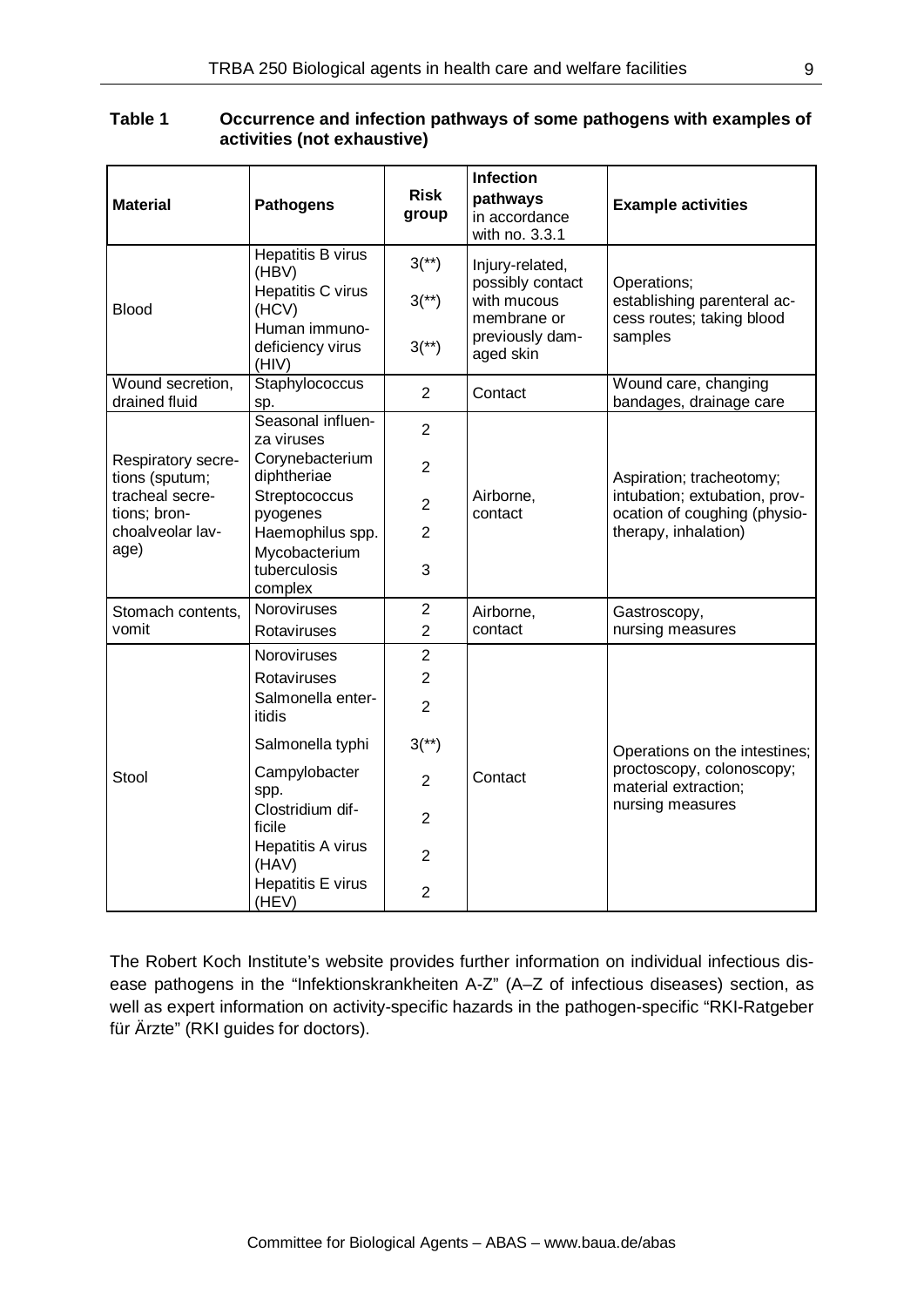**Table 1 Occurrence and infection pathways of some pathogens with examples of activities (not exhaustive)**

| Material | Pathogens | Risk group | Infection pathways in accordance with no. 3.3.1 | Example activities |
|---|---|---|---|---|
| Blood | Hepatitis B virus (HBV) | 3(**) | Injury-related, possibly contact with mucous membrane or previously damaged skin | Operations; establishing parenteral access routes; taking blood samples |
| | Hepatitis C virus (HCV) | 3(**) | | |
| | Human immunodeficiency virus (HIV) | 3(**) | | |
| Wound secretion, drained fluid | Staphylococcus sp. | 2 | Contact | Wound care, changing bandages, drainage care |
| Respiratory secretions (sputum; tracheal secretions; bronchoalveolar lavage) | Seasonal influenza viruses | 2 | Airborne, contact | Aspiration; tracheotomy; intubation; extubation, provocation of coughing (physiotherapy, inhalation) |
| | Corynebacterium diphtheriae | 2 | | |
| | Streptococcus pyogenes | 2 | | |
| | Haemophilus spp. | 2 | | |
| | Mycobacterium tuberculosis complex | 3 | | |
| Stomach contents, vomit | Noroviruses | 2 | Airborne, contact | Gastroscopy, nursing measures |
| | Rotaviruses | 2 | | |
| Stool | Noroviruses | 2 | Contact | Operations on the intestines; proctoscopy, colonoscopy; material extraction; nursing measures |
| | Rotaviruses | 2 | | |
| | Salmonella enteritidis | 2 | | |
| | Salmonella typhi | 3(**) | | |
| | Campylobacter spp. | 2 | | |
| | Clostridium difficile | 2 | | |
| | Hepatitis A virus (HAV) | 2 | | |
| | Hepatitis E virus (HEV) | 2 | | |

The Robert Koch Institute's website provides further information on individual infectious disease pathogens in the "Infektionskrankheiten A-Z" (A–Z of infectious diseases) section, as well as expert information on activity-specific hazards in the pathogen-specific "RKI-Ratgeber für Ärzte" (RKI guides for doctors).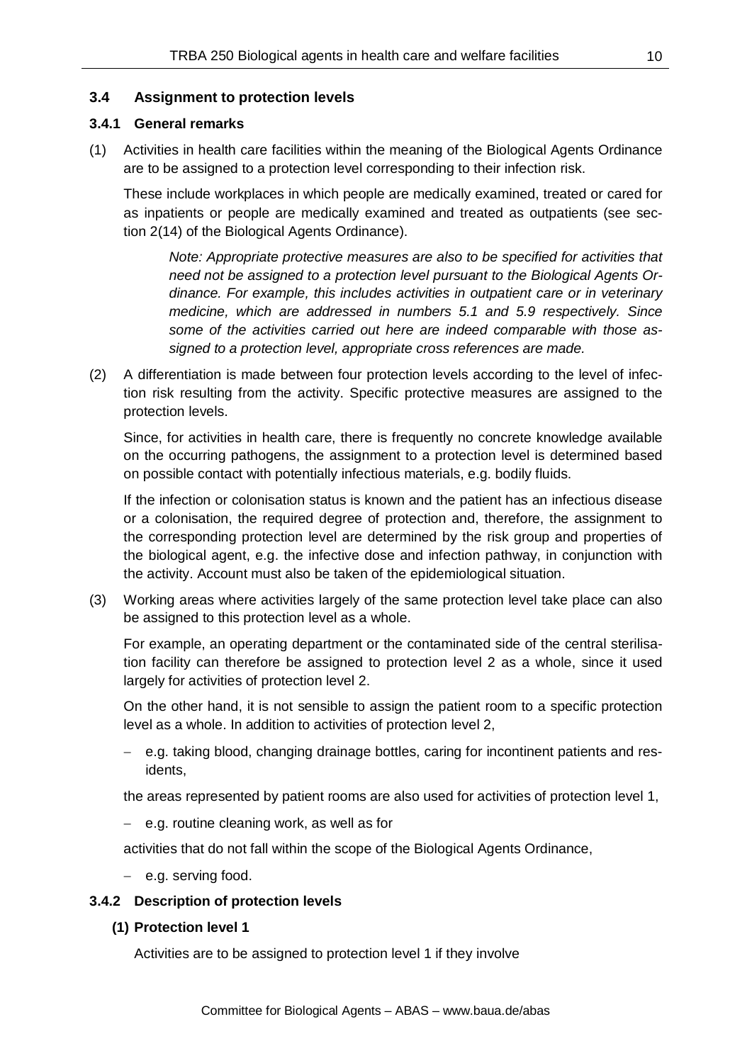### 3.4 Assignment to protection levels

#### 3.4.1 General remarks

(1) Activities in health care facilities within the meaning of the Biological Agents Ordinance are to be assigned to a protection level corresponding to their infection risk.

These include workplaces in which people are medically examined, treated or cared for as inpatients or people are medically examined and treated as outpatients (see section 2(14) of the Biological Agents Ordinance).

> *Note: Appropriate protective measures are also to be specified for activities that need not be assigned to a protection level pursuant to the Biological Agents Ordinance. For example, this includes activities in outpatient care or in veterinary medicine, which are addressed in numbers 5.1 and 5.9 respectively. Since some of the activities carried out here are indeed comparable with those assigned to a protection level, appropriate cross references are made.*

(2) A differentiation is made between four protection levels according to the level of infection risk resulting from the activity. Specific protective measures are assigned to the protection levels.

Since, for activities in health care, there is frequently no concrete knowledge available on the occurring pathogens, the assignment to a protection level is determined based on possible contact with potentially infectious materials, e.g. bodily fluids.

If the infection or colonisation status is known and the patient has an infectious disease or a colonisation, the required degree of protection and, therefore, the assignment to the corresponding protection level are determined by the risk group and properties of the biological agent, e.g. the infective dose and infection pathway, in conjunction with the activity. Account must also be taken of the epidemiological situation.

(3) Working areas where activities largely of the same protection level take place can also be assigned to this protection level as a whole.

For example, an operating department or the contaminated side of the central sterilisation facility can therefore be assigned to protection level 2 as a whole, since it used largely for activities of protection level 2.

On the other hand, it is not sensible to assign the patient room to a specific protection level as a whole. In addition to activities of protection level 2,

- e.g. taking blood, changing drainage bottles, caring for incontinent patients and residents,

the areas represented by patient rooms are also used for activities of protection level 1,

- e.g. routine cleaning work, as well as for

activities that do not fall within the scope of the Biological Agents Ordinance,

- e.g. serving food.

#### 3.4.2 Description of protection levels

**(1) Protection level 1**

Activities are to be assigned to protection level 1 if they involve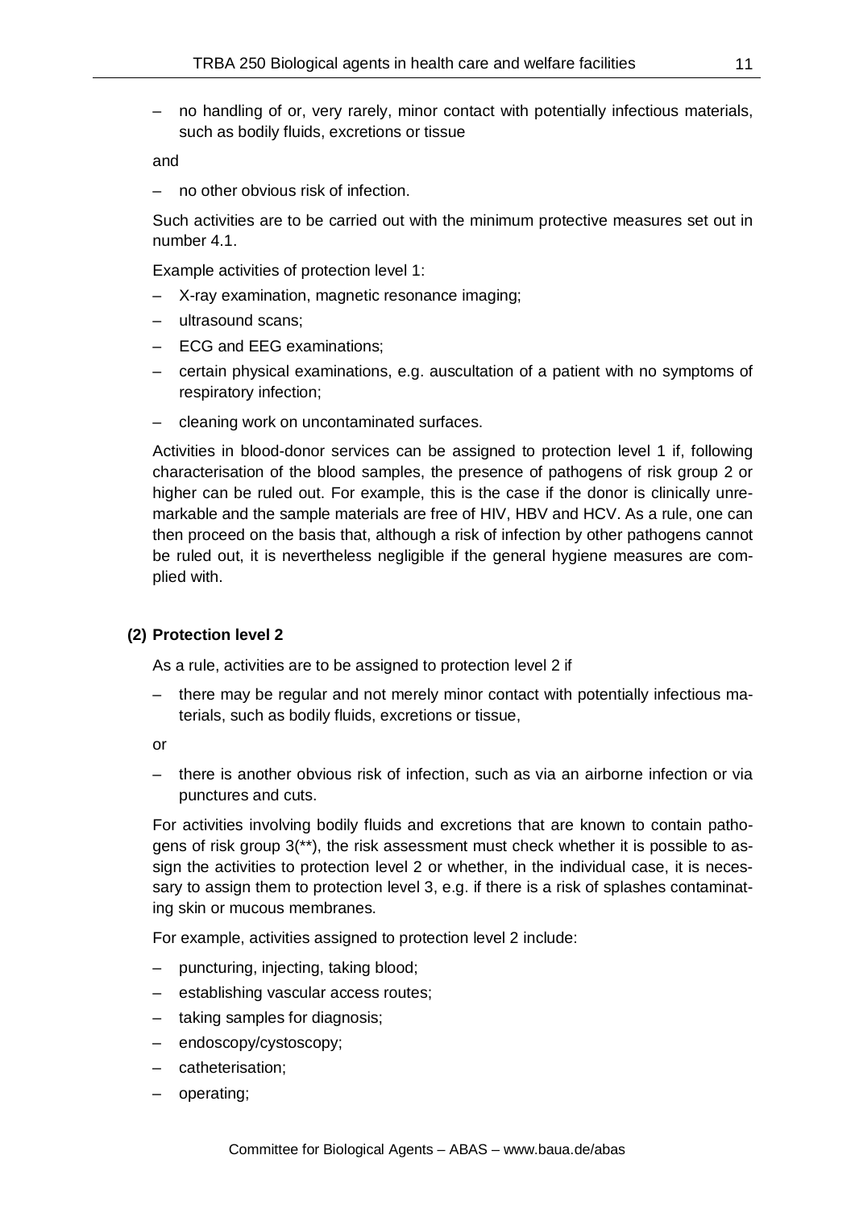- no handling of or, very rarely, minor contact with potentially infectious materials, such as bodily fluids, excretions or tissue

and

- no other obvious risk of infection.

Such activities are to be carried out with the minimum protective measures set out in number 4.1.

Example activities of protection level 1:

- X-ray examination, magnetic resonance imaging;
- ultrasound scans;
- ECG and EEG examinations;
- certain physical examinations, e.g. auscultation of a patient with no symptoms of respiratory infection;
- cleaning work on uncontaminated surfaces.

Activities in blood-donor services can be assigned to protection level 1 if, following characterisation of the blood samples, the presence of pathogens of risk group 2 or higher can be ruled out. For example, this is the case if the donor is clinically unremarkable and the sample materials are free of HIV, HBV and HCV. As a rule, one can then proceed on the basis that, although a risk of infection by other pathogens cannot be ruled out, it is nevertheless negligible if the general hygiene measures are complied with.

**(2) Protection level 2**

As a rule, activities are to be assigned to protection level 2 if

- there may be regular and not merely minor contact with potentially infectious materials, such as bodily fluids, excretions or tissue,

or

- there is another obvious risk of infection, such as via an airborne infection or via punctures and cuts.

For activities involving bodily fluids and excretions that are known to contain pathogens of risk group 3(**), the risk assessment must check whether it is possible to assign the activities to protection level 2 or whether, in the individual case, it is necessary to assign them to protection level 3, e.g. if there is a risk of splashes contaminating skin or mucous membranes.

For example, activities assigned to protection level 2 include:

- puncturing, injecting, taking blood;
- establishing vascular access routes;
- taking samples for diagnosis;
- endoscopy/cystoscopy;
- catheterisation;
- operating;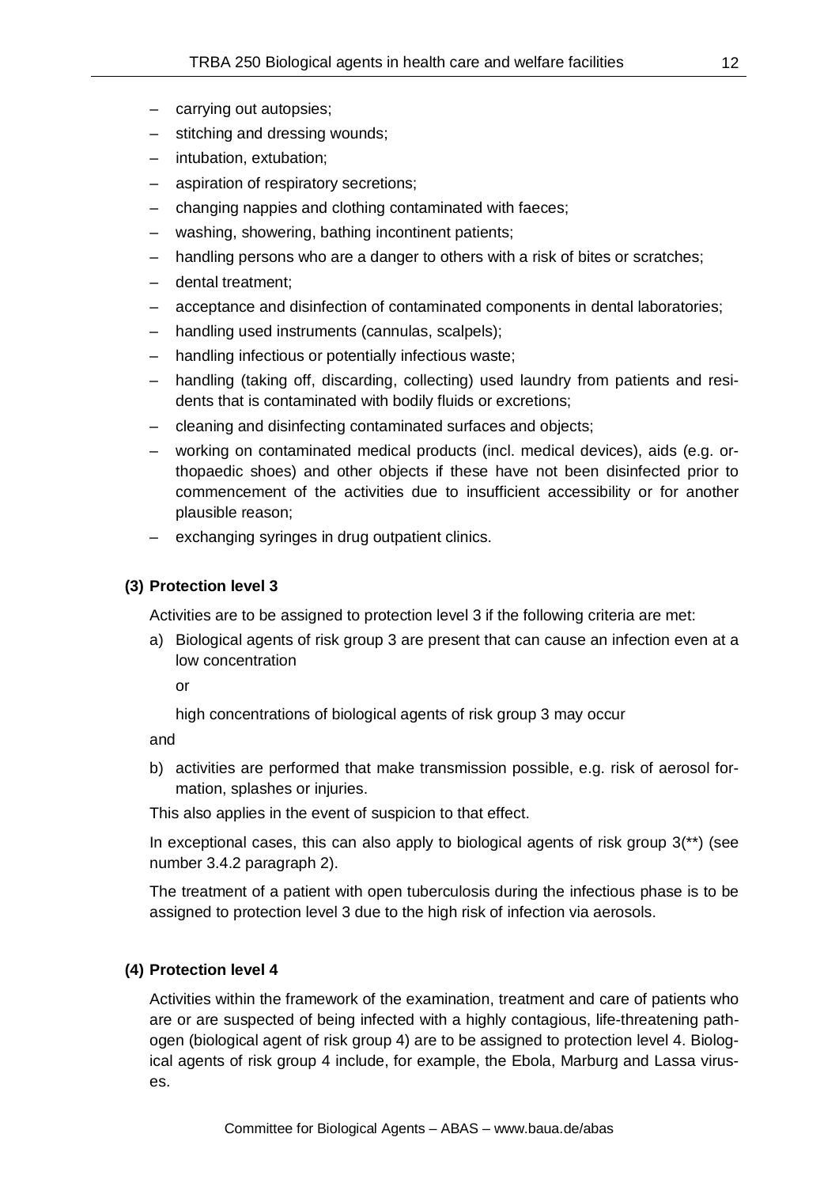- carrying out autopsies;
- stitching and dressing wounds;
- intubation, extubation;
- aspiration of respiratory secretions;
- changing nappies and clothing contaminated with faeces;
- washing, showering, bathing incontinent patients;
- handling persons who are a danger to others with a risk of bites or scratches;
- dental treatment;
- acceptance and disinfection of contaminated components in dental laboratories;
- handling used instruments (cannulas, scalpels);
- handling infectious or potentially infectious waste;
- handling (taking off, discarding, collecting) used laundry from patients and residents that is contaminated with bodily fluids or excretions;
- cleaning and disinfecting contaminated surfaces and objects;
- working on contaminated medical products (incl. medical devices), aids (e.g. orthopaedic shoes) and other objects if these have not been disinfected prior to commencement of the activities due to insufficient accessibility or for another plausible reason;
- exchanging syringes in drug outpatient clinics.

**(3) Protection level 3**

Activities are to be assigned to protection level 3 if the following criteria are met:

a) Biological agents of risk group 3 are present that can cause an infection even at a low concentration

   or

   high concentrations of biological agents of risk group 3 may occur

and

b) activities are performed that make transmission possible, e.g. risk of aerosol formation, splashes or injuries.

This also applies in the event of suspicion to that effect.

In exceptional cases, this can also apply to biological agents of risk group 3(**) (see number 3.4.2 paragraph 2).

The treatment of a patient with open tuberculosis during the infectious phase is to be assigned to protection level 3 due to the high risk of infection via aerosols.

**(4) Protection level 4**

Activities within the framework of the examination, treatment and care of patients who are or are suspected of being infected with a highly contagious, life-threatening pathogen (biological agent of risk group 4) are to be assigned to protection level 4. Biological agents of risk group 4 include, for example, the Ebola, Marburg and Lassa viruses.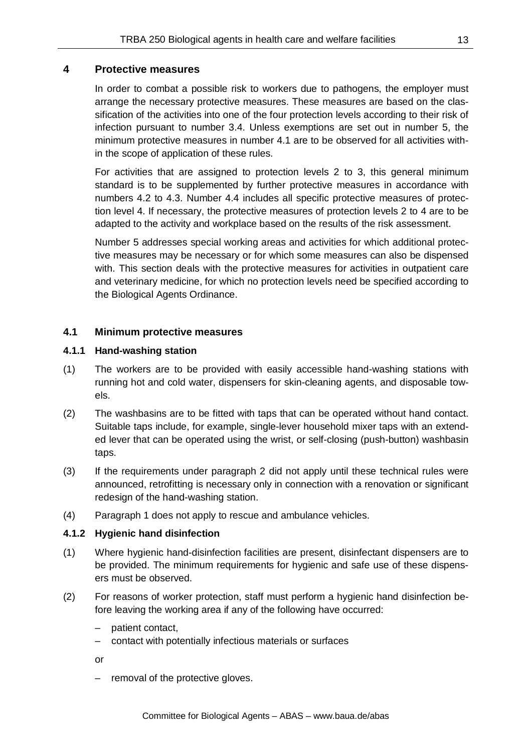# 4 Protective measures

In order to combat a possible risk to workers due to pathogens, the employer must arrange the necessary protective measures. These measures are based on the classification of the activities into one of the four protection levels according to their risk of infection pursuant to number 3.4. Unless exemptions are set out in number 5, the minimum protective measures in number 4.1 are to be observed for all activities within the scope of application of these rules.

For activities that are assigned to protection levels 2 to 3, this general minimum standard is to be supplemented by further protective measures in accordance with numbers 4.2 to 4.3. Number 4.4 includes all specific protective measures of protection level 4. If necessary, the protective measures of protection levels 2 to 4 are to be adapted to the activity and workplace based on the results of the risk assessment.

Number 5 addresses special working areas and activities for which additional protective measures may be necessary or for which some measures can also be dispensed with. This section deals with the protective measures for activities in outpatient care and veterinary medicine, for which no protection levels need be specified according to the Biological Agents Ordinance.

## 4.1 Minimum protective measures

### 4.1.1 Hand-washing station

(1) The workers are to be provided with easily accessible hand-washing stations with running hot and cold water, dispensers for skin-cleaning agents, and disposable towels.

(2) The washbasins are to be fitted with taps that can be operated without hand contact. Suitable taps include, for example, single-lever household mixer taps with an extended lever that can be operated using the wrist, or self-closing (push-button) washbasin taps.

(3) If the requirements under paragraph 2 did not apply until these technical rules were announced, retrofitting is necessary only in connection with a renovation or significant redesign of the hand-washing station.

(4) Paragraph 1 does not apply to rescue and ambulance vehicles.

### 4.1.2 Hygienic hand disinfection

(1) Where hygienic hand-disinfection facilities are present, disinfectant dispensers are to be provided. The minimum requirements for hygienic and safe use of these dispensers must be observed.

(2) For reasons of worker protection, staff must perform a hygienic hand disinfection before leaving the working area if any of the following have occurred:

- patient contact,
- contact with potentially infectious materials or surfaces

or

- removal of the protective gloves.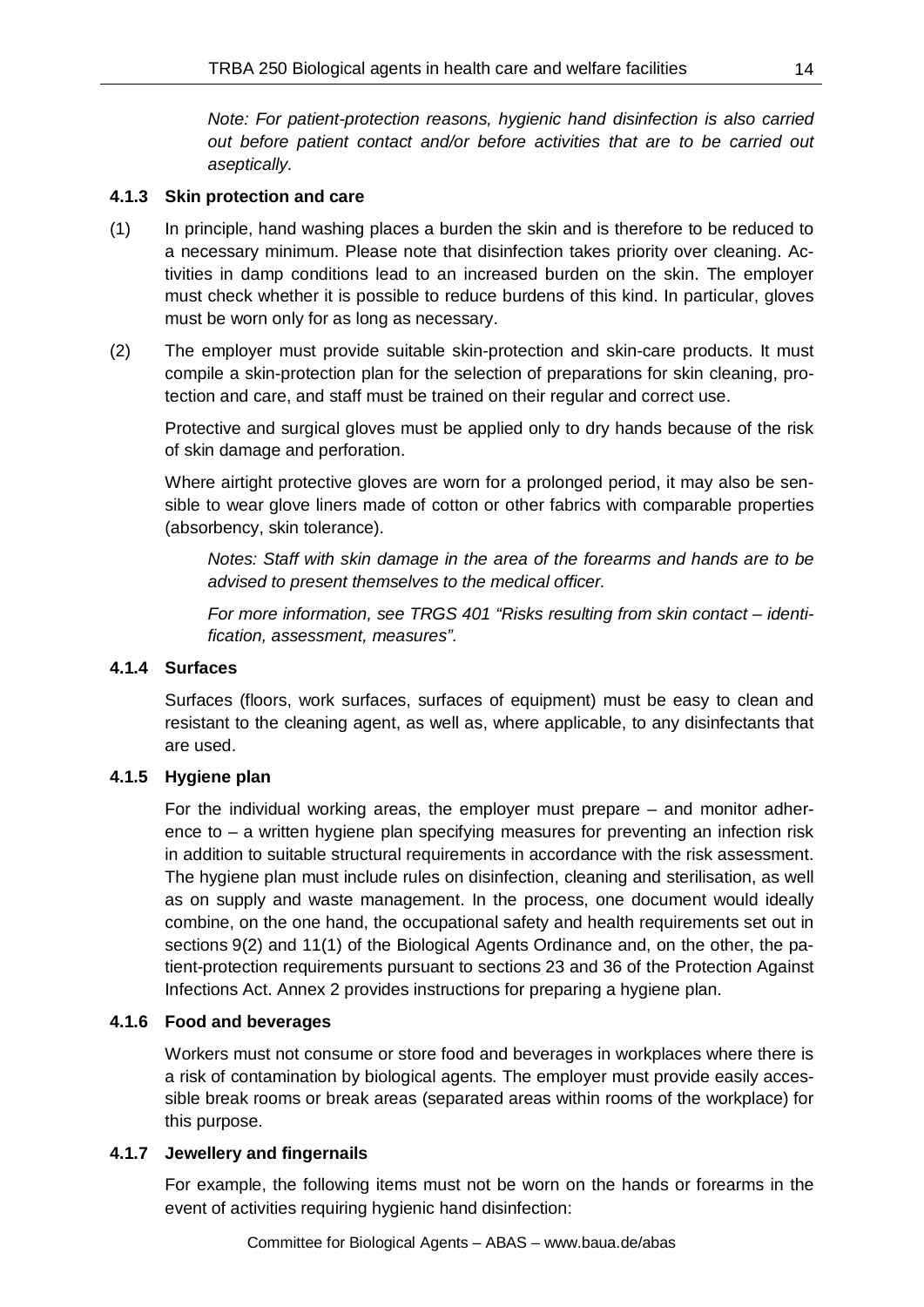*Note: For patient-protection reasons, hygienic hand disinfection is also carried out before patient contact and/or before activities that are to be carried out aseptically.*

### 4.1.3 Skin protection and care

(1) In principle, hand washing places a burden the skin and is therefore to be reduced to a necessary minimum. Please note that disinfection takes priority over cleaning. Activities in damp conditions lead to an increased burden on the skin. The employer must check whether it is possible to reduce burdens of this kind. In particular, gloves must be worn only for as long as necessary.

(2) The employer must provide suitable skin-protection and skin-care products. It must compile a skin-protection plan for the selection of preparations for skin cleaning, protection and care, and staff must be trained on their regular and correct use.

Protective and surgical gloves must be applied only to dry hands because of the risk of skin damage and perforation.

Where airtight protective gloves are worn for a prolonged period, it may also be sensible to wear glove liners made of cotton or other fabrics with comparable properties (absorbency, skin tolerance).

*Notes: Staff with skin damage in the area of the forearms and hands are to be advised to present themselves to the medical officer.*

*For more information, see TRGS 401 "Risks resulting from skin contact – identification, assessment, measures".*

### 4.1.4 Surfaces

Surfaces (floors, work surfaces, surfaces of equipment) must be easy to clean and resistant to the cleaning agent, as well as, where applicable, to any disinfectants that are used.

### 4.1.5 Hygiene plan

For the individual working areas, the employer must prepare – and monitor adherence to – a written hygiene plan specifying measures for preventing an infection risk in addition to suitable structural requirements in accordance with the risk assessment. The hygiene plan must include rules on disinfection, cleaning and sterilisation, as well as on supply and waste management. In the process, one document would ideally combine, on the one hand, the occupational safety and health requirements set out in sections 9(2) and 11(1) of the Biological Agents Ordinance and, on the other, the patient-protection requirements pursuant to sections 23 and 36 of the Protection Against Infections Act. Annex 2 provides instructions for preparing a hygiene plan.

### 4.1.6 Food and beverages

Workers must not consume or store food and beverages in workplaces where there is a risk of contamination by biological agents. The employer must provide easily accessible break rooms or break areas (separated areas within rooms of the workplace) for this purpose.

### 4.1.7 Jewellery and fingernails

For example, the following items must not be worn on the hands or forearms in the event of activities requiring hygienic hand disinfection: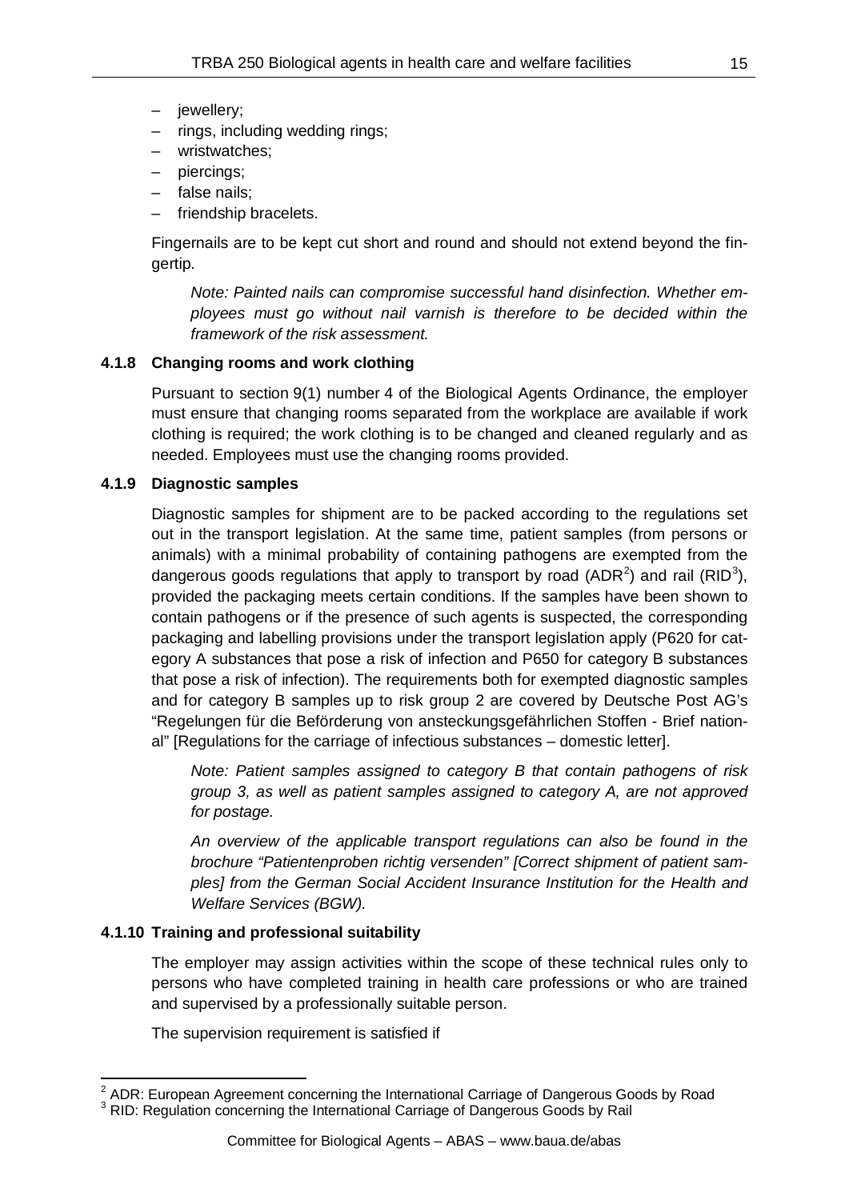- jewellery;
- rings, including wedding rings;
- wristwatches;
- piercings;
- false nails;
- friendship bracelets.

Fingernails are to be kept cut short and round and should not extend beyond the fingertip.

*Note: Painted nails can compromise successful hand disinfection. Whether employees must go without nail varnish is therefore to be decided within the framework of the risk assessment.*

### 4.1.8 Changing rooms and work clothing

Pursuant to section 9(1) number 4 of the Biological Agents Ordinance, the employer must ensure that changing rooms separated from the workplace are available if work clothing is required; the work clothing is to be changed and cleaned regularly and as needed. Employees must use the changing rooms provided.

### 4.1.9 Diagnostic samples

Diagnostic samples for shipment are to be packed according to the regulations set out in the transport legislation. At the same time, patient samples (from persons or animals) with a minimal probability of containing pathogens are exempted from the dangerous goods regulations that apply to transport by road (ADR[2]) and rail (RID[3]), provided the packaging meets certain conditions. If the samples have been shown to contain pathogens or if the presence of such agents is suspected, the corresponding packaging and labelling provisions under the transport legislation apply (P620 for category A substances that pose a risk of infection and P650 for category B substances that pose a risk of infection). The requirements both for exempted diagnostic samples and for category B samples up to risk group 2 are covered by Deutsche Post AG's "Regelungen für die Beförderung von ansteckungsgefährlichen Stoffen - Brief national" [Regulations for the carriage of infectious substances – domestic letter].

*Note: Patient samples assigned to category B that contain pathogens of risk group 3, as well as patient samples assigned to category A, are not approved for postage.*

*An overview of the applicable transport regulations can also be found in the brochure "Patientenproben richtig versenden" [Correct shipment of patient samples] from the German Social Accident Insurance Institution for the Health and Welfare Services (BGW).*

### 4.1.10 Training and professional suitability

The employer may assign activities within the scope of these technical rules only to persons who have completed training in health care professions or who are trained and supervised by a professionally suitable person.

The supervision requirement is satisfied if

---

[2] ADR: European Agreement concerning the International Carriage of Dangerous Goods by Road

[3] RID: Regulation concerning the International Carriage of Dangerous Goods by Rail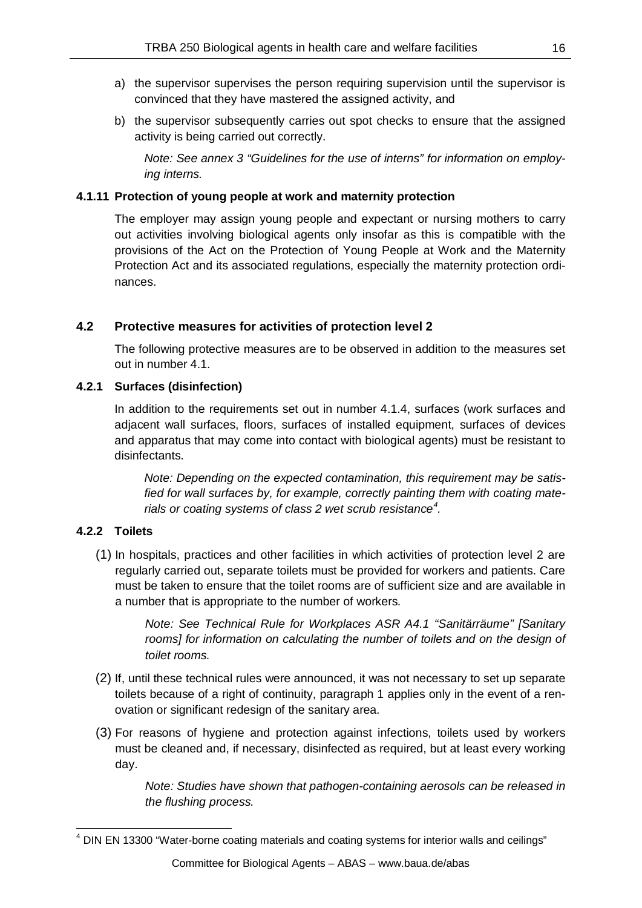a) the supervisor supervises the person requiring supervision until the supervisor is convinced that they have mastered the assigned activity, and

b) the supervisor subsequently carries out spot checks to ensure that the assigned activity is being carried out correctly.

*Note: See annex 3 "Guidelines for the use of interns" for information on employing interns.*

#### 4.1.11 Protection of young people at work and maternity protection

The employer may assign young people and expectant or nursing mothers to carry out activities involving biological agents only insofar as this is compatible with the provisions of the Act on the Protection of Young People at Work and the Maternity Protection Act and its associated regulations, especially the maternity protection ordinances.

### 4.2 Protective measures for activities of protection level 2

The following protective measures are to be observed in addition to the measures set out in number 4.1.

#### 4.2.1 Surfaces (disinfection)

In addition to the requirements set out in number 4.1.4, surfaces (work surfaces and adjacent wall surfaces, floors, surfaces of installed equipment, surfaces of devices and apparatus that may come into contact with biological agents) must be resistant to disinfectants.

*Note: Depending on the expected contamination, this requirement may be satisfied for wall surfaces by, for example, correctly painting them with coating materials or coating systems of class 2 wet scrub resistance*[4]*.*

#### 4.2.2 Toilets

(1) In hospitals, practices and other facilities in which activities of protection level 2 are regularly carried out, separate toilets must be provided for workers and patients. Care must be taken to ensure that the toilet rooms are of sufficient size and are available in a number that is appropriate to the number of workers.

*Note: See Technical Rule for Workplaces ASR A4.1 "Sanitärräume" [Sanitary rooms] for information on calculating the number of toilets and on the design of toilet rooms.*

(2) If, until these technical rules were announced, it was not necessary to set up separate toilets because of a right of continuity, paragraph 1 applies only in the event of a renovation or significant redesign of the sanitary area.

(3) For reasons of hygiene and protection against infections, toilets used by workers must be cleaned and, if necessary, disinfected as required, but at least every working day.

*Note: Studies have shown that pathogen-containing aerosols can be released in the flushing process.*

---

[4] DIN EN 13300 "Water-borne coating materials and coating systems for interior walls and ceilings"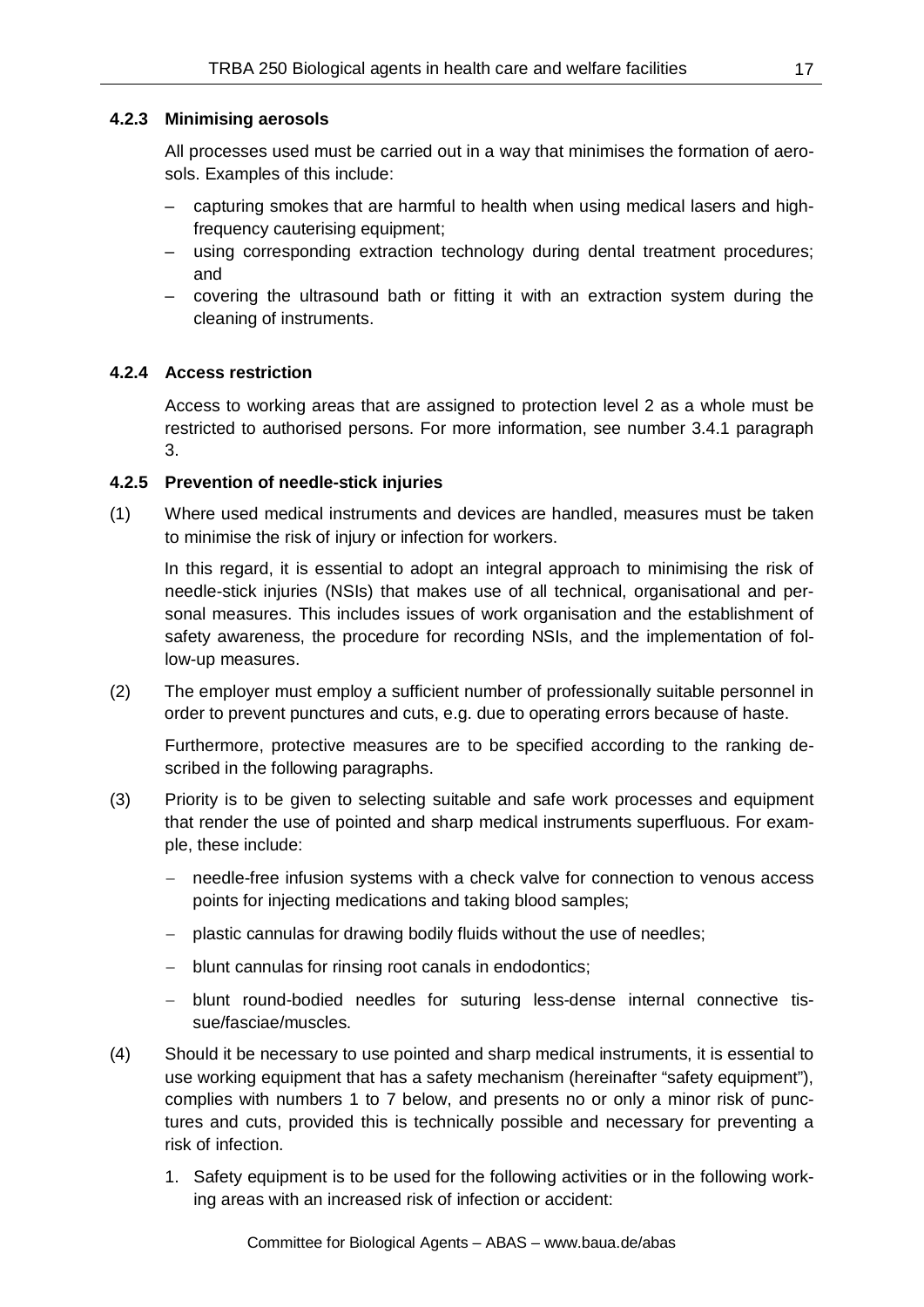### 4.2.3 Minimising aerosols

All processes used must be carried out in a way that minimises the formation of aerosols. Examples of this include:

- capturing smokes that are harmful to health when using medical lasers and high-frequency cauterising equipment;
- using corresponding extraction technology during dental treatment procedures; and
- covering the ultrasound bath or fitting it with an extraction system during the cleaning of instruments.

### 4.2.4 Access restriction

Access to working areas that are assigned to protection level 2 as a whole must be restricted to authorised persons. For more information, see number 3.4.1 paragraph 3.

### 4.2.5 Prevention of needle-stick injuries

(1) Where used medical instruments and devices are handled, measures must be taken to minimise the risk of injury or infection for workers.

In this regard, it is essential to adopt an integral approach to minimising the risk of needle-stick injuries (NSIs) that makes use of all technical, organisational and personal measures. This includes issues of work organisation and the establishment of safety awareness, the procedure for recording NSIs, and the implementation of follow-up measures.

(2) The employer must employ a sufficient number of professionally suitable personnel in order to prevent punctures and cuts, e.g. due to operating errors because of haste.

Furthermore, protective measures are to be specified according to the ranking described in the following paragraphs.

(3) Priority is to be given to selecting suitable and safe work processes and equipment that render the use of pointed and sharp medical instruments superfluous. For example, these include:

- needle-free infusion systems with a check valve for connection to venous access points for injecting medications and taking blood samples;
- plastic cannulas for drawing bodily fluids without the use of needles;
- blunt cannulas for rinsing root canals in endodontics;
- blunt round-bodied needles for suturing less-dense internal connective tissue/fasciae/muscles.

(4) Should it be necessary to use pointed and sharp medical instruments, it is essential to use working equipment that has a safety mechanism (hereinafter "safety equipment"), complies with numbers 1 to 7 below, and presents no or only a minor risk of punctures and cuts, provided this is technically possible and necessary for preventing a risk of infection.

1. Safety equipment is to be used for the following activities or in the following working areas with an increased risk of infection or accident: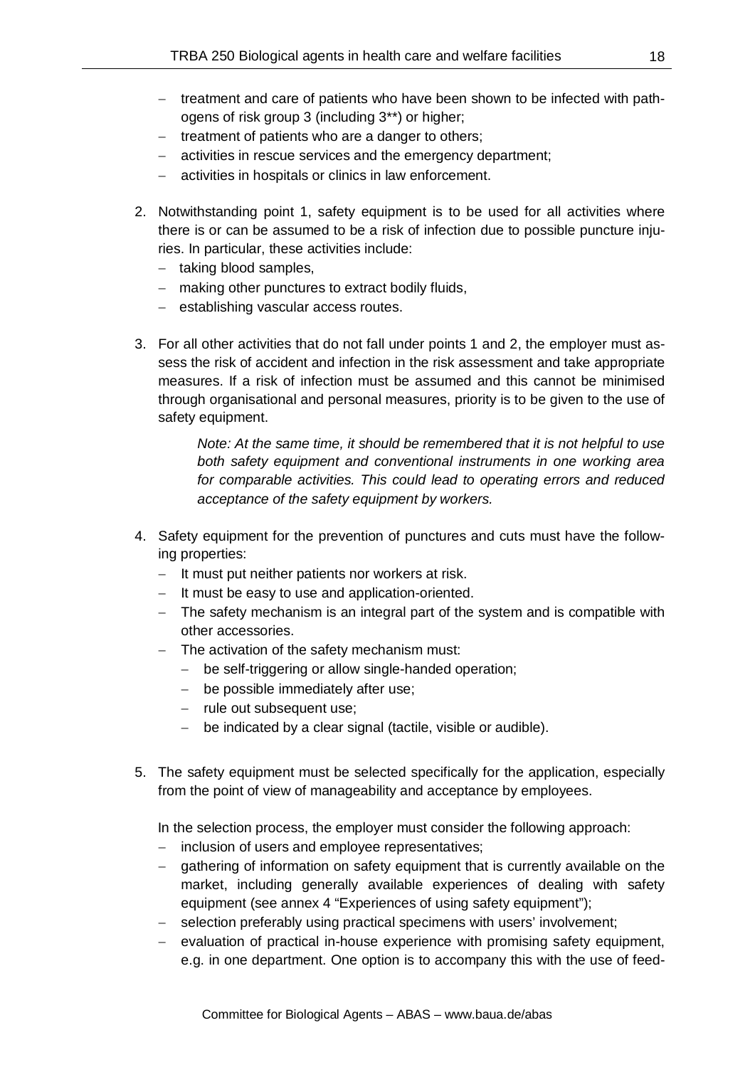- treatment and care of patients who have been shown to be infected with pathogens of risk group 3 (including 3**) or higher;
- treatment of patients who are a danger to others;
- activities in rescue services and the emergency department;
- activities in hospitals or clinics in law enforcement.

2. Notwithstanding point 1, safety equipment is to be used for all activities where there is or can be assumed to be a risk of infection due to possible puncture injuries. In particular, these activities include:
   - taking blood samples,
   - making other punctures to extract bodily fluids,
   - establishing vascular access routes.

3. For all other activities that do not fall under points 1 and 2, the employer must assess the risk of accident and infection in the risk assessment and take appropriate measures. If a risk of infection must be assumed and this cannot be minimised through organisational and personal measures, priority is to be given to the use of safety equipment.

   *Note: At the same time, it should be remembered that it is not helpful to use both safety equipment and conventional instruments in one working area for comparable activities. This could lead to operating errors and reduced acceptance of the safety equipment by workers.*

4. Safety equipment for the prevention of punctures and cuts must have the following properties:
   - It must put neither patients nor workers at risk.
   - It must be easy to use and application-oriented.
   - The safety mechanism is an integral part of the system and is compatible with other accessories.
   - The activation of the safety mechanism must:
     - be self-triggering or allow single-handed operation;
     - be possible immediately after use;
     - rule out subsequent use;
     - be indicated by a clear signal (tactile, visible or audible).

5. The safety equipment must be selected specifically for the application, especially from the point of view of manageability and acceptance by employees.

   In the selection process, the employer must consider the following approach:
   - inclusion of users and employee representatives;
   - gathering of information on safety equipment that is currently available on the market, including generally available experiences of dealing with safety equipment (see annex 4 "Experiences of using safety equipment");
   - selection preferably using practical specimens with users' involvement;
   - evaluation of practical in-house experience with promising safety equipment, e.g. in one department. One option is to accompany this with the use of feed-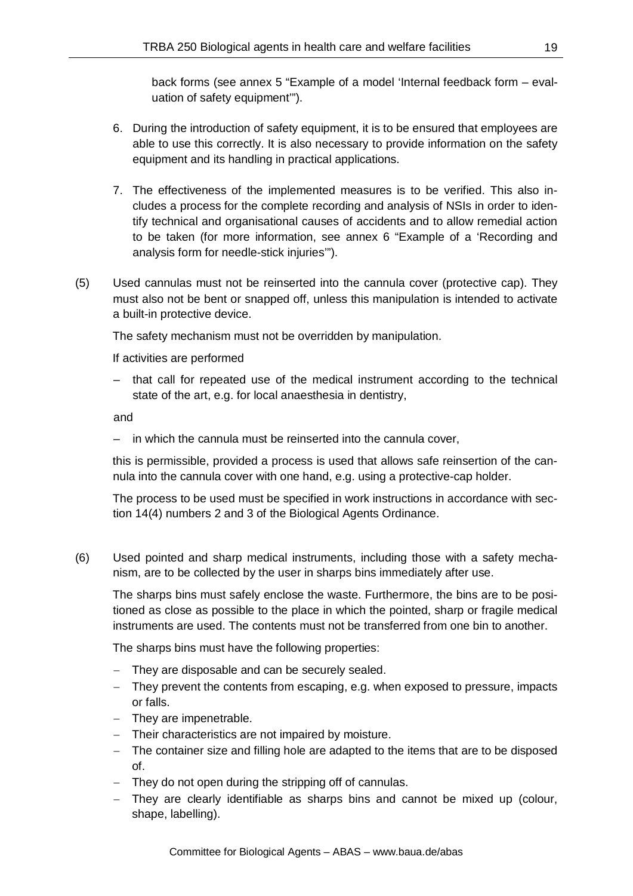back forms (see annex 5 "Example of a model 'Internal feedback form – evaluation of safety equipment'").

6. During the introduction of safety equipment, it is to be ensured that employees are able to use this correctly. It is also necessary to provide information on the safety equipment and its handling in practical applications.

7. The effectiveness of the implemented measures is to be verified. This also includes a process for the complete recording and analysis of NSIs in order to identify technical and organisational causes of accidents and to allow remedial action to be taken (for more information, see annex 6 "Example of a 'Recording and analysis form for needle-stick injuries'").

(5) Used cannulas must not be reinserted into the cannula cover (protective cap). They must also not be bent or snapped off, unless this manipulation is intended to activate a built-in protective device.

The safety mechanism must not be overridden by manipulation.

If activities are performed

– that call for repeated use of the medical instrument according to the technical state of the art, e.g. for local anaesthesia in dentistry,

and

– in which the cannula must be reinserted into the cannula cover,

this is permissible, provided a process is used that allows safe reinsertion of the cannula into the cannula cover with one hand, e.g. using a protective-cap holder.

The process to be used must be specified in work instructions in accordance with section 14(4) numbers 2 and 3 of the Biological Agents Ordinance.

(6) Used pointed and sharp medical instruments, including those with a safety mechanism, are to be collected by the user in sharps bins immediately after use.

The sharps bins must safely enclose the waste. Furthermore, the bins are to be positioned as close as possible to the place in which the pointed, sharp or fragile medical instruments are used. The contents must not be transferred from one bin to another.

The sharps bins must have the following properties:

- They are disposable and can be securely sealed.
- They prevent the contents from escaping, e.g. when exposed to pressure, impacts or falls.
- They are impenetrable.
- Their characteristics are not impaired by moisture.
- The container size and filling hole are adapted to the items that are to be disposed of.
- They do not open during the stripping off of cannulas.
- They are clearly identifiable as sharps bins and cannot be mixed up (colour, shape, labelling).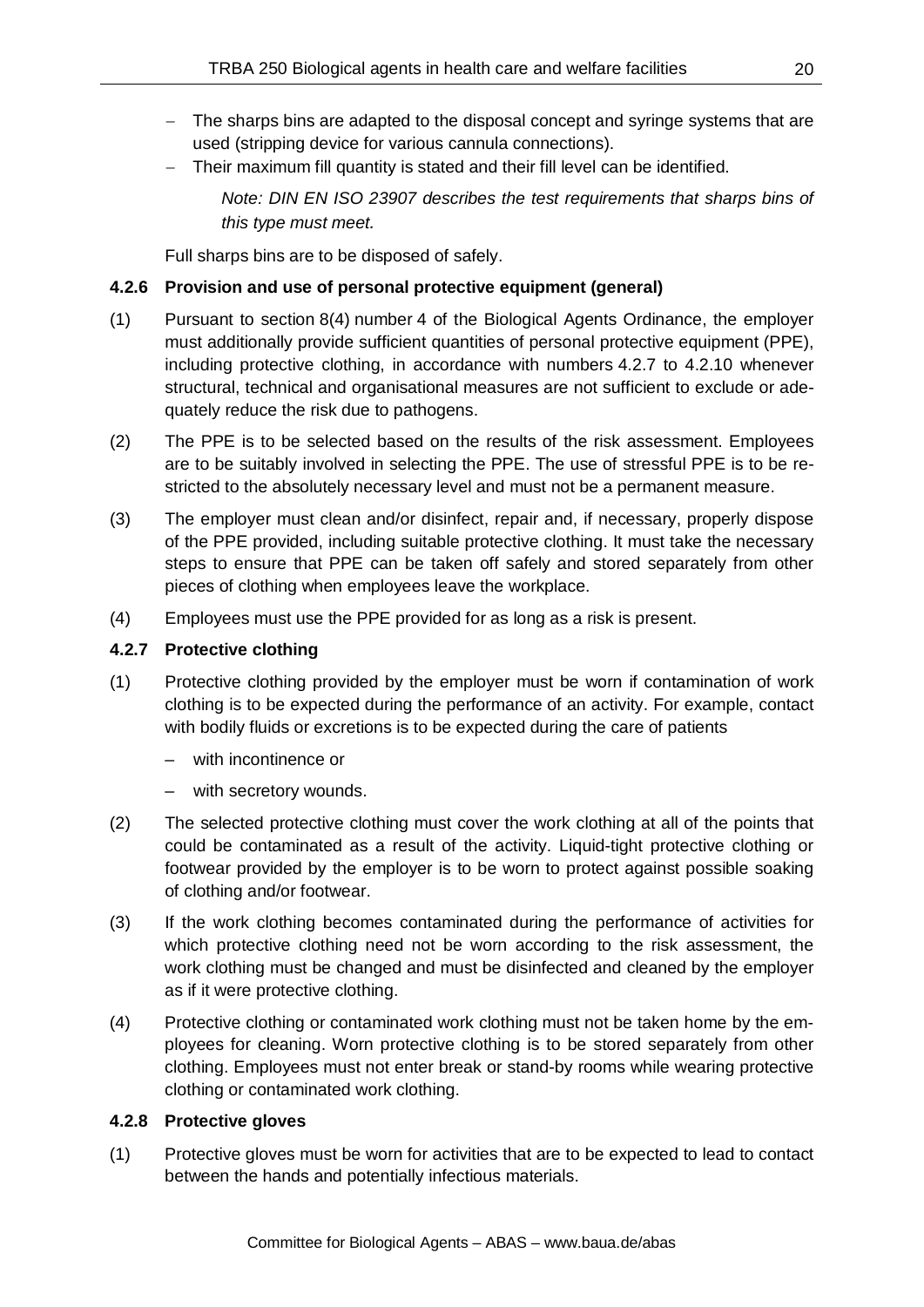- The sharps bins are adapted to the disposal concept and syringe systems that are used (stripping device for various cannula connections).
- Their maximum fill quantity is stated and their fill level can be identified.

  *Note: DIN EN ISO 23907 describes the test requirements that sharps bins of this type must meet.*

Full sharps bins are to be disposed of safely.

### 4.2.6 Provision and use of personal protective equipment (general)

(1) Pursuant to section 8(4) number 4 of the Biological Agents Ordinance, the employer must additionally provide sufficient quantities of personal protective equipment (PPE), including protective clothing, in accordance with numbers 4.2.7 to 4.2.10 whenever structural, technical and organisational measures are not sufficient to exclude or adequately reduce the risk due to pathogens.

(2) The PPE is to be selected based on the results of the risk assessment. Employees are to be suitably involved in selecting the PPE. The use of stressful PPE is to be restricted to the absolutely necessary level and must not be a permanent measure.

(3) The employer must clean and/or disinfect, repair and, if necessary, properly dispose of the PPE provided, including suitable protective clothing. It must take the necessary steps to ensure that PPE can be taken off safely and stored separately from other pieces of clothing when employees leave the workplace.

(4) Employees must use the PPE provided for as long as a risk is present.

### 4.2.7 Protective clothing

(1) Protective clothing provided by the employer must be worn if contamination of work clothing is to be expected during the performance of an activity. For example, contact with bodily fluids or excretions is to be expected during the care of patients

- with incontinence or
- with secretory wounds.

(2) The selected protective clothing must cover the work clothing at all of the points that could be contaminated as a result of the activity. Liquid-tight protective clothing or footwear provided by the employer is to be worn to protect against possible soaking of clothing and/or footwear.

(3) If the work clothing becomes contaminated during the performance of activities for which protective clothing need not be worn according to the risk assessment, the work clothing must be changed and must be disinfected and cleaned by the employer as if it were protective clothing.

(4) Protective clothing or contaminated work clothing must not be taken home by the employees for cleaning. Worn protective clothing is to be stored separately from other clothing. Employees must not enter break or stand-by rooms while wearing protective clothing or contaminated work clothing.

### 4.2.8 Protective gloves

(1) Protective gloves must be worn for activities that are to be expected to lead to contact between the hands and potentially infectious materials.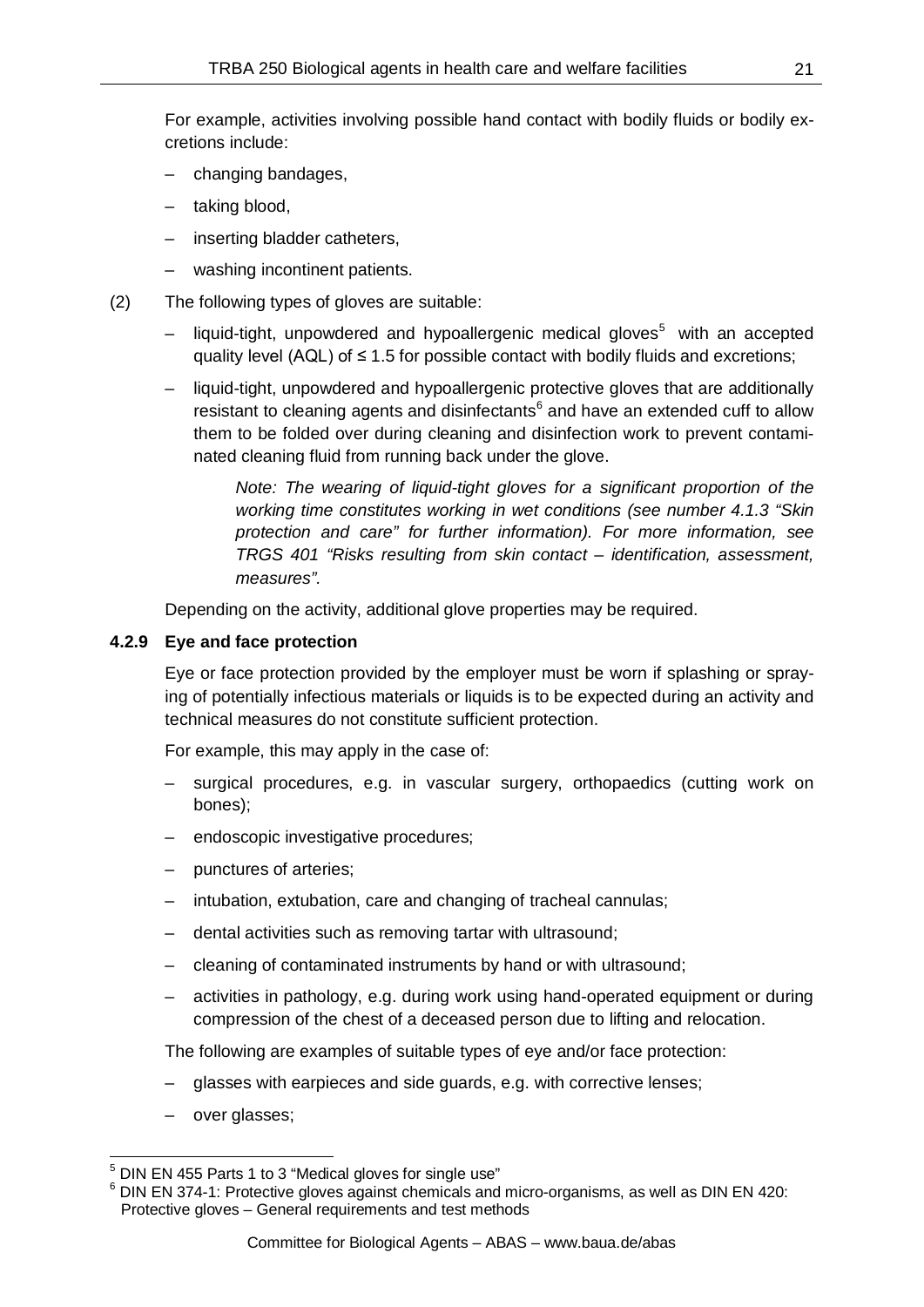For example, activities involving possible hand contact with bodily fluids or bodily excretions include:

- changing bandages,
- taking blood,
- inserting bladder catheters,
- washing incontinent patients.

(2) The following types of gloves are suitable:

- liquid-tight, unpowdered and hypoallergenic medical gloves[5] with an accepted quality level (AQL) of ≤ 1.5 for possible contact with bodily fluids and excretions;
- liquid-tight, unpowdered and hypoallergenic protective gloves that are additionally resistant to cleaning agents and disinfectants[6] and have an extended cuff to allow them to be folded over during cleaning and disinfection work to prevent contaminated cleaning fluid from running back under the glove.

  *Note: The wearing of liquid-tight gloves for a significant proportion of the working time constitutes working in wet conditions (see number 4.1.3 "Skin protection and care" for further information). For more information, see TRGS 401 "Risks resulting from skin contact – identification, assessment, measures".*

Depending on the activity, additional glove properties may be required.

### 4.2.9 Eye and face protection

Eye or face protection provided by the employer must be worn if splashing or spraying of potentially infectious materials or liquids is to be expected during an activity and technical measures do not constitute sufficient protection.

For example, this may apply in the case of:

- surgical procedures, e.g. in vascular surgery, orthopaedics (cutting work on bones);
- endoscopic investigative procedures;
- punctures of arteries;
- intubation, extubation, care and changing of tracheal cannulas;
- dental activities such as removing tartar with ultrasound;
- cleaning of contaminated instruments by hand or with ultrasound;
- activities in pathology, e.g. during work using hand-operated equipment or during compression of the chest of a deceased person due to lifting and relocation.

The following are examples of suitable types of eye and/or face protection:

- glasses with earpieces and side guards, e.g. with corrective lenses;
- over glasses;

---

[5] DIN EN 455 Parts 1 to 3 "Medical gloves for single use"

[6] DIN EN 374-1: Protective gloves against chemicals and micro-organisms, as well as DIN EN 420: Protective gloves – General requirements and test methods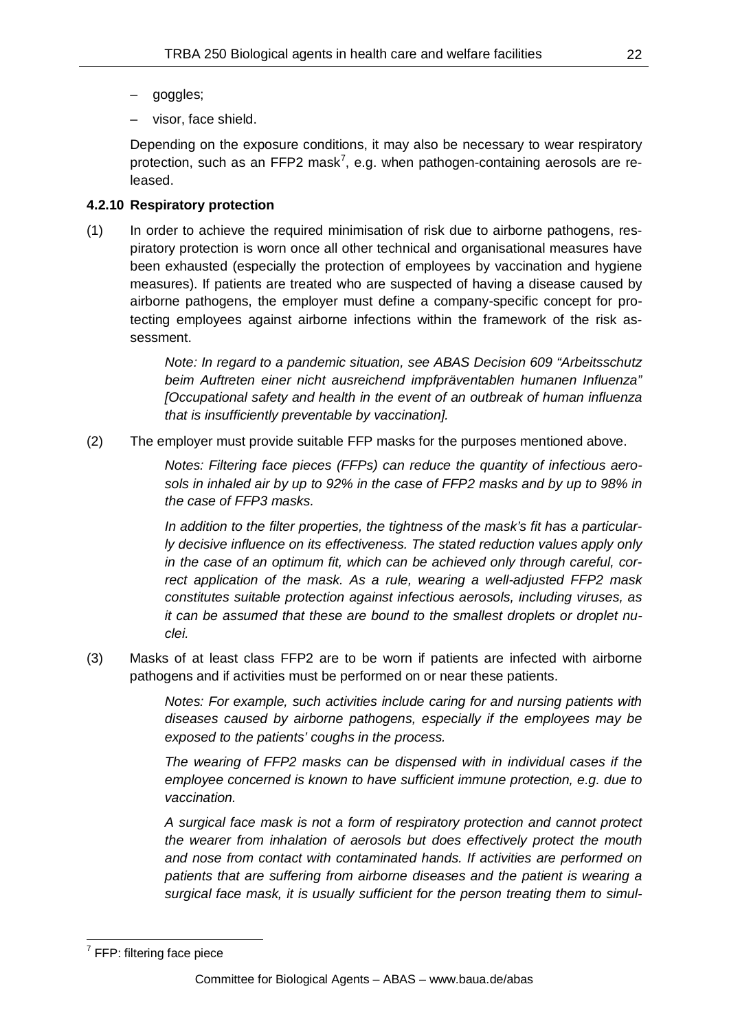– goggles;

– visor, face shield.

Depending on the exposure conditions, it may also be necessary to wear respiratory protection, such as an FFP2 mask[7], e.g. when pathogen-containing aerosols are released.

#### 4.2.10 Respiratory protection

(1) In order to achieve the required minimisation of risk due to airborne pathogens, respiratory protection is worn once all other technical and organisational measures have been exhausted (especially the protection of employees by vaccination and hygiene measures). If patients are treated who are suspected of having a disease caused by airborne pathogens, the employer must define a company-specific concept for protecting employees against airborne infections within the framework of the risk assessment.

> *Note: In regard to a pandemic situation, see ABAS Decision 609 "Arbeitsschutz beim Auftreten einer nicht ausreichend impfpräventablen humanen Influenza" [Occupational safety and health in the event of an outbreak of human influenza that is insufficiently preventable by vaccination].*

(2) The employer must provide suitable FFP masks for the purposes mentioned above.

> *Notes: Filtering face pieces (FFPs) can reduce the quantity of infectious aerosols in inhaled air by up to 92% in the case of FFP2 masks and by up to 98% in the case of FFP3 masks.*
>
> *In addition to the filter properties, the tightness of the mask's fit has a particularly decisive influence on its effectiveness. The stated reduction values apply only in the case of an optimum fit, which can be achieved only through careful, correct application of the mask. As a rule, wearing a well-adjusted FFP2 mask constitutes suitable protection against infectious aerosols, including viruses, as it can be assumed that these are bound to the smallest droplets or droplet nuclei.*

(3) Masks of at least class FFP2 are to be worn if patients are infected with airborne pathogens and if activities must be performed on or near these patients.

> *Notes: For example, such activities include caring for and nursing patients with diseases caused by airborne pathogens, especially if the employees may be exposed to the patients' coughs in the process.*
>
> *The wearing of FFP2 masks can be dispensed with in individual cases if the employee concerned is known to have sufficient immune protection, e.g. due to vaccination.*
>
> *A surgical face mask is not a form of respiratory protection and cannot protect the wearer from inhalation of aerosols but does effectively protect the mouth and nose from contact with contaminated hands. If activities are performed on patients that are suffering from airborne diseases and the patient is wearing a surgical face mask, it is usually sufficient for the person treating them to simul-*

[7] FFP: filtering face piece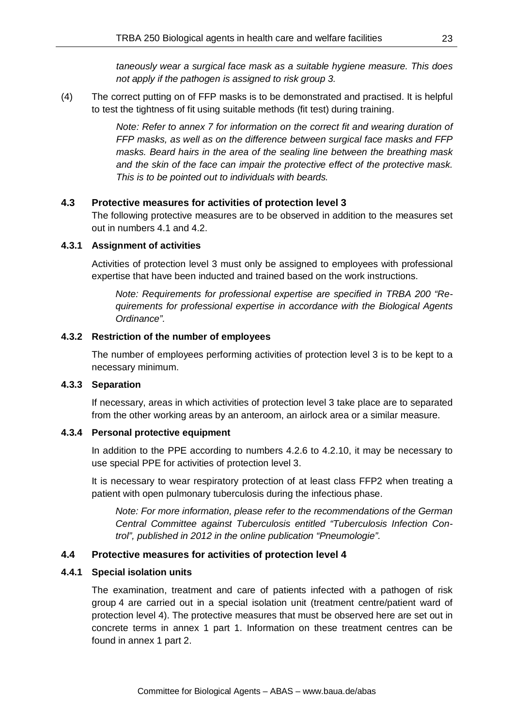*taneously wear a surgical face mask as a suitable hygiene measure. This does not apply if the pathogen is assigned to risk group 3.*

(4) The correct putting on of FFP masks is to be demonstrated and practised. It is helpful to test the tightness of fit using suitable methods (fit test) during training.

*Note: Refer to annex 7 for information on the correct fit and wearing duration of FFP masks, as well as on the difference between surgical face masks and FFP masks. Beard hairs in the area of the sealing line between the breathing mask and the skin of the face can impair the protective effect of the protective mask. This is to be pointed out to individuals with beards.*

## 4.3 Protective measures for activities of protection level 3

The following protective measures are to be observed in addition to the measures set out in numbers 4.1 and 4.2.

### 4.3.1 Assignment of activities

Activities of protection level 3 must only be assigned to employees with professional expertise that have been inducted and trained based on the work instructions.

*Note: Requirements for professional expertise are specified in TRBA 200 "Requirements for professional expertise in accordance with the Biological Agents Ordinance".*

### 4.3.2 Restriction of the number of employees

The number of employees performing activities of protection level 3 is to be kept to a necessary minimum.

### 4.3.3 Separation

If necessary, areas in which activities of protection level 3 take place are to separated from the other working areas by an anteroom, an airlock area or a similar measure.

### 4.3.4 Personal protective equipment

In addition to the PPE according to numbers 4.2.6 to 4.2.10, it may be necessary to use special PPE for activities of protection level 3.

It is necessary to wear respiratory protection of at least class FFP2 when treating a patient with open pulmonary tuberculosis during the infectious phase.

*Note: For more information, please refer to the recommendations of the German Central Committee against Tuberculosis entitled "Tuberculosis Infection Control", published in 2012 in the online publication "Pneumologie".*

## 4.4 Protective measures for activities of protection level 4

### 4.4.1 Special isolation units

The examination, treatment and care of patients infected with a pathogen of risk group 4 are carried out in a special isolation unit (treatment centre/patient ward of protection level 4). The protective measures that must be observed here are set out in concrete terms in annex 1 part 1. Information on these treatment centres can be found in annex 1 part 2.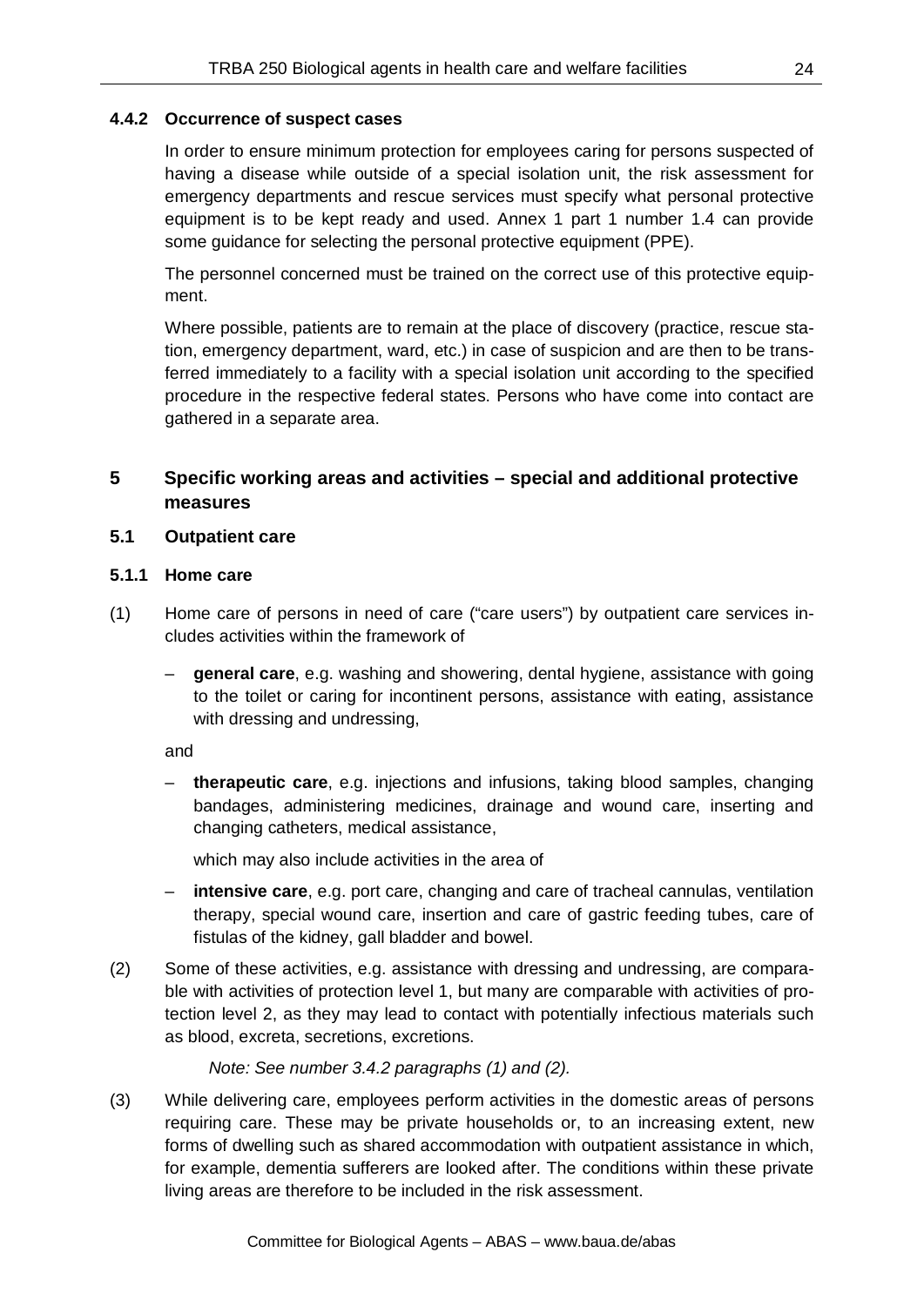#### 4.4.2 Occurrence of suspect cases

In order to ensure minimum protection for employees caring for persons suspected of having a disease while outside of a special isolation unit, the risk assessment for emergency departments and rescue services must specify what personal protective equipment is to be kept ready and used. Annex 1 part 1 number 1.4 can provide some guidance for selecting the personal protective equipment (PPE).

The personnel concerned must be trained on the correct use of this protective equipment.

Where possible, patients are to remain at the place of discovery (practice, rescue station, emergency department, ward, etc.) in case of suspicion and are then to be transferred immediately to a facility with a special isolation unit according to the specified procedure in the respective federal states. Persons who have come into contact are gathered in a separate area.

## 5 Specific working areas and activities – special and additional protective measures

### 5.1 Outpatient care

#### 5.1.1 Home care

(1) Home care of persons in need of care ("care users") by outpatient care services includes activities within the framework of

- **general care**, e.g. washing and showering, dental hygiene, assistance with going to the toilet or caring for incontinent persons, assistance with eating, assistance with dressing and undressing,

and

- **therapeutic care**, e.g. injections and infusions, taking blood samples, changing bandages, administering medicines, drainage and wound care, inserting and changing catheters, medical assistance,

  which may also include activities in the area of

- **intensive care**, e.g. port care, changing and care of tracheal cannulas, ventilation therapy, special wound care, insertion and care of gastric feeding tubes, care of fistulas of the kidney, gall bladder and bowel.

(2) Some of these activities, e.g. assistance with dressing and undressing, are comparable with activities of protection level 1, but many are comparable with activities of protection level 2, as they may lead to contact with potentially infectious materials such as blood, excreta, secretions, excretions.

*Note: See number 3.4.2 paragraphs (1) and (2).*

(3) While delivering care, employees perform activities in the domestic areas of persons requiring care. These may be private households or, to an increasing extent, new forms of dwelling such as shared accommodation with outpatient assistance in which, for example, dementia sufferers are looked after. The conditions within these private living areas are therefore to be included in the risk assessment.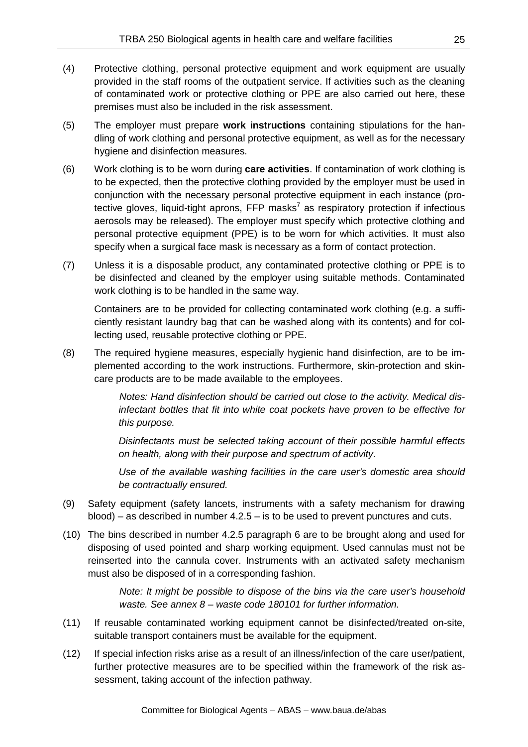(4) Protective clothing, personal protective equipment and work equipment are usually provided in the staff rooms of the outpatient service. If activities such as the cleaning of contaminated work or protective clothing or PPE are also carried out here, these premises must also be included in the risk assessment.

(5) The employer must prepare **work instructions** containing stipulations for the handling of work clothing and personal protective equipment, as well as for the necessary hygiene and disinfection measures.

(6) Work clothing is to be worn during **care activities**. If contamination of work clothing is to be expected, then the protective clothing provided by the employer must be used in conjunction with the necessary personal protective equipment in each instance (protective gloves, liquid-tight aprons, FFP masks[7] as respiratory protection if infectious aerosols may be released). The employer must specify which protective clothing and personal protective equipment (PPE) is to be worn for which activities. It must also specify when a surgical face mask is necessary as a form of contact protection.

(7) Unless it is a disposable product, any contaminated protective clothing or PPE is to be disinfected and cleaned by the employer using suitable methods. Contaminated work clothing is to be handled in the same way.

Containers are to be provided for collecting contaminated work clothing (e.g. a sufficiently resistant laundry bag that can be washed along with its contents) and for collecting used, reusable protective clothing or PPE.

(8) The required hygiene measures, especially hygienic hand disinfection, are to be implemented according to the work instructions. Furthermore, skin-protection and skin-care products are to be made available to the employees.

*Notes: Hand disinfection should be carried out close to the activity. Medical disinfectant bottles that fit into white coat pockets have proven to be effective for this purpose.*

*Disinfectants must be selected taking account of their possible harmful effects on health, along with their purpose and spectrum of activity.*

*Use of the available washing facilities in the care user's domestic area should be contractually ensured.*

(9) Safety equipment (safety lancets, instruments with a safety mechanism for drawing blood) – as described in number 4.2.5 – is to be used to prevent punctures and cuts.

(10) The bins described in number 4.2.5 paragraph 6 are to be brought along and used for disposing of used pointed and sharp working equipment. Used cannulas must not be reinserted into the cannula cover. Instruments with an activated safety mechanism must also be disposed of in a corresponding fashion.

*Note: It might be possible to dispose of the bins via the care user's household waste. See annex 8 – waste code 180101 for further information.*

(11) If reusable contaminated working equipment cannot be disinfected/treated on-site, suitable transport containers must be available for the equipment.

(12) If special infection risks arise as a result of an illness/infection of the care user/patient, further protective measures are to be specified within the framework of the risk assessment, taking account of the infection pathway.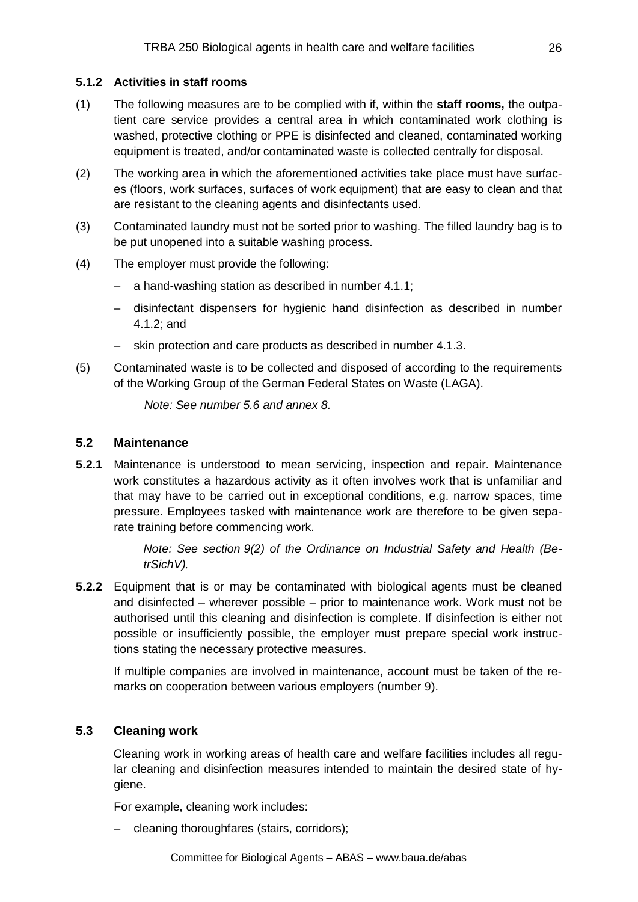### 5.1.2 Activities in staff rooms

(1) The following measures are to be complied with if, within the **staff rooms,** the outpatient care service provides a central area in which contaminated work clothing is washed, protective clothing or PPE is disinfected and cleaned, contaminated working equipment is treated, and/or contaminated waste is collected centrally for disposal.

(2) The working area in which the aforementioned activities take place must have surfaces (floors, work surfaces, surfaces of work equipment) that are easy to clean and that are resistant to the cleaning agents and disinfectants used.

(3) Contaminated laundry must not be sorted prior to washing. The filled laundry bag is to be put unopened into a suitable washing process.

(4) The employer must provide the following:

- a hand-washing station as described in number 4.1.1;
- disinfectant dispensers for hygienic hand disinfection as described in number 4.1.2; and
- skin protection and care products as described in number 4.1.3.

(5) Contaminated waste is to be collected and disposed of according to the requirements of the Working Group of the German Federal States on Waste (LAGA).

*Note: See number 5.6 and annex 8.*

## 5.2 Maintenance

**5.2.1** Maintenance is understood to mean servicing, inspection and repair. Maintenance work constitutes a hazardous activity as it often involves work that is unfamiliar and that may have to be carried out in exceptional conditions, e.g. narrow spaces, time pressure. Employees tasked with maintenance work are therefore to be given separate training before commencing work.

*Note: See section 9(2) of the Ordinance on Industrial Safety and Health (BetrSichV).*

**5.2.2** Equipment that is or may be contaminated with biological agents must be cleaned and disinfected – wherever possible – prior to maintenance work. Work must not be authorised until this cleaning and disinfection is complete. If disinfection is either not possible or insufficiently possible, the employer must prepare special work instructions stating the necessary protective measures.

If multiple companies are involved in maintenance, account must be taken of the remarks on cooperation between various employers (number 9).

## 5.3 Cleaning work

Cleaning work in working areas of health care and welfare facilities includes all regular cleaning and disinfection measures intended to maintain the desired state of hygiene.

For example, cleaning work includes:

- cleaning thoroughfares (stairs, corridors);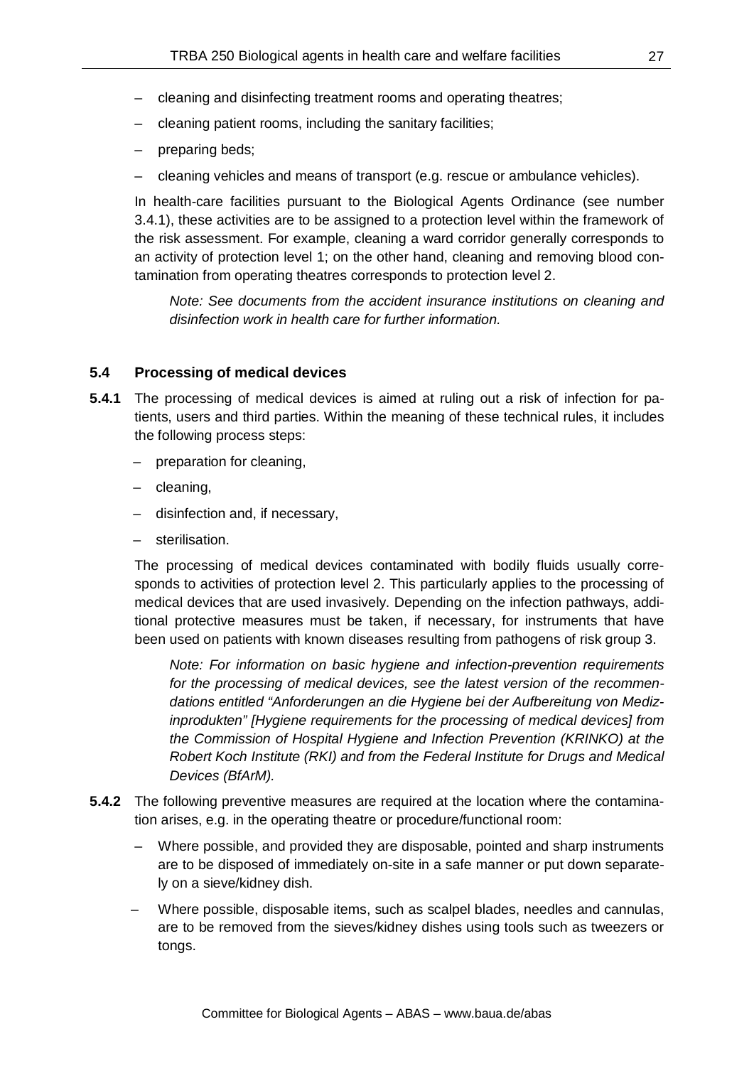- cleaning and disinfecting treatment rooms and operating theatres;
- cleaning patient rooms, including the sanitary facilities;
- preparing beds;
- cleaning vehicles and means of transport (e.g. rescue or ambulance vehicles).

In health-care facilities pursuant to the Biological Agents Ordinance (see number 3.4.1), these activities are to be assigned to a protection level within the framework of the risk assessment. For example, cleaning a ward corridor generally corresponds to an activity of protection level 1; on the other hand, cleaning and removing blood contamination from operating theatres corresponds to protection level 2.

*Note: See documents from the accident insurance institutions on cleaning and disinfection work in health care for further information.*

### 5.4 Processing of medical devices

**5.4.1** The processing of medical devices is aimed at ruling out a risk of infection for patients, users and third parties. Within the meaning of these technical rules, it includes the following process steps:

- preparation for cleaning,
- cleaning,
- disinfection and, if necessary,
- sterilisation.

The processing of medical devices contaminated with bodily fluids usually corresponds to activities of protection level 2. This particularly applies to the processing of medical devices that are used invasively. Depending on the infection pathways, additional protective measures must be taken, if necessary, for instruments that have been used on patients with known diseases resulting from pathogens of risk group 3.

*Note: For information on basic hygiene and infection-prevention requirements for the processing of medical devices, see the latest version of the recommendations entitled "Anforderungen an die Hygiene bei der Aufbereitung von Medizinprodukten" [Hygiene requirements for the processing of medical devices] from the Commission of Hospital Hygiene and Infection Prevention (KRINKO) at the Robert Koch Institute (RKI) and from the Federal Institute for Drugs and Medical Devices (BfArM).*

**5.4.2** The following preventive measures are required at the location where the contamination arises, e.g. in the operating theatre or procedure/functional room:

- Where possible, and provided they are disposable, pointed and sharp instruments are to be disposed of immediately on-site in a safe manner or put down separately on a sieve/kidney dish.
- Where possible, disposable items, such as scalpel blades, needles and cannulas, are to be removed from the sieves/kidney dishes using tools such as tweezers or tongs.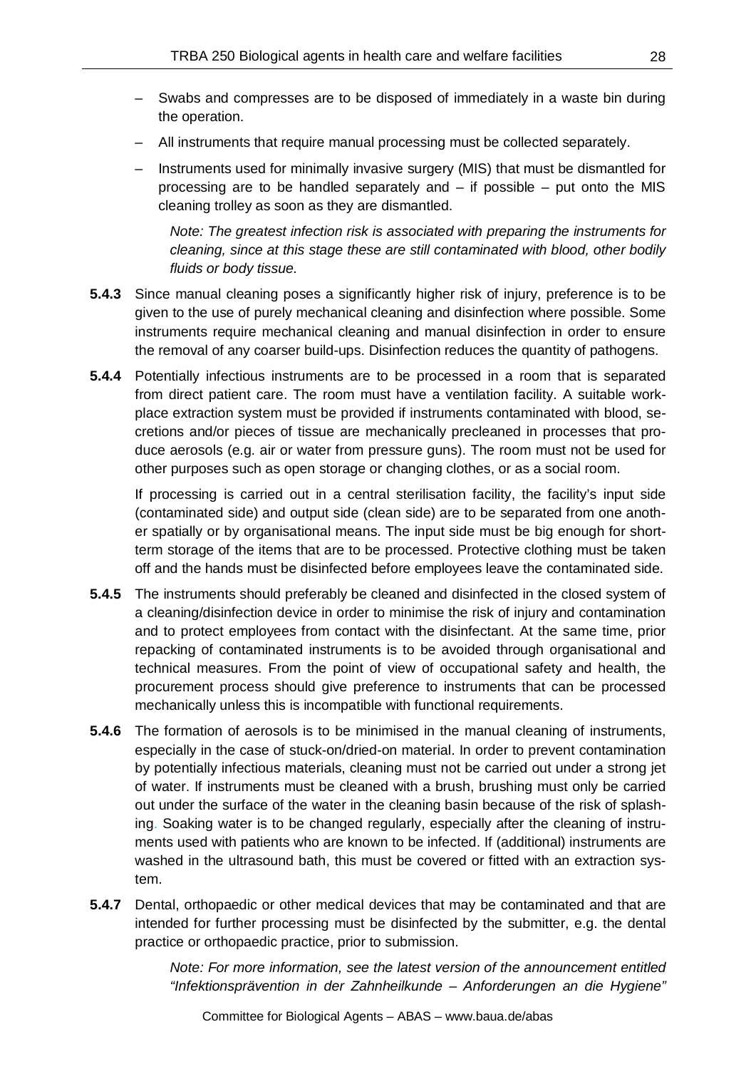– Swabs and compresses are to be disposed of immediately in a waste bin during the operation.

– All instruments that require manual processing must be collected separately.

– Instruments used for minimally invasive surgery (MIS) that must be dismantled for processing are to be handled separately and – if possible – put onto the MIS cleaning trolley as soon as they are dismantled.

*Note: The greatest infection risk is associated with preparing the instruments for cleaning, since at this stage these are still contaminated with blood, other bodily fluids or body tissue.*

**5.4.3** Since manual cleaning poses a significantly higher risk of injury, preference is to be given to the use of purely mechanical cleaning and disinfection where possible. Some instruments require mechanical cleaning and manual disinfection in order to ensure the removal of any coarser build-ups. Disinfection reduces the quantity of pathogens.

**5.4.4** Potentially infectious instruments are to be processed in a room that is separated from direct patient care. The room must have a ventilation facility. A suitable workplace extraction system must be provided if instruments contaminated with blood, secretions and/or pieces of tissue are mechanically precleaned in processes that produce aerosols (e.g. air or water from pressure guns). The room must not be used for other purposes such as open storage or changing clothes, or as a social room.

If processing is carried out in a central sterilisation facility, the facility's input side (contaminated side) and output side (clean side) are to be separated from one another spatially or by organisational means. The input side must be big enough for short-term storage of the items that are to be processed. Protective clothing must be taken off and the hands must be disinfected before employees leave the contaminated side.

**5.4.5** The instruments should preferably be cleaned and disinfected in the closed system of a cleaning/disinfection device in order to minimise the risk of injury and contamination and to protect employees from contact with the disinfectant. At the same time, prior repacking of contaminated instruments is to be avoided through organisational and technical measures. From the point of view of occupational safety and health, the procurement process should give preference to instruments that can be processed mechanically unless this is incompatible with functional requirements.

**5.4.6** The formation of aerosols is to be minimised in the manual cleaning of instruments, especially in the case of stuck-on/dried-on material. In order to prevent contamination by potentially infectious materials, cleaning must not be carried out under a strong jet of water. If instruments must be cleaned with a brush, brushing must only be carried out under the surface of the water in the cleaning basin because of the risk of splashing. Soaking water is to be changed regularly, especially after the cleaning of instruments used with patients who are known to be infected. If (additional) instruments are washed in the ultrasound bath, this must be covered or fitted with an extraction system.

**5.4.7** Dental, orthopaedic or other medical devices that may be contaminated and that are intended for further processing must be disinfected by the submitter, e.g. the dental practice or orthopaedic practice, prior to submission.

*Note: For more information, see the latest version of the announcement entitled "Infektionsprävention in der Zahnheilkunde – Anforderungen an die Hygiene"*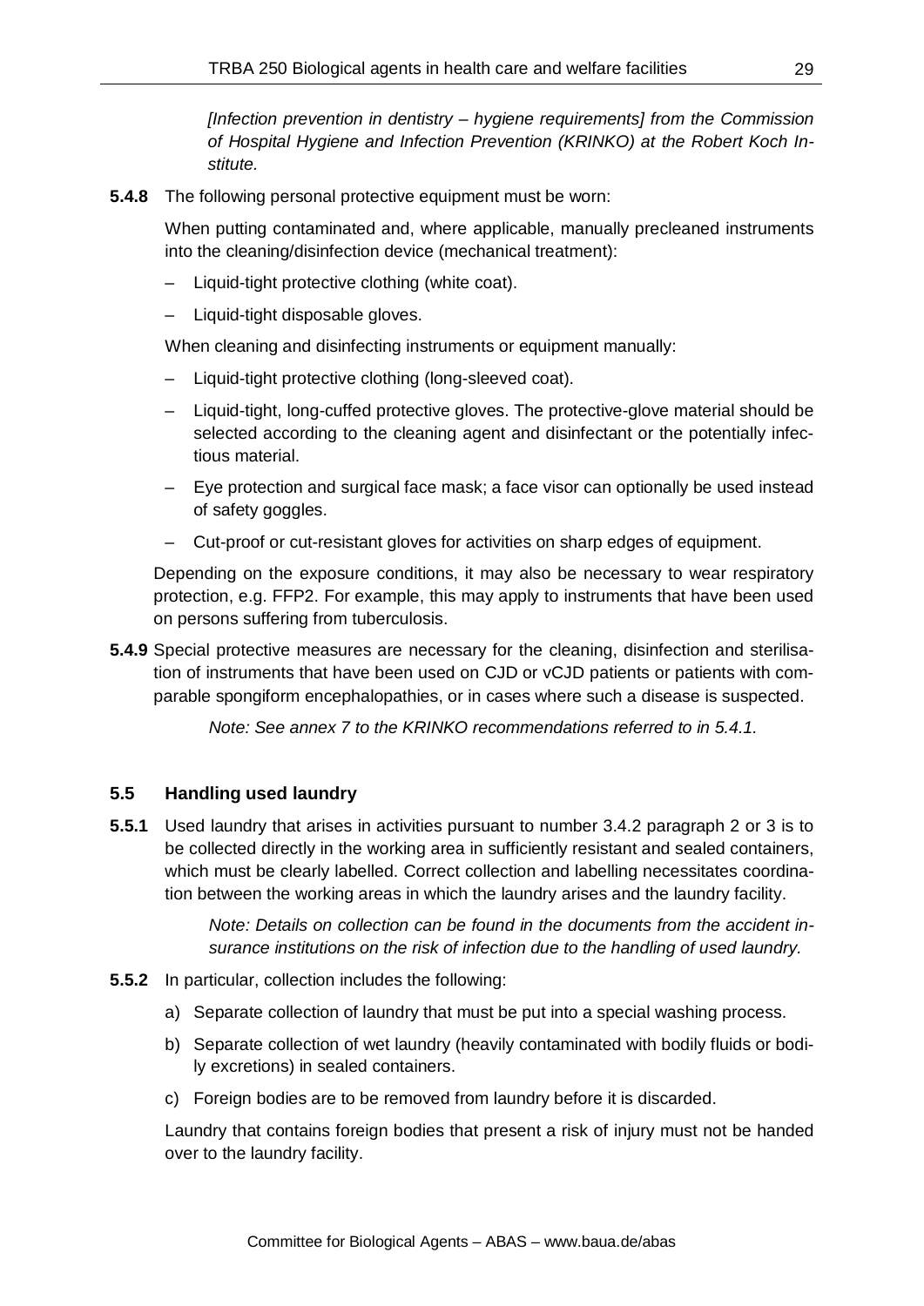*[Infection prevention in dentistry – hygiene requirements] from the Commission of Hospital Hygiene and Infection Prevention (KRINKO) at the Robert Koch Institute.*

**5.4.8** The following personal protective equipment must be worn:

When putting contaminated and, where applicable, manually precleaned instruments into the cleaning/disinfection device (mechanical treatment):

- Liquid-tight protective clothing (white coat).
- Liquid-tight disposable gloves.

When cleaning and disinfecting instruments or equipment manually:

- Liquid-tight protective clothing (long-sleeved coat).
- Liquid-tight, long-cuffed protective gloves. The protective-glove material should be selected according to the cleaning agent and disinfectant or the potentially infectious material.
- Eye protection and surgical face mask; a face visor can optionally be used instead of safety goggles.
- Cut-proof or cut-resistant gloves for activities on sharp edges of equipment.

Depending on the exposure conditions, it may also be necessary to wear respiratory protection, e.g. FFP2. For example, this may apply to instruments that have been used on persons suffering from tuberculosis.

**5.4.9** Special protective measures are necessary for the cleaning, disinfection and sterilisation of instruments that have been used on CJD or vCJD patients or patients with comparable spongiform encephalopathies, or in cases where such a disease is suspected.

*Note: See annex 7 to the KRINKO recommendations referred to in 5.4.1.*

### 5.5 Handling used laundry

**5.5.1** Used laundry that arises in activities pursuant to number 3.4.2 paragraph 2 or 3 is to be collected directly in the working area in sufficiently resistant and sealed containers, which must be clearly labelled. Correct collection and labelling necessitates coordination between the working areas in which the laundry arises and the laundry facility.

*Note: Details on collection can be found in the documents from the accident insurance institutions on the risk of infection due to the handling of used laundry.*

**5.5.2** In particular, collection includes the following:

a) Separate collection of laundry that must be put into a special washing process.

b) Separate collection of wet laundry (heavily contaminated with bodily fluids or bodily excretions) in sealed containers.

c) Foreign bodies are to be removed from laundry before it is discarded.

Laundry that contains foreign bodies that present a risk of injury must not be handed over to the laundry facility.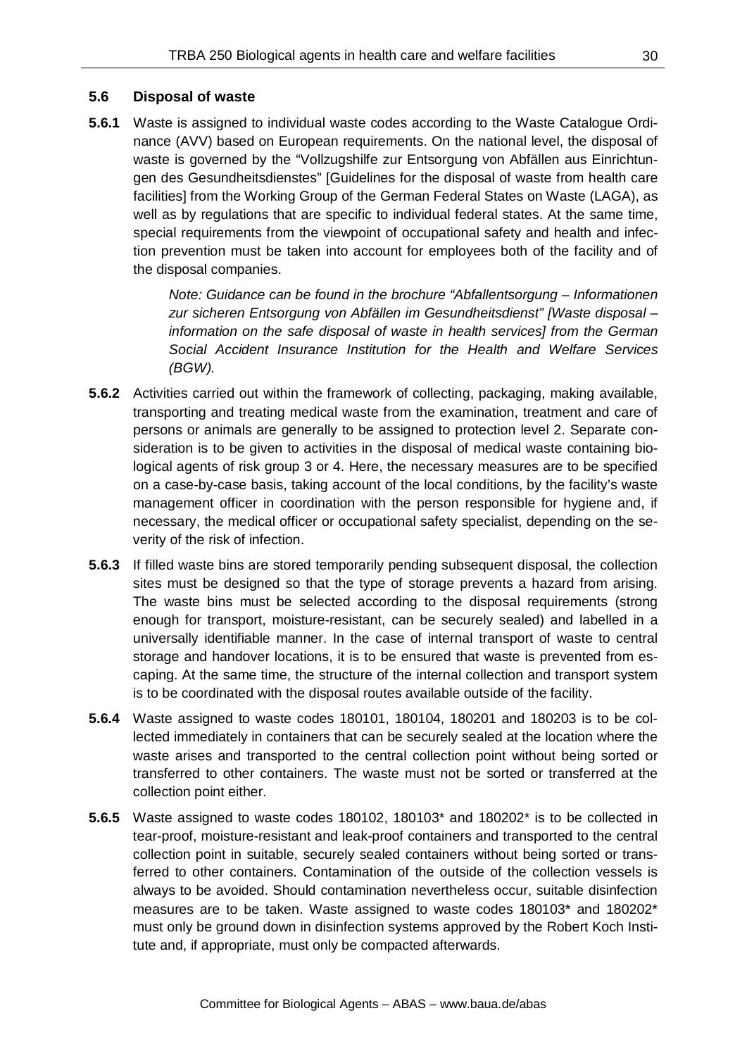## 5.6 Disposal of waste

**5.6.1** Waste is assigned to individual waste codes according to the Waste Catalogue Ordinance (AVV) based on European requirements. On the national level, the disposal of waste is governed by the "Vollzugshilfe zur Entsorgung von Abfällen aus Einrichtungen des Gesundheitsdienstes" [Guidelines for the disposal of waste from health care facilities] from the Working Group of the German Federal States on Waste (LAGA), as well as by regulations that are specific to individual federal states. At the same time, special requirements from the viewpoint of occupational safety and health and infection prevention must be taken into account for employees both of the facility and of the disposal companies.

> *Note: Guidance can be found in the brochure "Abfallentsorgung – Informationen zur sicheren Entsorgung von Abfällen im Gesundheitsdienst" [Waste disposal – information on the safe disposal of waste in health services] from the German Social Accident Insurance Institution for the Health and Welfare Services (BGW).*

**5.6.2** Activities carried out within the framework of collecting, packaging, making available, transporting and treating medical waste from the examination, treatment and care of persons or animals are generally to be assigned to protection level 2. Separate consideration is to be given to activities in the disposal of medical waste containing biological agents of risk group 3 or 4. Here, the necessary measures are to be specified on a case-by-case basis, taking account of the local conditions, by the facility's waste management officer in coordination with the person responsible for hygiene and, if necessary, the medical officer or occupational safety specialist, depending on the severity of the risk of infection.

**5.6.3** If filled waste bins are stored temporarily pending subsequent disposal, the collection sites must be designed so that the type of storage prevents a hazard from arising. The waste bins must be selected according to the disposal requirements (strong enough for transport, moisture-resistant, can be securely sealed) and labelled in a universally identifiable manner. In the case of internal transport of waste to central storage and handover locations, it is to be ensured that waste is prevented from escaping. At the same time, the structure of the internal collection and transport system is to be coordinated with the disposal routes available outside of the facility.

**5.6.4** Waste assigned to waste codes 180101, 180104, 180201 and 180203 is to be collected immediately in containers that can be securely sealed at the location where the waste arises and transported to the central collection point without being sorted or transferred to other containers. The waste must not be sorted or transferred at the collection point either.

**5.6.5** Waste assigned to waste codes 180102, 180103* and 180202* is to be collected in tear-proof, moisture-resistant and leak-proof containers and transported to the central collection point in suitable, securely sealed containers without being sorted or transferred to other containers. Contamination of the outside of the collection vessels is always to be avoided. Should contamination nevertheless occur, suitable disinfection measures are to be taken. Waste assigned to waste codes 180103* and 180202* must only be ground down in disinfection systems approved by the Robert Koch Institute and, if appropriate, must only be compacted afterwards.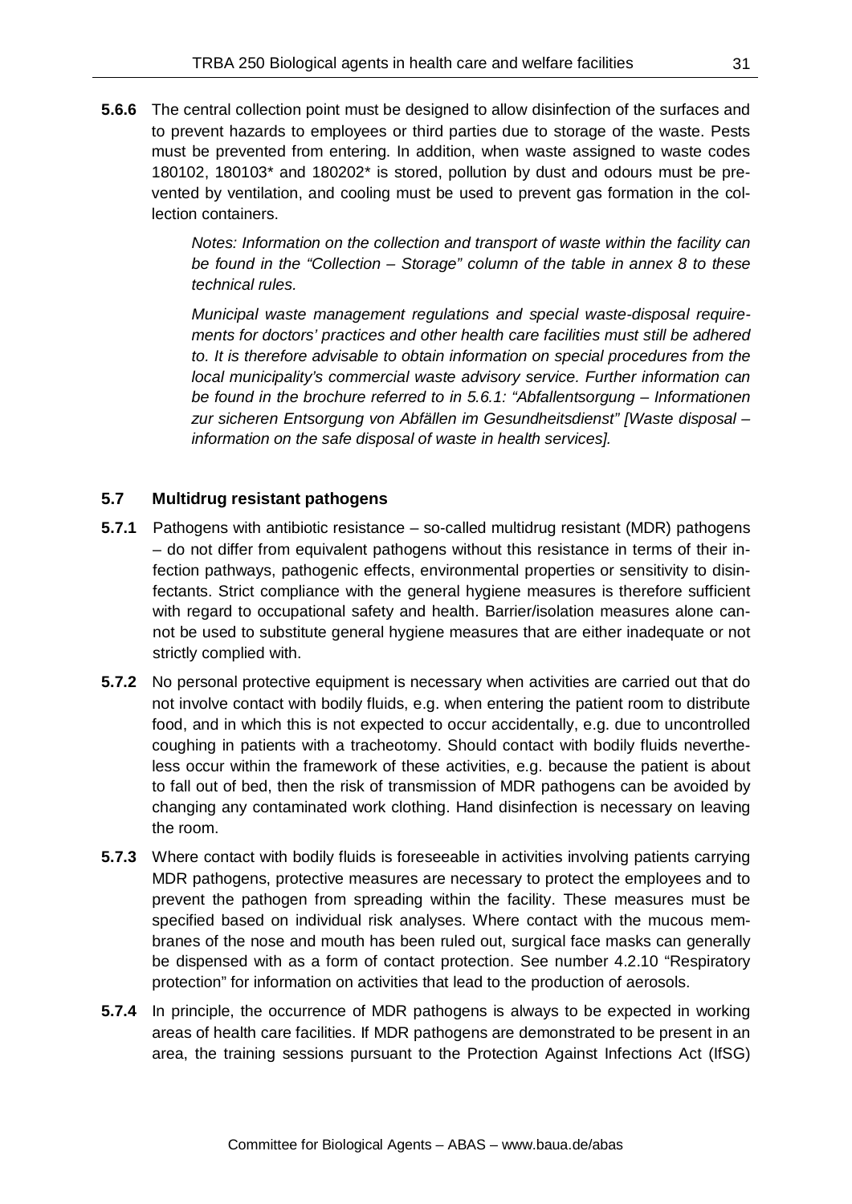**5.6.6** The central collection point must be designed to allow disinfection of the surfaces and to prevent hazards to employees or third parties due to storage of the waste. Pests must be prevented from entering. In addition, when waste assigned to waste codes 180102, 180103* and 180202* is stored, pollution by dust and odours must be prevented by ventilation, and cooling must be used to prevent gas formation in the collection containers.

*Notes: Information on the collection and transport of waste within the facility can be found in the "Collection – Storage" column of the table in annex 8 to these technical rules.*

*Municipal waste management regulations and special waste-disposal requirements for doctors' practices and other health care facilities must still be adhered to. It is therefore advisable to obtain information on special procedures from the local municipality's commercial waste advisory service. Further information can be found in the brochure referred to in 5.6.1: "Abfallentsorgung – Informationen zur sicheren Entsorgung von Abfällen im Gesundheitsdienst" [Waste disposal – information on the safe disposal of waste in health services].*

## 5.7 Multidrug resistant pathogens

**5.7.1** Pathogens with antibiotic resistance – so-called multidrug resistant (MDR) pathogens – do not differ from equivalent pathogens without this resistance in terms of their infection pathways, pathogenic effects, environmental properties or sensitivity to disinfectants. Strict compliance with the general hygiene measures is therefore sufficient with regard to occupational safety and health. Barrier/isolation measures alone cannot be used to substitute general hygiene measures that are either inadequate or not strictly complied with.

**5.7.2** No personal protective equipment is necessary when activities are carried out that do not involve contact with bodily fluids, e.g. when entering the patient room to distribute food, and in which this is not expected to occur accidentally, e.g. due to uncontrolled coughing in patients with a tracheotomy. Should contact with bodily fluids nevertheless occur within the framework of these activities, e.g. because the patient is about to fall out of bed, then the risk of transmission of MDR pathogens can be avoided by changing any contaminated work clothing. Hand disinfection is necessary on leaving the room.

**5.7.3** Where contact with bodily fluids is foreseeable in activities involving patients carrying MDR pathogens, protective measures are necessary to protect the employees and to prevent the pathogen from spreading within the facility. These measures must be specified based on individual risk analyses. Where contact with the mucous membranes of the nose and mouth has been ruled out, surgical face masks can generally be dispensed with as a form of contact protection. See number 4.2.10 "Respiratory protection" for information on activities that lead to the production of aerosols.

**5.7.4** In principle, the occurrence of MDR pathogens is always to be expected in working areas of health care facilities. If MDR pathogens are demonstrated to be present in an area, the training sessions pursuant to the Protection Against Infections Act (IfSG)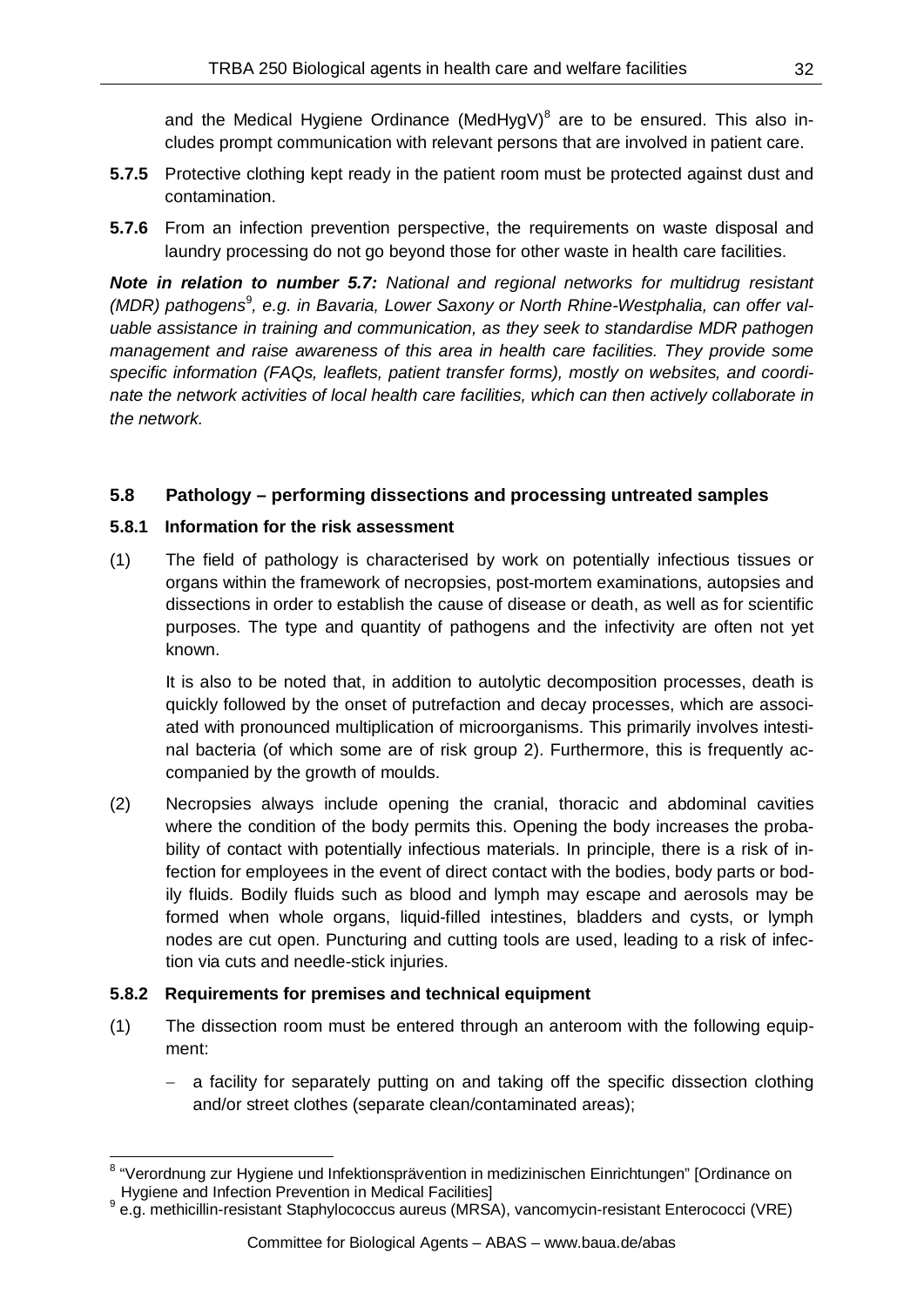and the Medical Hygiene Ordinance (MedHygV)[8] are to be ensured. This also includes prompt communication with relevant persons that are involved in patient care.

**5.7.5** Protective clothing kept ready in the patient room must be protected against dust and contamination.

**5.7.6** From an infection prevention perspective, the requirements on waste disposal and laundry processing do not go beyond those for other waste in health care facilities.

***Note in relation to number 5.7:*** *National and regional networks for multidrug resistant (MDR) pathogens[9], e.g. in Bavaria, Lower Saxony or North Rhine-Westphalia, can offer valuable assistance in training and communication, as they seek to standardise MDR pathogen management and raise awareness of this area in health care facilities. They provide some specific information (FAQs, leaflets, patient transfer forms), mostly on websites, and coordinate the network activities of local health care facilities, which can then actively collaborate in the network.*

## 5.8 Pathology – performing dissections and processing untreated samples

### 5.8.1 Information for the risk assessment

(1) The field of pathology is characterised by work on potentially infectious tissues or organs within the framework of necropsies, post-mortem examinations, autopsies and dissections in order to establish the cause of disease or death, as well as for scientific purposes. The type and quantity of pathogens and the infectivity are often not yet known.

It is also to be noted that, in addition to autolytic decomposition processes, death is quickly followed by the onset of putrefaction and decay processes, which are associated with pronounced multiplication of microorganisms. This primarily involves intestinal bacteria (of which some are of risk group 2). Furthermore, this is frequently accompanied by the growth of moulds.

(2) Necropsies always include opening the cranial, thoracic and abdominal cavities where the condition of the body permits this. Opening the body increases the probability of contact with potentially infectious materials. In principle, there is a risk of infection for employees in the event of direct contact with the bodies, body parts or bodily fluids. Bodily fluids such as blood and lymph may escape and aerosols may be formed when whole organs, liquid-filled intestines, bladders and cysts, or lymph nodes are cut open. Puncturing and cutting tools are used, leading to a risk of infection via cuts and needle-stick injuries.

### 5.8.2 Requirements for premises and technical equipment

(1) The dissection room must be entered through an anteroom with the following equipment:

- a facility for separately putting on and taking off the specific dissection clothing and/or street clothes (separate clean/contaminated areas);

---

[8] "Verordnung zur Hygiene und Infektionsprävention in medizinischen Einrichtungen" [Ordinance on Hygiene and Infection Prevention in Medical Facilities]

[9] e.g. methicillin-resistant Staphylococcus aureus (MRSA), vancomycin-resistant Enterococci (VRE)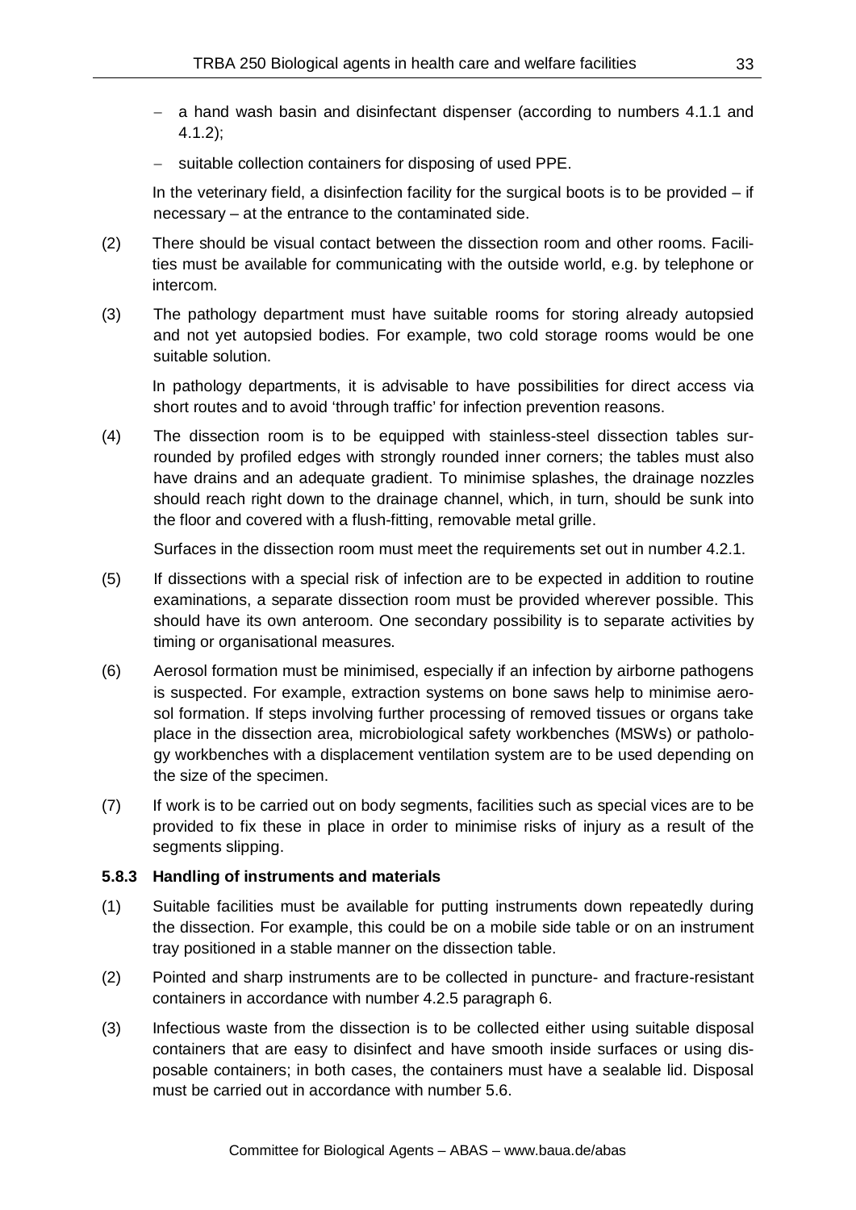- a hand wash basin and disinfectant dispenser (according to numbers 4.1.1 and 4.1.2);
- suitable collection containers for disposing of used PPE.

In the veterinary field, a disinfection facility for the surgical boots is to be provided – if necessary – at the entrance to the contaminated side.

(2) There should be visual contact between the dissection room and other rooms. Facilities must be available for communicating with the outside world, e.g. by telephone or intercom.

(3) The pathology department must have suitable rooms for storing already autopsied and not yet autopsied bodies. For example, two cold storage rooms would be one suitable solution.

In pathology departments, it is advisable to have possibilities for direct access via short routes and to avoid 'through traffic' for infection prevention reasons.

(4) The dissection room is to be equipped with stainless-steel dissection tables surrounded by profiled edges with strongly rounded inner corners; the tables must also have drains and an adequate gradient. To minimise splashes, the drainage nozzles should reach right down to the drainage channel, which, in turn, should be sunk into the floor and covered with a flush-fitting, removable metal grille.

Surfaces in the dissection room must meet the requirements set out in number 4.2.1.

(5) If dissections with a special risk of infection are to be expected in addition to routine examinations, a separate dissection room must be provided wherever possible. This should have its own anteroom. One secondary possibility is to separate activities by timing or organisational measures.

(6) Aerosol formation must be minimised, especially if an infection by airborne pathogens is suspected. For example, extraction systems on bone saws help to minimise aerosol formation. If steps involving further processing of removed tissues or organs take place in the dissection area, microbiological safety workbenches (MSWs) or pathology workbenches with a displacement ventilation system are to be used depending on the size of the specimen.

(7) If work is to be carried out on body segments, facilities such as special vices are to be provided to fix these in place in order to minimise risks of injury as a result of the segments slipping.

### 5.8.3 Handling of instruments and materials

(1) Suitable facilities must be available for putting instruments down repeatedly during the dissection. For example, this could be on a mobile side table or on an instrument tray positioned in a stable manner on the dissection table.

(2) Pointed and sharp instruments are to be collected in puncture- and fracture-resistant containers in accordance with number 4.2.5 paragraph 6.

(3) Infectious waste from the dissection is to be collected either using suitable disposal containers that are easy to disinfect and have smooth inside surfaces or using disposable containers; in both cases, the containers must have a sealable lid. Disposal must be carried out in accordance with number 5.6.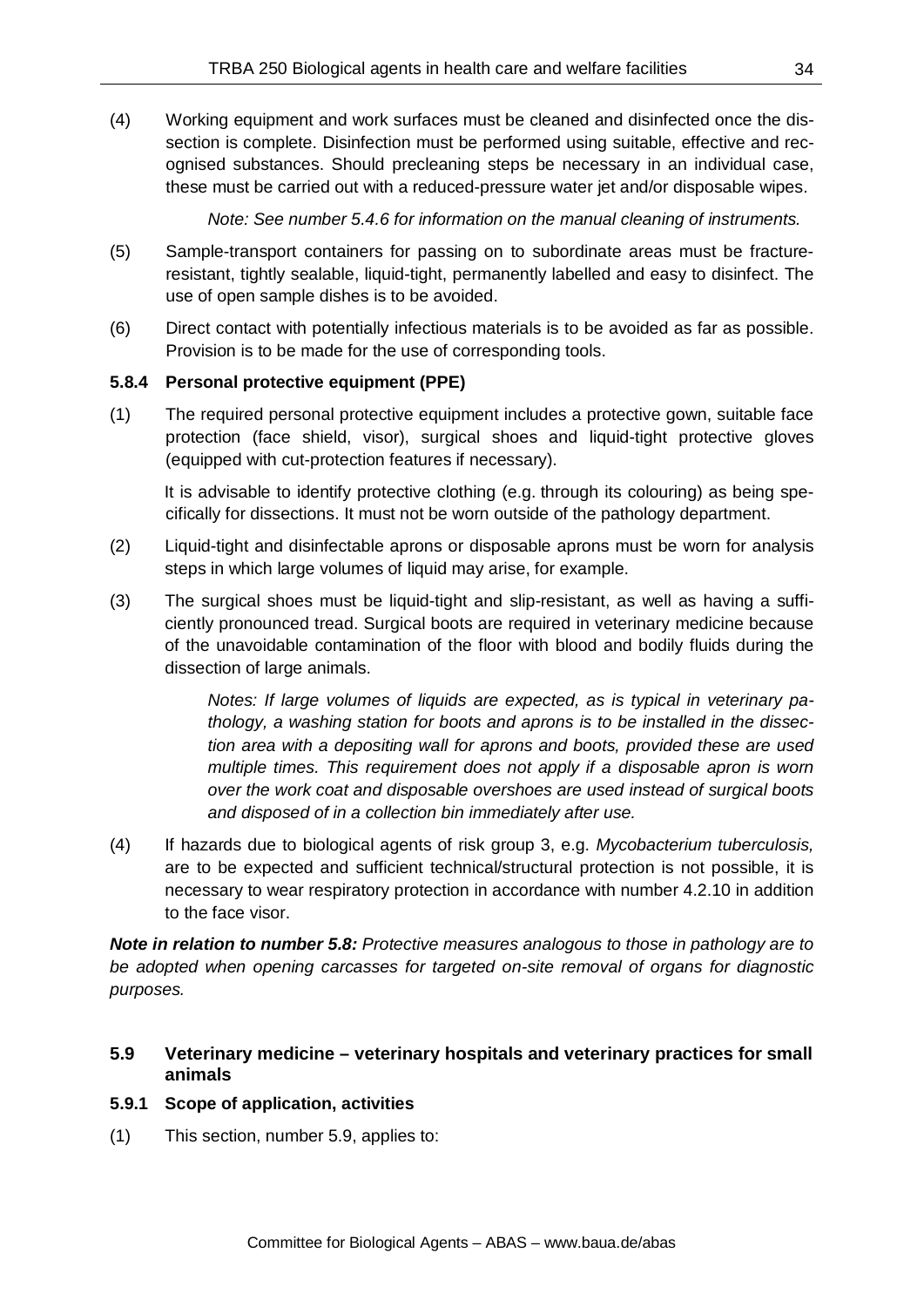(4) Working equipment and work surfaces must be cleaned and disinfected once the dissection is complete. Disinfection must be performed using suitable, effective and recognised substances. Should precleaning steps be necessary in an individual case, these must be carried out with a reduced-pressure water jet and/or disposable wipes.

*Note: See number 5.4.6 for information on the manual cleaning of instruments.*

(5) Sample-transport containers for passing on to subordinate areas must be fracture-resistant, tightly sealable, liquid-tight, permanently labelled and easy to disinfect. The use of open sample dishes is to be avoided.

(6) Direct contact with potentially infectious materials is to be avoided as far as possible. Provision is to be made for the use of corresponding tools.

### 5.8.4 Personal protective equipment (PPE)

(1) The required personal protective equipment includes a protective gown, suitable face protection (face shield, visor), surgical shoes and liquid-tight protective gloves (equipped with cut-protection features if necessary).

It is advisable to identify protective clothing (e.g. through its colouring) as being specifically for dissections. It must not be worn outside of the pathology department.

(2) Liquid-tight and disinfectable aprons or disposable aprons must be worn for analysis steps in which large volumes of liquid may arise, for example.

(3) The surgical shoes must be liquid-tight and slip-resistant, as well as having a sufficiently pronounced tread. Surgical boots are required in veterinary medicine because of the unavoidable contamination of the floor with blood and bodily fluids during the dissection of large animals.

*Notes: If large volumes of liquids are expected, as is typical in veterinary pathology, a washing station for boots and aprons is to be installed in the dissection area with a depositing wall for aprons and boots, provided these are used multiple times. This requirement does not apply if a disposable apron is worn over the work coat and disposable overshoes are used instead of surgical boots and disposed of in a collection bin immediately after use.*

(4) If hazards due to biological agents of risk group 3, e.g. *Mycobacterium tuberculosis,* are to be expected and sufficient technical/structural protection is not possible, it is necessary to wear respiratory protection in accordance with number 4.2.10 in addition to the face visor.

***Note in relation to number 5.8:*** *Protective measures analogous to those in pathology are to be adopted when opening carcasses for targeted on-site removal of organs for diagnostic purposes.*

## 5.9 Veterinary medicine – veterinary hospitals and veterinary practices for small animals

### 5.9.1 Scope of application, activities

(1) This section, number 5.9, applies to: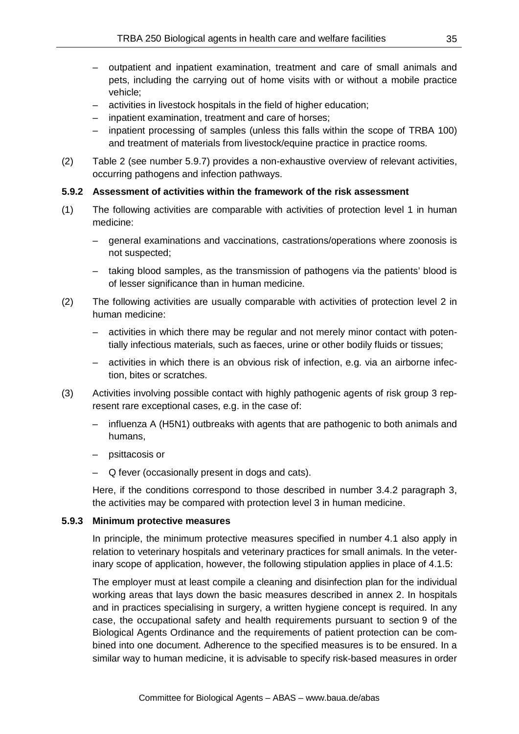- outpatient and inpatient examination, treatment and care of small animals and pets, including the carrying out of home visits with or without a mobile practice vehicle;
- activities in livestock hospitals in the field of higher education;
- inpatient examination, treatment and care of horses;
- inpatient processing of samples (unless this falls within the scope of TRBA 100) and treatment of materials from livestock/equine practice in practice rooms.

(2) Table 2 (see number 5.9.7) provides a non-exhaustive overview of relevant activities, occurring pathogens and infection pathways.

#### 5.9.2 Assessment of activities within the framework of the risk assessment

(1) The following activities are comparable with activities of protection level 1 in human medicine:

- general examinations and vaccinations, castrations/operations where zoonosis is not suspected;
- taking blood samples, as the transmission of pathogens via the patients' blood is of lesser significance than in human medicine.

(2) The following activities are usually comparable with activities of protection level 2 in human medicine:

- activities in which there may be regular and not merely minor contact with potentially infectious materials, such as faeces, urine or other bodily fluids or tissues;
- activities in which there is an obvious risk of infection, e.g. via an airborne infection, bites or scratches.

(3) Activities involving possible contact with highly pathogenic agents of risk group 3 represent rare exceptional cases, e.g. in the case of:

- influenza A (H5N1) outbreaks with agents that are pathogenic to both animals and humans,
- psittacosis or
- Q fever (occasionally present in dogs and cats).

Here, if the conditions correspond to those described in number 3.4.2 paragraph 3, the activities may be compared with protection level 3 in human medicine.

#### 5.9.3 Minimum protective measures

In principle, the minimum protective measures specified in number 4.1 also apply in relation to veterinary hospitals and veterinary practices for small animals. In the veterinary scope of application, however, the following stipulation applies in place of 4.1.5:

The employer must at least compile a cleaning and disinfection plan for the individual working areas that lays down the basic measures described in annex 2. In hospitals and in practices specialising in surgery, a written hygiene concept is required. In any case, the occupational safety and health requirements pursuant to section 9 of the Biological Agents Ordinance and the requirements of patient protection can be combined into one document. Adherence to the specified measures is to be ensured. In a similar way to human medicine, it is advisable to specify risk-based measures in order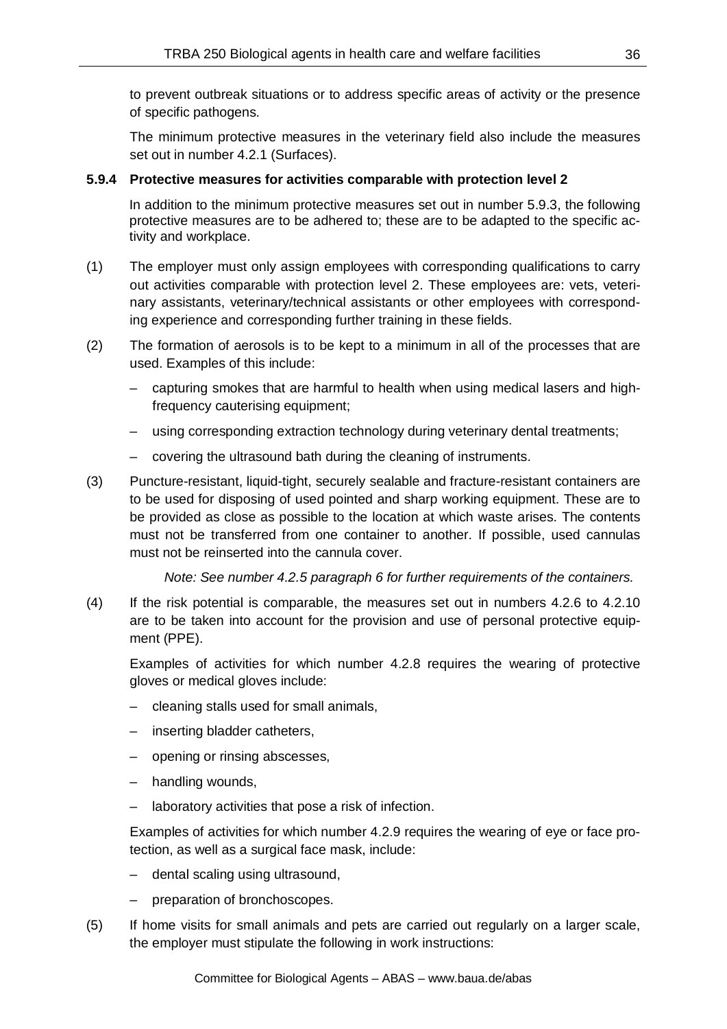to prevent outbreak situations or to address specific areas of activity or the presence of specific pathogens.

The minimum protective measures in the veterinary field also include the measures set out in number 4.2.1 (Surfaces).

#### 5.9.4 Protective measures for activities comparable with protection level 2

In addition to the minimum protective measures set out in number 5.9.3, the following protective measures are to be adhered to; these are to be adapted to the specific activity and workplace.

(1) The employer must only assign employees with corresponding qualifications to carry out activities comparable with protection level 2. These employees are: vets, veterinary assistants, veterinary/technical assistants or other employees with corresponding experience and corresponding further training in these fields.

(2) The formation of aerosols is to be kept to a minimum in all of the processes that are used. Examples of this include:

- capturing smokes that are harmful to health when using medical lasers and high-frequency cauterising equipment;
- using corresponding extraction technology during veterinary dental treatments;
- covering the ultrasound bath during the cleaning of instruments.

(3) Puncture-resistant, liquid-tight, securely sealable and fracture-resistant containers are to be used for disposing of used pointed and sharp working equipment. These are to be provided as close as possible to the location at which waste arises. The contents must not be transferred from one container to another. If possible, used cannulas must not be reinserted into the cannula cover.

*Note: See number 4.2.5 paragraph 6 for further requirements of the containers.*

(4) If the risk potential is comparable, the measures set out in numbers 4.2.6 to 4.2.10 are to be taken into account for the provision and use of personal protective equipment (PPE).

Examples of activities for which number 4.2.8 requires the wearing of protective gloves or medical gloves include:

- cleaning stalls used for small animals,
- inserting bladder catheters,
- opening or rinsing abscesses,
- handling wounds,
- laboratory activities that pose a risk of infection.

Examples of activities for which number 4.2.9 requires the wearing of eye or face protection, as well as a surgical face mask, include:

- dental scaling using ultrasound,
- preparation of bronchoscopes.

(5) If home visits for small animals and pets are carried out regularly on a larger scale, the employer must stipulate the following in work instructions: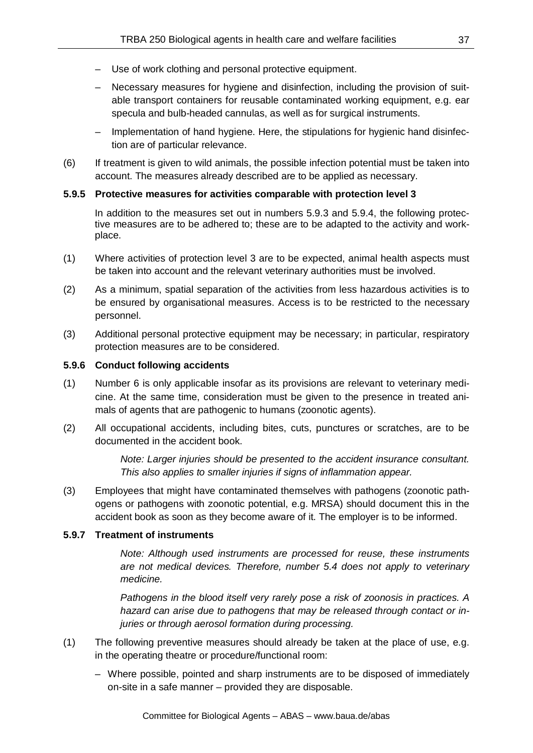- Use of work clothing and personal protective equipment.
- Necessary measures for hygiene and disinfection, including the provision of suitable transport containers for reusable contaminated working equipment, e.g. ear specula and bulb-headed cannulas, as well as for surgical instruments.
- Implementation of hand hygiene. Here, the stipulations for hygienic hand disinfection are of particular relevance.

(6) If treatment is given to wild animals, the possible infection potential must be taken into account. The measures already described are to be applied as necessary.

#### 5.9.5 Protective measures for activities comparable with protection level 3

In addition to the measures set out in numbers 5.9.3 and 5.9.4, the following protective measures are to be adhered to; these are to be adapted to the activity and workplace.

(1) Where activities of protection level 3 are to be expected, animal health aspects must be taken into account and the relevant veterinary authorities must be involved.

(2) As a minimum, spatial separation of the activities from less hazardous activities is to be ensured by organisational measures. Access is to be restricted to the necessary personnel.

(3) Additional personal protective equipment may be necessary; in particular, respiratory protection measures are to be considered.

#### 5.9.6 Conduct following accidents

(1) Number 6 is only applicable insofar as its provisions are relevant to veterinary medicine. At the same time, consideration must be given to the presence in treated animals of agents that are pathogenic to humans (zoonotic agents).

(2) All occupational accidents, including bites, cuts, punctures or scratches, are to be documented in the accident book.

*Note: Larger injuries should be presented to the accident insurance consultant. This also applies to smaller injuries if signs of inflammation appear.*

(3) Employees that might have contaminated themselves with pathogens (zoonotic pathogens or pathogens with zoonotic potential, e.g. MRSA) should document this in the accident book as soon as they become aware of it. The employer is to be informed.

#### 5.9.7 Treatment of instruments

*Note: Although used instruments are processed for reuse, these instruments are not medical devices. Therefore, number 5.4 does not apply to veterinary medicine.*

*Pathogens in the blood itself very rarely pose a risk of zoonosis in practices. A hazard can arise due to pathogens that may be released through contact or injuries or through aerosol formation during processing.*

(1) The following preventive measures should already be taken at the place of use, e.g. in the operating theatre or procedure/functional room:

- Where possible, pointed and sharp instruments are to be disposed of immediately on-site in a safe manner – provided they are disposable.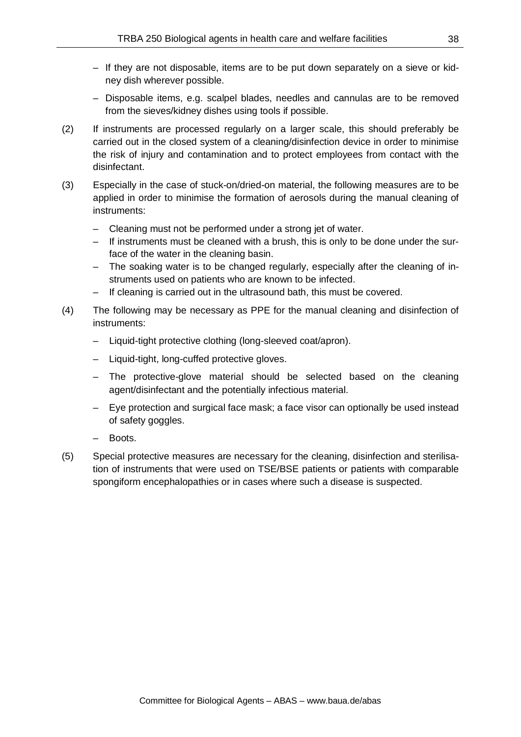- If they are not disposable, items are to be put down separately on a sieve or kidney dish wherever possible.
- Disposable items, e.g. scalpel blades, needles and cannulas are to be removed from the sieves/kidney dishes using tools if possible.

(2) If instruments are processed regularly on a larger scale, this should preferably be carried out in the closed system of a cleaning/disinfection device in order to minimise the risk of injury and contamination and to protect employees from contact with the disinfectant.

(3) Especially in the case of stuck-on/dried-on material, the following measures are to be applied in order to minimise the formation of aerosols during the manual cleaning of instruments:

- Cleaning must not be performed under a strong jet of water.
- If instruments must be cleaned with a brush, this is only to be done under the surface of the water in the cleaning basin.
- The soaking water is to be changed regularly, especially after the cleaning of instruments used on patients who are known to be infected.
- If cleaning is carried out in the ultrasound bath, this must be covered.

(4) The following may be necessary as PPE for the manual cleaning and disinfection of instruments:

- Liquid-tight protective clothing (long-sleeved coat/apron).
- Liquid-tight, long-cuffed protective gloves.
- The protective-glove material should be selected based on the cleaning agent/disinfectant and the potentially infectious material.
- Eye protection and surgical face mask; a face visor can optionally be used instead of safety goggles.
- Boots.

(5) Special protective measures are necessary for the cleaning, disinfection and sterilisation of instruments that were used on TSE/BSE patients or patients with comparable spongiform encephalopathies or in cases where such a disease is suspected.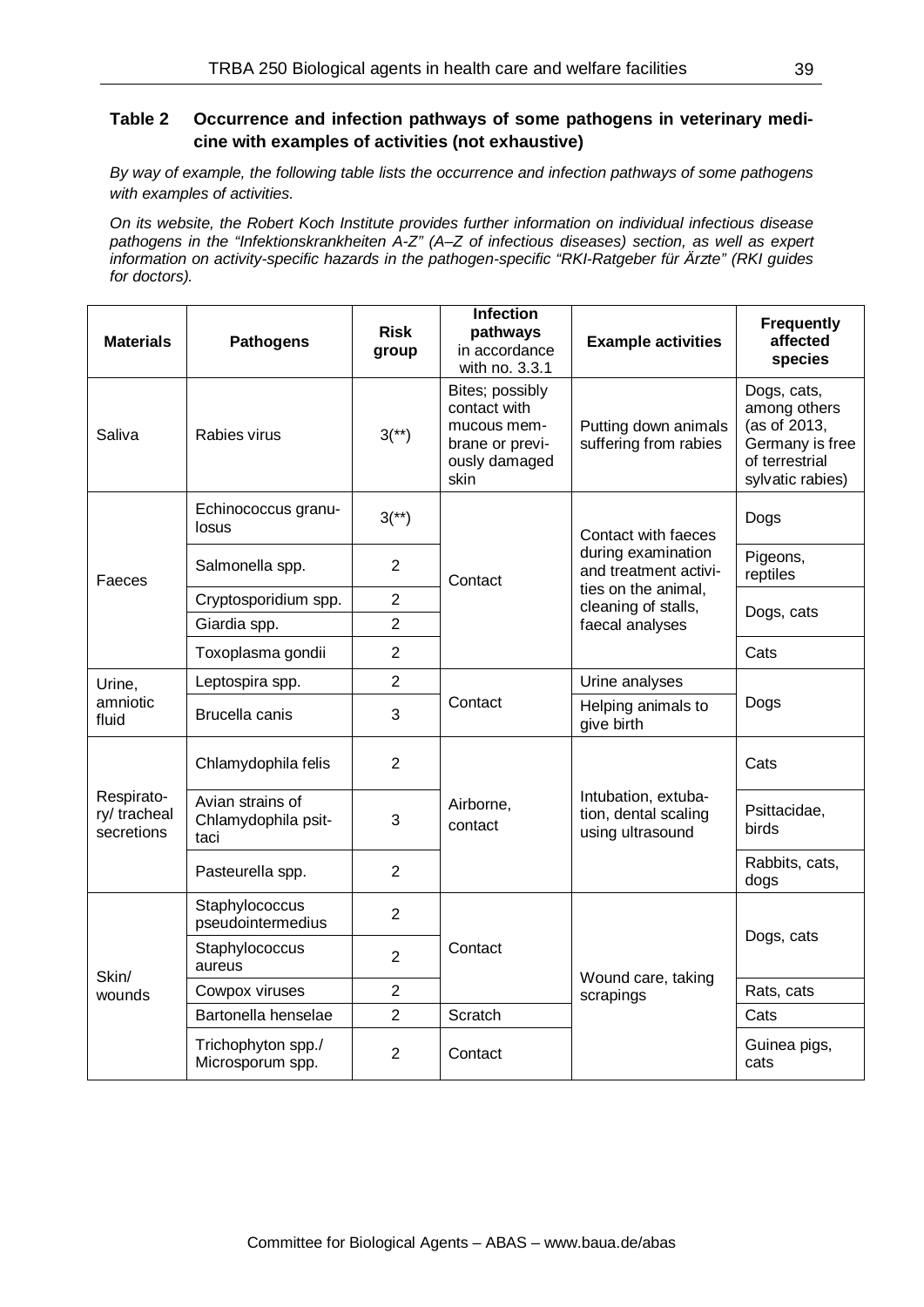**Table 2 Occurrence and infection pathways of some pathogens in veterinary medicine with examples of activities (not exhaustive)**

*By way of example, the following table lists the occurrence and infection pathways of some pathogens with examples of activities.*

*On its website, the Robert Koch Institute provides further information on individual infectious disease pathogens in the "Infektionskrankheiten A-Z" (A–Z of infectious diseases) section, as well as expert information on activity-specific hazards in the pathogen-specific "RKI-Ratgeber für Ärzte" (RKI guides for doctors).*

| Materials | Pathogens | Risk group | Infection pathways in accordance with no. 3.3.1 | Example activities | Frequently affected species |
|---|---|---|---|---|---|
| Saliva | Rabies virus | 3(**) | Bites; possibly contact with mucous membrane or previously damaged skin | Putting down animals suffering from rabies | Dogs, cats, among others (as of 2013, Germany is free of terrestrial sylvatic rabies) |
| Faeces | Echinococcus granulosus | 3(**) | Contact | Contact with faeces during examination and treatment activities on the animal, cleaning of stalls, faecal analyses | Dogs |
| | Salmonella spp. | 2 | | | Pigeons, reptiles |
| | Cryptosporidium spp. | 2 | | | Dogs, cats |
| | Giardia spp. | 2 | | | |
| | Toxoplasma gondii | 2 | | | Cats |
| Urine, amniotic fluid | Leptospira spp. | 2 | Contact | Urine analyses | Dogs |
| | Brucella canis | 3 | | Helping animals to give birth | |
| Respiratory/ tracheal secretions | Chlamydophila felis | 2 | Airborne, contact | Intubation, extubation, dental scaling using ultrasound | Cats |
| | Avian strains of Chlamydophila psittaci | 3 | | | Psittacidae, birds |
| | Pasteurella spp. | 2 | | | Rabbits, cats, dogs |
| Skin/ wounds | Staphylococcus pseudointermedius | 2 | Contact | Wound care, taking scrapings | Dogs, cats |
| | Staphylococcus aureus | 2 | | | |
| | Cowpox viruses | 2 | | | Rats, cats |
| | Bartonella henselae | 2 | Scratch | | Cats |
| | Trichophyton spp./ Microsporum spp. | 2 | Contact | | Guinea pigs, cats |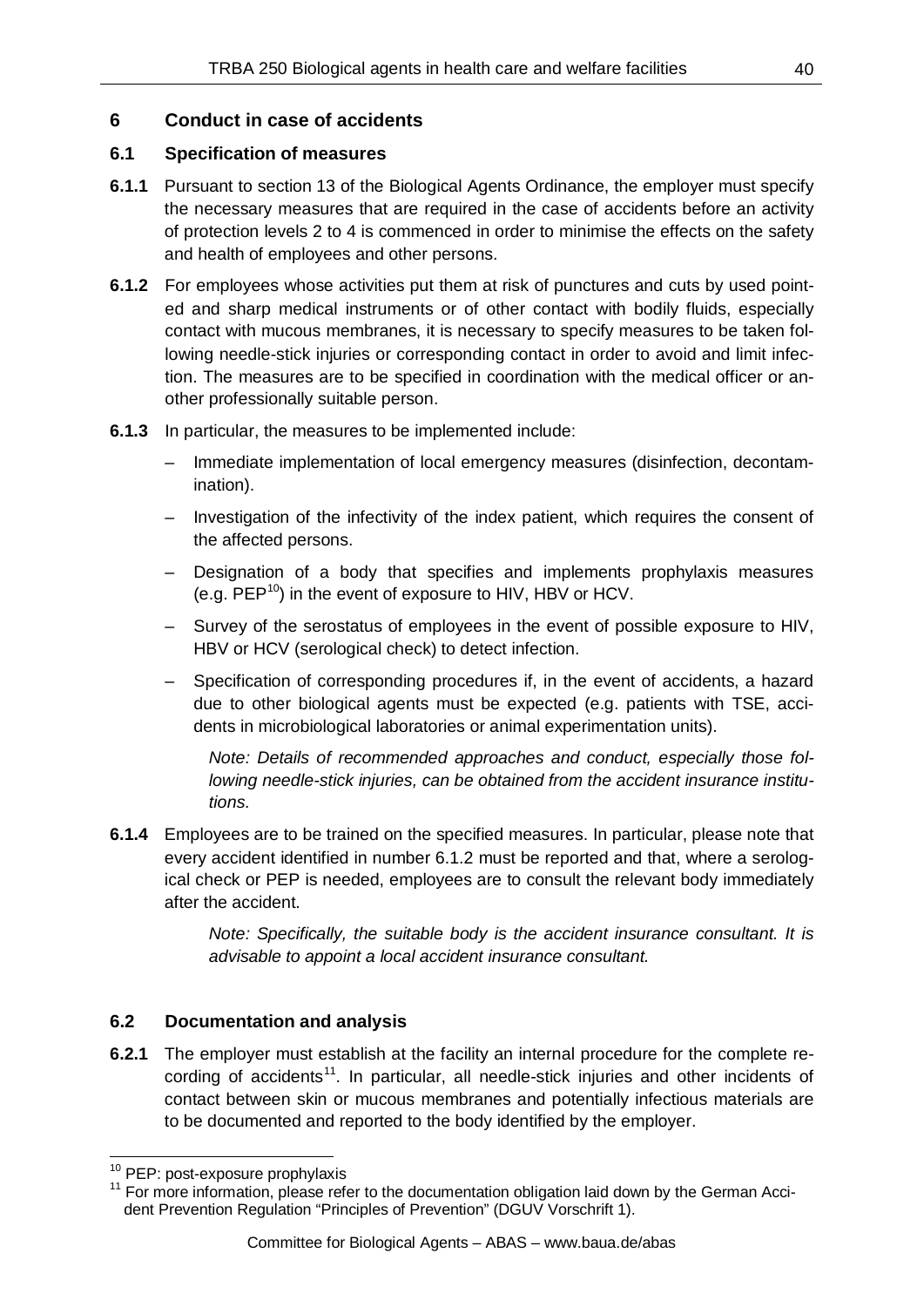# 6 Conduct in case of accidents

## 6.1 Specification of measures

**6.1.1** Pursuant to section 13 of the Biological Agents Ordinance, the employer must specify the necessary measures that are required in the case of accidents before an activity of protection levels 2 to 4 is commenced in order to minimise the effects on the safety and health of employees and other persons.

**6.1.2** For employees whose activities put them at risk of punctures and cuts by used pointed and sharp medical instruments or of other contact with bodily fluids, especially contact with mucous membranes, it is necessary to specify measures to be taken following needle-stick injuries or corresponding contact in order to avoid and limit infection. The measures are to be specified in coordination with the medical officer or another professionally suitable person.

**6.1.3** In particular, the measures to be implemented include:

- Immediate implementation of local emergency measures (disinfection, decontamination).
- Investigation of the infectivity of the index patient, which requires the consent of the affected persons.
- Designation of a body that specifies and implements prophylaxis measures (e.g. PEP[10]) in the event of exposure to HIV, HBV or HCV.
- Survey of the serostatus of employees in the event of possible exposure to HIV, HBV or HCV (serological check) to detect infection.
- Specification of corresponding procedures if, in the event of accidents, a hazard due to other biological agents must be expected (e.g. patients with TSE, accidents in microbiological laboratories or animal experimentation units).

  *Note: Details of recommended approaches and conduct, especially those following needle-stick injuries, can be obtained from the accident insurance institutions.*

**6.1.4** Employees are to be trained on the specified measures. In particular, please note that every accident identified in number 6.1.2 must be reported and that, where a serological check or PEP is needed, employees are to consult the relevant body immediately after the accident.

*Note: Specifically, the suitable body is the accident insurance consultant. It is advisable to appoint a local accident insurance consultant.*

## 6.2 Documentation and analysis

**6.2.1** The employer must establish at the facility an internal procedure for the complete recording of accidents[11]. In particular, all needle-stick injuries and other incidents of contact between skin or mucous membranes and potentially infectious materials are to be documented and reported to the body identified by the employer.

---

[10] PEP: post-exposure prophylaxis

[11] For more information, please refer to the documentation obligation laid down by the German Accident Prevention Regulation "Principles of Prevention" (DGUV Vorschrift 1).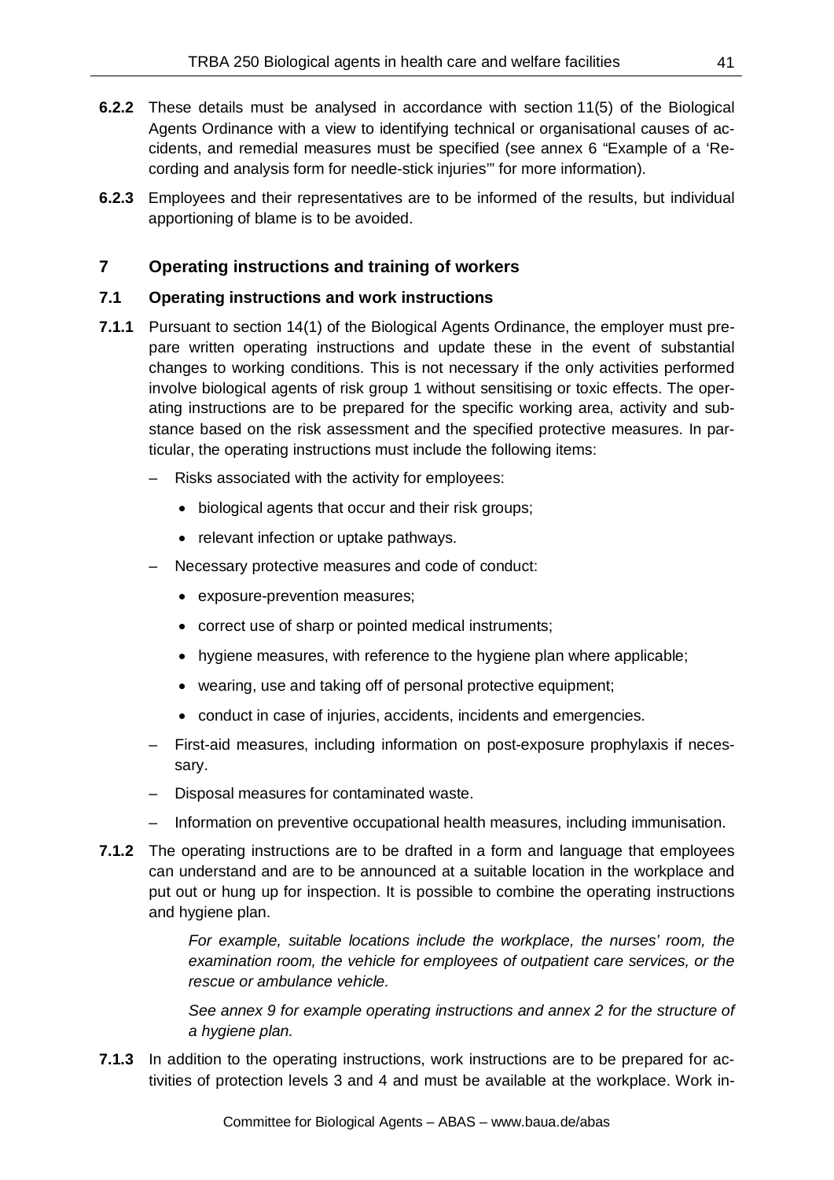**6.2.2** These details must be analysed in accordance with section 11(5) of the Biological Agents Ordinance with a view to identifying technical or organisational causes of accidents, and remedial measures must be specified (see annex 6 "Example of a 'Recording and analysis form for needle-stick injuries'" for more information).

**6.2.3** Employees and their representatives are to be informed of the results, but individual apportioning of blame is to be avoided.

## 7 Operating instructions and training of workers

### 7.1 Operating instructions and work instructions

**7.1.1** Pursuant to section 14(1) of the Biological Agents Ordinance, the employer must prepare written operating instructions and update these in the event of substantial changes to working conditions. This is not necessary if the only activities performed involve biological agents of risk group 1 without sensitising or toxic effects. The operating instructions are to be prepared for the specific working area, activity and substance based on the risk assessment and the specified protective measures. In particular, the operating instructions must include the following items:

- Risks associated with the activity for employees:
  - biological agents that occur and their risk groups;
  - relevant infection or uptake pathways.
- Necessary protective measures and code of conduct:
  - exposure-prevention measures;
  - correct use of sharp or pointed medical instruments;
  - hygiene measures, with reference to the hygiene plan where applicable;
  - wearing, use and taking off of personal protective equipment;
  - conduct in case of injuries, accidents, incidents and emergencies.
- First-aid measures, including information on post-exposure prophylaxis if necessary.
- Disposal measures for contaminated waste.
- Information on preventive occupational health measures, including immunisation.

**7.1.2** The operating instructions are to be drafted in a form and language that employees can understand and are to be announced at a suitable location in the workplace and put out or hung up for inspection. It is possible to combine the operating instructions and hygiene plan.

*For example, suitable locations include the workplace, the nurses' room, the examination room, the vehicle for employees of outpatient care services, or the rescue or ambulance vehicle.*

*See annex 9 for example operating instructions and annex 2 for the structure of a hygiene plan.*

**7.1.3** In addition to the operating instructions, work instructions are to be prepared for activities of protection levels 3 and 4 and must be available at the workplace. Work in-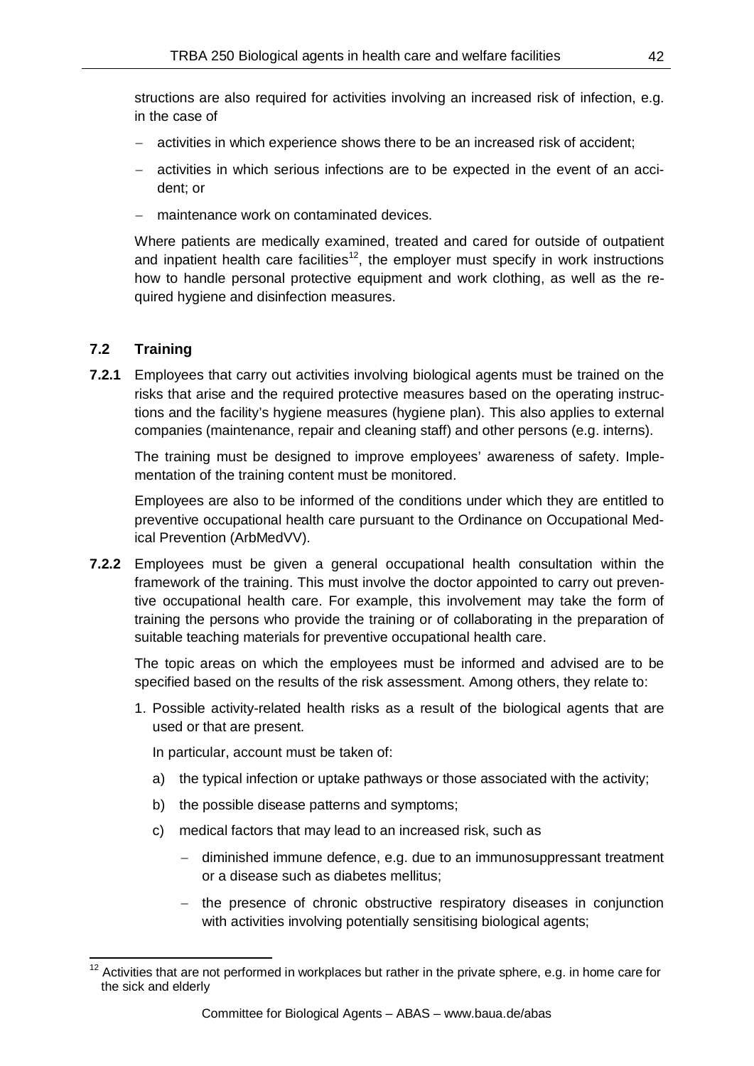structions are also required for activities involving an increased risk of infection, e.g. in the case of

- activities in which experience shows there to be an increased risk of accident;
- activities in which serious infections are to be expected in the event of an accident; or
- maintenance work on contaminated devices.

Where patients are medically examined, treated and cared for outside of outpatient and inpatient health care facilities[12], the employer must specify in work instructions how to handle personal protective equipment and work clothing, as well as the required hygiene and disinfection measures.

## 7.2 Training

**7.2.1** Employees that carry out activities involving biological agents must be trained on the risks that arise and the required protective measures based on the operating instructions and the facility's hygiene measures (hygiene plan). This also applies to external companies (maintenance, repair and cleaning staff) and other persons (e.g. interns).

The training must be designed to improve employees' awareness of safety. Implementation of the training content must be monitored.

Employees are also to be informed of the conditions under which they are entitled to preventive occupational health care pursuant to the Ordinance on Occupational Medical Prevention (ArbMedVV).

**7.2.2** Employees must be given a general occupational health consultation within the framework of the training. This must involve the doctor appointed to carry out preventive occupational health care. For example, this involvement may take the form of training the persons who provide the training or of collaborating in the preparation of suitable teaching materials for preventive occupational health care.

The topic areas on which the employees must be informed and advised are to be specified based on the results of the risk assessment. Among others, they relate to:

1. Possible activity-related health risks as a result of the biological agents that are used or that are present.

   In particular, account must be taken of:

   a) the typical infection or uptake pathways or those associated with the activity;

   b) the possible disease patterns and symptoms;

   c) medical factors that may lead to an increased risk, such as

      - diminished immune defence, e.g. due to an immunosuppressant treatment or a disease such as diabetes mellitus;
      - the presence of chronic obstructive respiratory diseases in conjunction with activities involving potentially sensitising biological agents;

[12] Activities that are not performed in workplaces but rather in the private sphere, e.g. in home care for the sick and elderly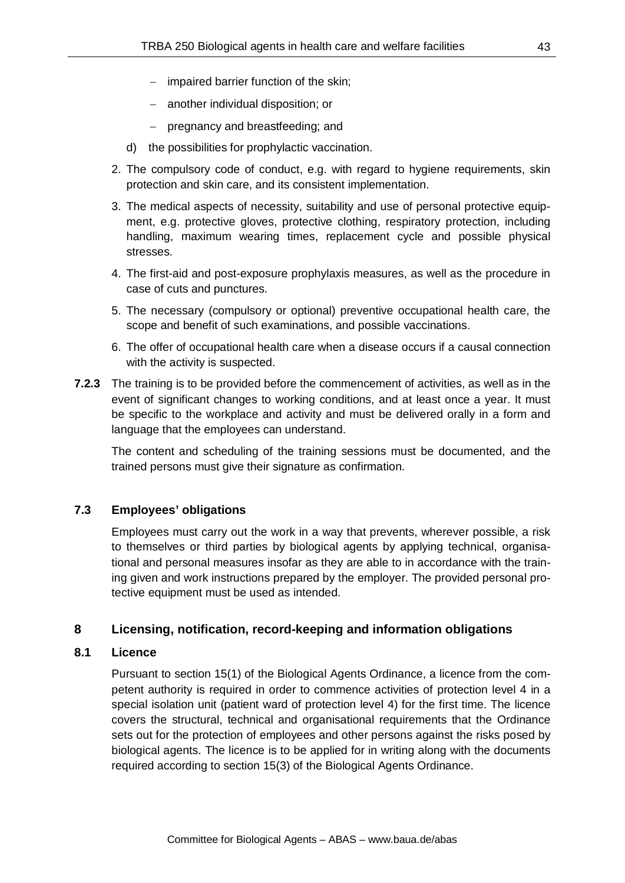- impaired barrier function of the skin;
- another individual disposition; or
- pregnancy and breastfeeding; and

d) the possibilities for prophylactic vaccination.

2. The compulsory code of conduct, e.g. with regard to hygiene requirements, skin protection and skin care, and its consistent implementation.
3. The medical aspects of necessity, suitability and use of personal protective equipment, e.g. protective gloves, protective clothing, respiratory protection, including handling, maximum wearing times, replacement cycle and possible physical stresses.
4. The first-aid and post-exposure prophylaxis measures, as well as the procedure in case of cuts and punctures.
5. The necessary (compulsory or optional) preventive occupational health care, the scope and benefit of such examinations, and possible vaccinations.
6. The offer of occupational health care when a disease occurs if a causal connection with the activity is suspected.

**7.2.3** The training is to be provided before the commencement of activities, as well as in the event of significant changes to working conditions, and at least once a year. It must be specific to the workplace and activity and must be delivered orally in a form and language that the employees can understand.

The content and scheduling of the training sessions must be documented, and the trained persons must give their signature as confirmation.

### 7.3 Employees' obligations

Employees must carry out the work in a way that prevents, wherever possible, a risk to themselves or third parties by biological agents by applying technical, organisational and personal measures insofar as they are able to in accordance with the training given and work instructions prepared by the employer. The provided personal protective equipment must be used as intended.

## 8 Licensing, notification, record-keeping and information obligations

### 8.1 Licence

Pursuant to section 15(1) of the Biological Agents Ordinance, a licence from the competent authority is required in order to commence activities of protection level 4 in a special isolation unit (patient ward of protection level 4) for the first time. The licence covers the structural, technical and organisational requirements that the Ordinance sets out for the protection of employees and other persons against the risks posed by biological agents. The licence is to be applied for in writing along with the documents required according to section 15(3) of the Biological Agents Ordinance.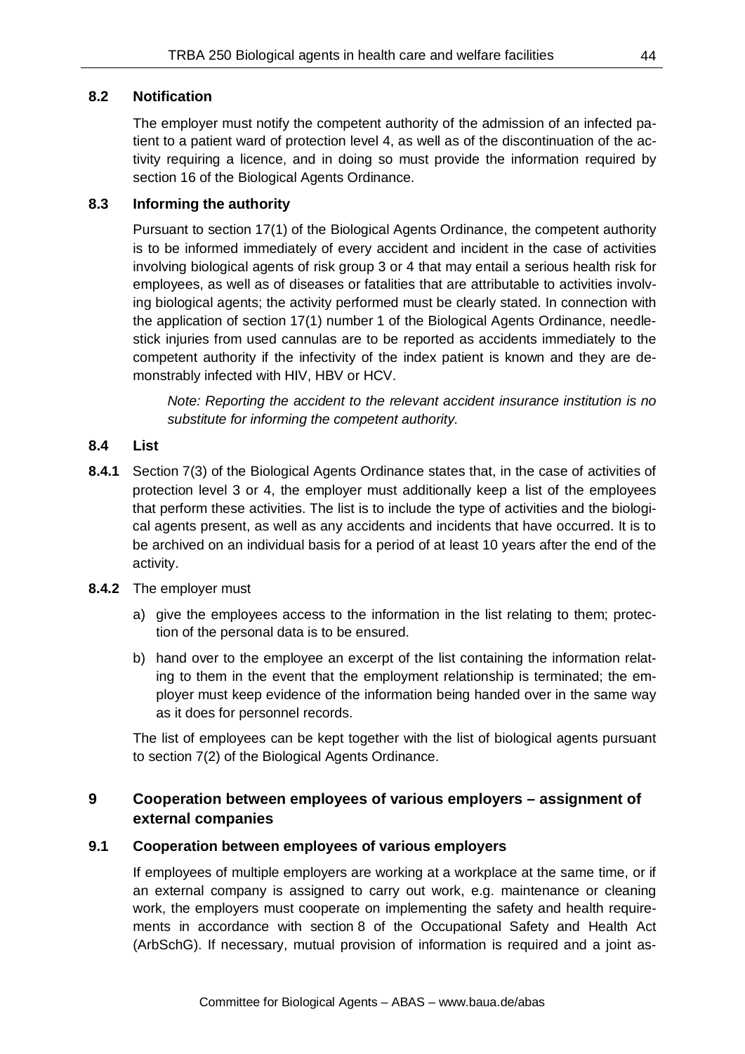## 8.2 Notification

The employer must notify the competent authority of the admission of an infected patient to a patient ward of protection level 4, as well as of the discontinuation of the activity requiring a licence, and in doing so must provide the information required by section 16 of the Biological Agents Ordinance.

## 8.3 Informing the authority

Pursuant to section 17(1) of the Biological Agents Ordinance, the competent authority is to be informed immediately of every accident and incident in the case of activities involving biological agents of risk group 3 or 4 that may entail a serious health risk for employees, as well as of diseases or fatalities that are attributable to activities involving biological agents; the activity performed must be clearly stated. In connection with the application of section 17(1) number 1 of the Biological Agents Ordinance, needlestick injuries from used cannulas are to be reported as accidents immediately to the competent authority if the infectivity of the index patient is known and they are demonstrably infected with HIV, HBV or HCV.

*Note: Reporting the accident to the relevant accident insurance institution is no substitute for informing the competent authority.*

## 8.4 List

**8.4.1** Section 7(3) of the Biological Agents Ordinance states that, in the case of activities of protection level 3 or 4, the employer must additionally keep a list of the employees that perform these activities. The list is to include the type of activities and the biological agents present, as well as any accidents and incidents that have occurred. It is to be archived on an individual basis for a period of at least 10 years after the end of the activity.

**8.4.2** The employer must

a) give the employees access to the information in the list relating to them; protection of the personal data is to be ensured.

b) hand over to the employee an excerpt of the list containing the information relating to them in the event that the employment relationship is terminated; the employer must keep evidence of the information being handed over in the same way as it does for personnel records.

The list of employees can be kept together with the list of biological agents pursuant to section 7(2) of the Biological Agents Ordinance.

# 9 Cooperation between employees of various employers – assignment of external companies

## 9.1 Cooperation between employees of various employers

If employees of multiple employers are working at a workplace at the same time, or if an external company is assigned to carry out work, e.g. maintenance or cleaning work, the employers must cooperate on implementing the safety and health requirements in accordance with section 8 of the Occupational Safety and Health Act (ArbSchG). If necessary, mutual provision of information is required and a joint as-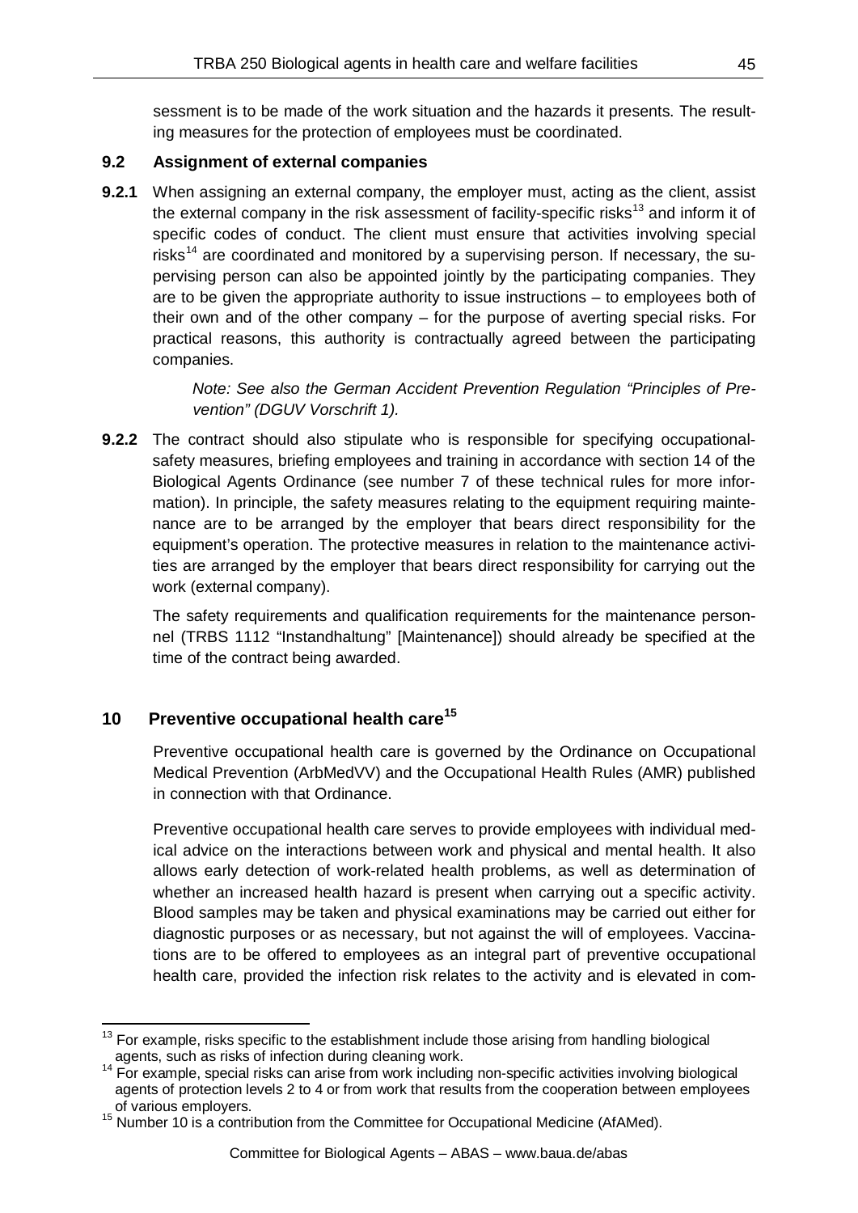sessment is to be made of the work situation and the hazards it presents. The resulting measures for the protection of employees must be coordinated.

### 9.2 Assignment of external companies

**9.2.1** When assigning an external company, the employer must, acting as the client, assist the external company in the risk assessment of facility-specific risks[13] and inform it of specific codes of conduct. The client must ensure that activities involving special risks[14] are coordinated and monitored by a supervising person. If necessary, the supervising person can also be appointed jointly by the participating companies. They are to be given the appropriate authority to issue instructions – to employees both of their own and of the other company – for the purpose of averting special risks. For practical reasons, this authority is contractually agreed between the participating companies.

*Note: See also the German Accident Prevention Regulation "Principles of Prevention" (DGUV Vorschrift 1).*

**9.2.2** The contract should also stipulate who is responsible for specifying occupational-safety measures, briefing employees and training in accordance with section 14 of the Biological Agents Ordinance (see number 7 of these technical rules for more information). In principle, the safety measures relating to the equipment requiring maintenance are to be arranged by the employer that bears direct responsibility for the equipment's operation. The protective measures in relation to the maintenance activities are arranged by the employer that bears direct responsibility for carrying out the work (external company).

The safety requirements and qualification requirements for the maintenance personnel (TRBS 1112 "Instandhaltung" [Maintenance]) should already be specified at the time of the contract being awarded.

## 10 Preventive occupational health care[15]

Preventive occupational health care is governed by the Ordinance on Occupational Medical Prevention (ArbMedVV) and the Occupational Health Rules (AMR) published in connection with that Ordinance.

Preventive occupational health care serves to provide employees with individual medical advice on the interactions between work and physical and mental health. It also allows early detection of work-related health problems, as well as determination of whether an increased health hazard is present when carrying out a specific activity. Blood samples may be taken and physical examinations may be carried out either for diagnostic purposes or as necessary, but not against the will of employees. Vaccinations are to be offered to employees as an integral part of preventive occupational health care, provided the infection risk relates to the activity and is elevated in com-

---

[13] For example, risks specific to the establishment include those arising from handling biological agents, such as risks of infection during cleaning work.

[14] For example, special risks can arise from work including non-specific activities involving biological agents of protection levels 2 to 4 or from work that results from the cooperation between employees of various employers.

[15] Number 10 is a contribution from the Committee for Occupational Medicine (AfAMed).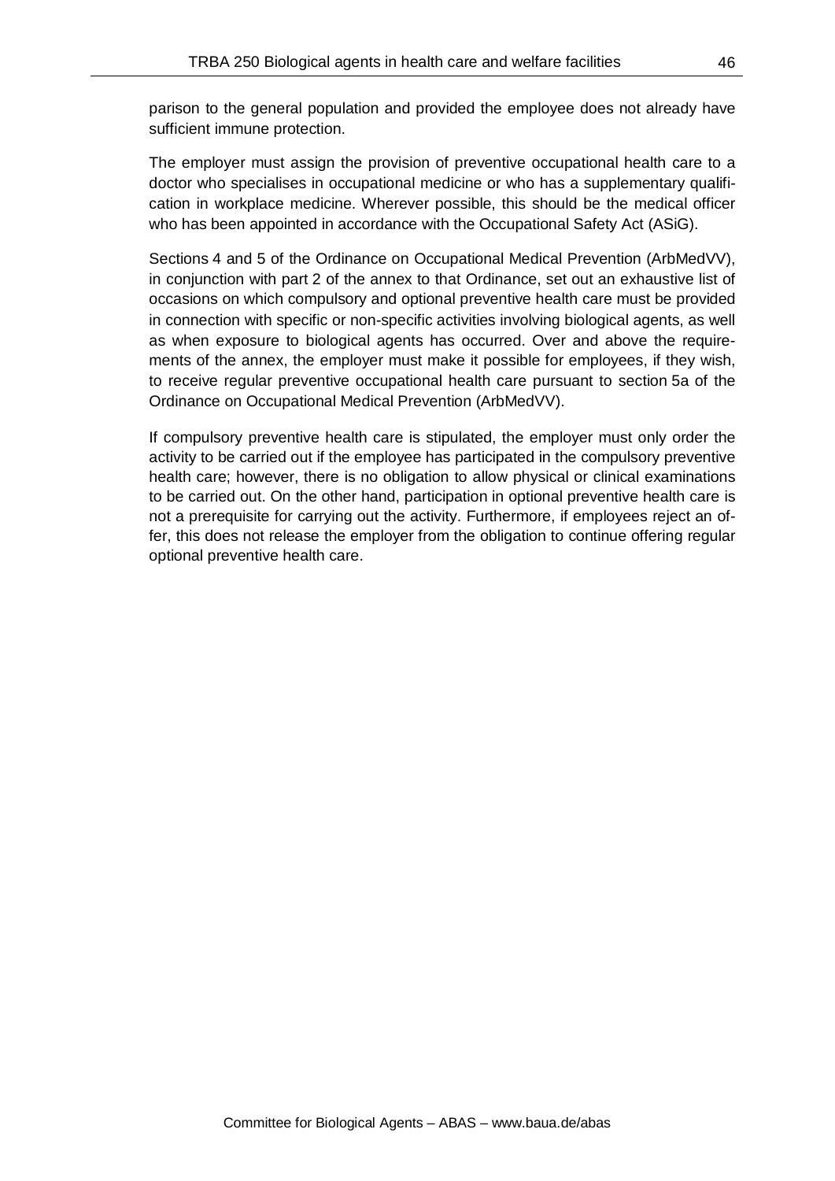parison to the general population and provided the employee does not already have sufficient immune protection.

The employer must assign the provision of preventive occupational health care to a doctor who specialises in occupational medicine or who has a supplementary qualification in workplace medicine. Wherever possible, this should be the medical officer who has been appointed in accordance with the Occupational Safety Act (ASiG).

Sections 4 and 5 of the Ordinance on Occupational Medical Prevention (ArbMedVV), in conjunction with part 2 of the annex to that Ordinance, set out an exhaustive list of occasions on which compulsory and optional preventive health care must be provided in connection with specific or non-specific activities involving biological agents, as well as when exposure to biological agents has occurred. Over and above the requirements of the annex, the employer must make it possible for employees, if they wish, to receive regular preventive occupational health care pursuant to section 5a of the Ordinance on Occupational Medical Prevention (ArbMedVV).

If compulsory preventive health care is stipulated, the employer must only order the activity to be carried out if the employee has participated in the compulsory preventive health care; however, there is no obligation to allow physical or clinical examinations to be carried out. On the other hand, participation in optional preventive health care is not a prerequisite for carrying out the activity. Furthermore, if employees reject an offer, this does not release the employer from the obligation to continue offering regular optional preventive health care.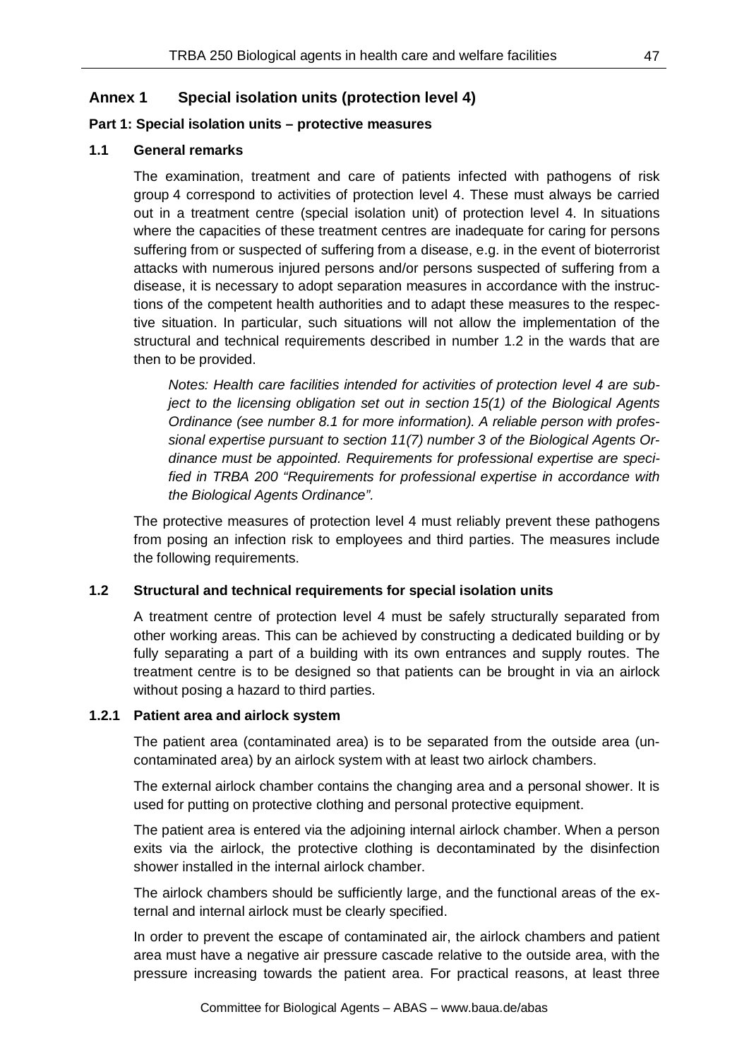# Annex 1 Special isolation units (protection level 4)

**Part 1: Special isolation units – protective measures**

## 1.1 General remarks

The examination, treatment and care of patients infected with pathogens of risk group 4 correspond to activities of protection level 4. These must always be carried out in a treatment centre (special isolation unit) of protection level 4. In situations where the capacities of these treatment centres are inadequate for caring for persons suffering from or suspected of suffering from a disease, e.g. in the event of bioterrorist attacks with numerous injured persons and/or persons suspected of suffering from a disease, it is necessary to adopt separation measures in accordance with the instructions of the competent health authorities and to adapt these measures to the respective situation. In particular, such situations will not allow the implementation of the structural and technical requirements described in number 1.2 in the wards that are then to be provided.

*Notes: Health care facilities intended for activities of protection level 4 are subject to the licensing obligation set out in section 15(1) of the Biological Agents Ordinance (see number 8.1 for more information). A reliable person with professional expertise pursuant to section 11(7) number 3 of the Biological Agents Ordinance must be appointed. Requirements for professional expertise are specified in TRBA 200 "Requirements for professional expertise in accordance with the Biological Agents Ordinance".*

The protective measures of protection level 4 must reliably prevent these pathogens from posing an infection risk to employees and third parties. The measures include the following requirements.

## 1.2 Structural and technical requirements for special isolation units

A treatment centre of protection level 4 must be safely structurally separated from other working areas. This can be achieved by constructing a dedicated building or by fully separating a part of a building with its own entrances and supply routes. The treatment centre is to be designed so that patients can be brought in via an airlock without posing a hazard to third parties.

### 1.2.1 Patient area and airlock system

The patient area (contaminated area) is to be separated from the outside area (uncontaminated area) by an airlock system with at least two airlock chambers.

The external airlock chamber contains the changing area and a personal shower. It is used for putting on protective clothing and personal protective equipment.

The patient area is entered via the adjoining internal airlock chamber. When a person exits via the airlock, the protective clothing is decontaminated by the disinfection shower installed in the internal airlock chamber.

The airlock chambers should be sufficiently large, and the functional areas of the external and internal airlock must be clearly specified.

In order to prevent the escape of contaminated air, the airlock chambers and patient area must have a negative air pressure cascade relative to the outside area, with the pressure increasing towards the patient area. For practical reasons, at least three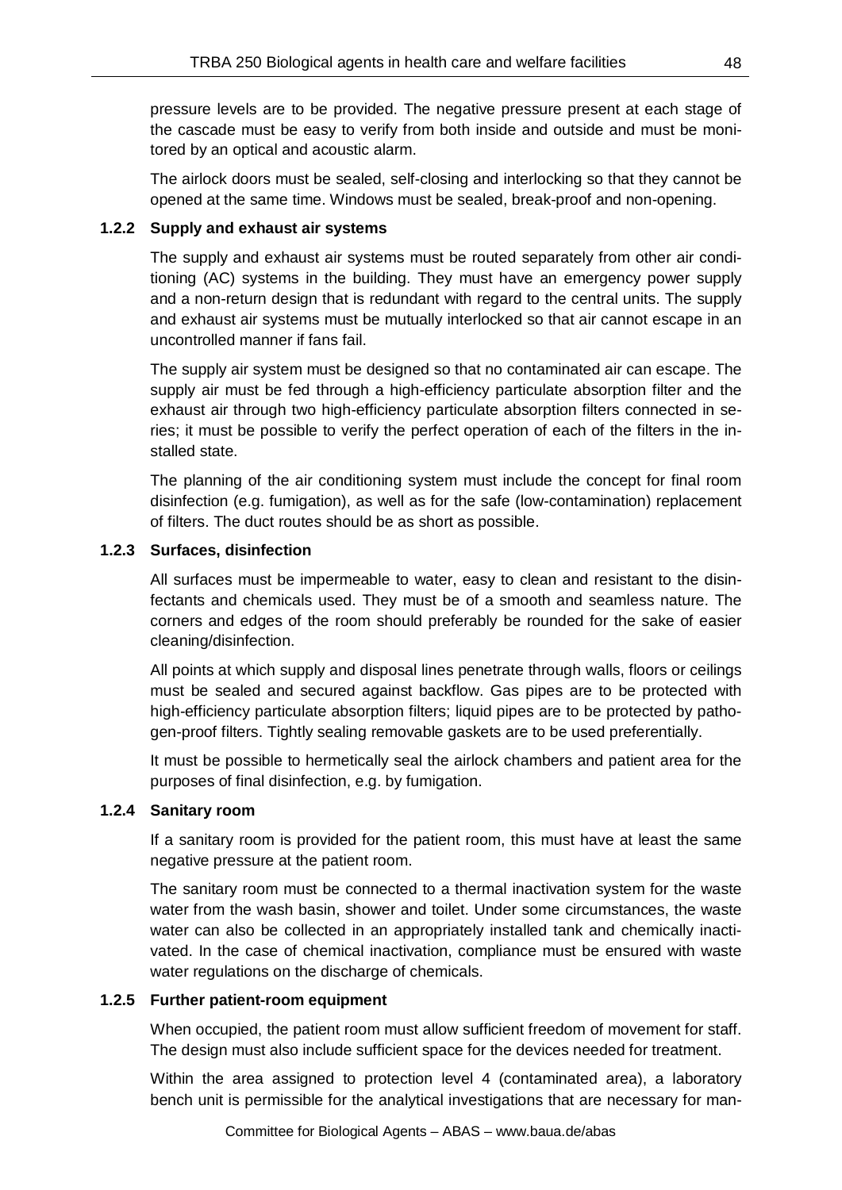pressure levels are to be provided. The negative pressure present at each stage of the cascade must be easy to verify from both inside and outside and must be monitored by an optical and acoustic alarm.

The airlock doors must be sealed, self-closing and interlocking so that they cannot be opened at the same time. Windows must be sealed, break-proof and non-opening.

#### 1.2.2 Supply and exhaust air systems

The supply and exhaust air systems must be routed separately from other air conditioning (AC) systems in the building. They must have an emergency power supply and a non-return design that is redundant with regard to the central units. The supply and exhaust air systems must be mutually interlocked so that air cannot escape in an uncontrolled manner if fans fail.

The supply air system must be designed so that no contaminated air can escape. The supply air must be fed through a high-efficiency particulate absorption filter and the exhaust air through two high-efficiency particulate absorption filters connected in series; it must be possible to verify the perfect operation of each of the filters in the installed state.

The planning of the air conditioning system must include the concept for final room disinfection (e.g. fumigation), as well as for the safe (low-contamination) replacement of filters. The duct routes should be as short as possible.

#### 1.2.3 Surfaces, disinfection

All surfaces must be impermeable to water, easy to clean and resistant to the disinfectants and chemicals used. They must be of a smooth and seamless nature. The corners and edges of the room should preferably be rounded for the sake of easier cleaning/disinfection.

All points at which supply and disposal lines penetrate through walls, floors or ceilings must be sealed and secured against backflow. Gas pipes are to be protected with high-efficiency particulate absorption filters; liquid pipes are to be protected by pathogen-proof filters. Tightly sealing removable gaskets are to be used preferentially.

It must be possible to hermetically seal the airlock chambers and patient area for the purposes of final disinfection, e.g. by fumigation.

#### 1.2.4 Sanitary room

If a sanitary room is provided for the patient room, this must have at least the same negative pressure at the patient room.

The sanitary room must be connected to a thermal inactivation system for the waste water from the wash basin, shower and toilet. Under some circumstances, the waste water can also be collected in an appropriately installed tank and chemically inactivated. In the case of chemical inactivation, compliance must be ensured with waste water regulations on the discharge of chemicals.

#### 1.2.5 Further patient-room equipment

When occupied, the patient room must allow sufficient freedom of movement for staff. The design must also include sufficient space for the devices needed for treatment.

Within the area assigned to protection level 4 (contaminated area), a laboratory bench unit is permissible for the analytical investigations that are necessary for man-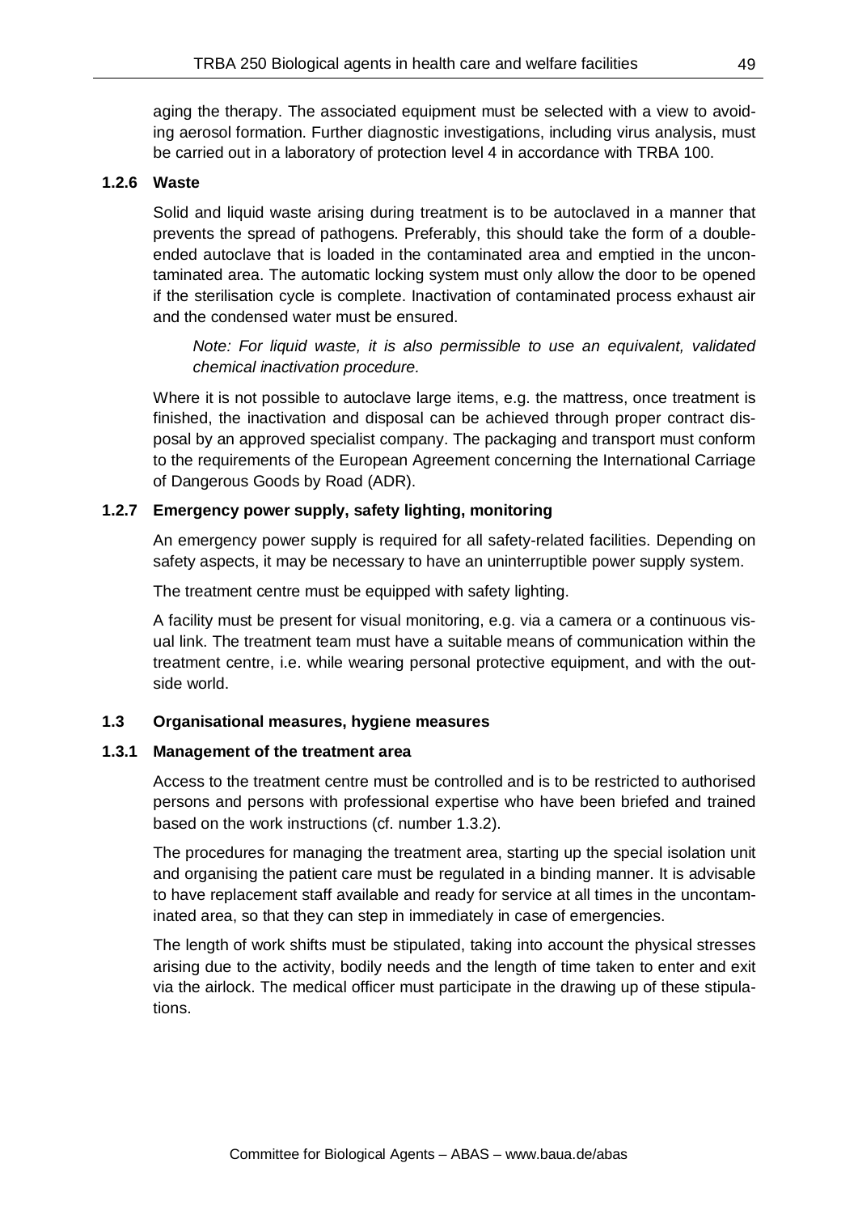aging the therapy. The associated equipment must be selected with a view to avoiding aerosol formation. Further diagnostic investigations, including virus analysis, must be carried out in a laboratory of protection level 4 in accordance with TRBA 100.

#### 1.2.6 Waste

Solid and liquid waste arising during treatment is to be autoclaved in a manner that prevents the spread of pathogens. Preferably, this should take the form of a double-ended autoclave that is loaded in the contaminated area and emptied in the uncontaminated area. The automatic locking system must only allow the door to be opened if the sterilisation cycle is complete. Inactivation of contaminated process exhaust air and the condensed water must be ensured.

*Note: For liquid waste, it is also permissible to use an equivalent, validated chemical inactivation procedure.*

Where it is not possible to autoclave large items, e.g. the mattress, once treatment is finished, the inactivation and disposal can be achieved through proper contract disposal by an approved specialist company. The packaging and transport must conform to the requirements of the European Agreement concerning the International Carriage of Dangerous Goods by Road (ADR).

#### 1.2.7 Emergency power supply, safety lighting, monitoring

An emergency power supply is required for all safety-related facilities. Depending on safety aspects, it may be necessary to have an uninterruptible power supply system.

The treatment centre must be equipped with safety lighting.

A facility must be present for visual monitoring, e.g. via a camera or a continuous visual link. The treatment team must have a suitable means of communication within the treatment centre, i.e. while wearing personal protective equipment, and with the outside world.

### 1.3 Organisational measures, hygiene measures

#### 1.3.1 Management of the treatment area

Access to the treatment centre must be controlled and is to be restricted to authorised persons and persons with professional expertise who have been briefed and trained based on the work instructions (cf. number 1.3.2).

The procedures for managing the treatment area, starting up the special isolation unit and organising the patient care must be regulated in a binding manner. It is advisable to have replacement staff available and ready for service at all times in the uncontaminated area, so that they can step in immediately in case of emergencies.

The length of work shifts must be stipulated, taking into account the physical stresses arising due to the activity, bodily needs and the length of time taken to enter and exit via the airlock. The medical officer must participate in the drawing up of these stipulations.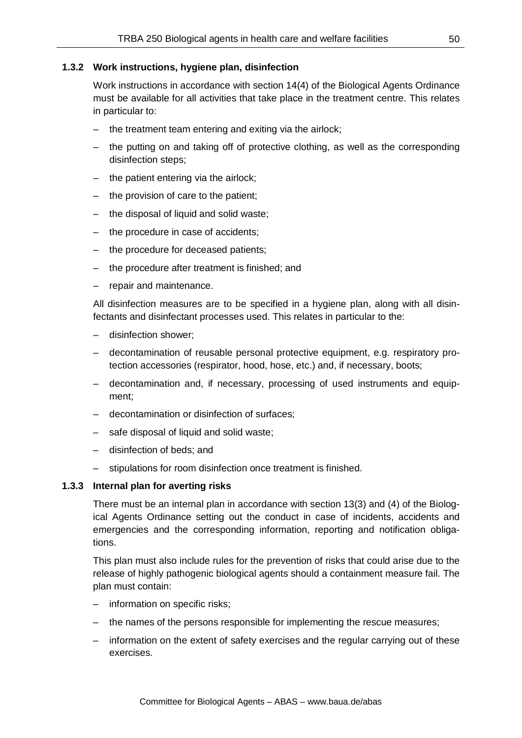### 1.3.2 Work instructions, hygiene plan, disinfection

Work instructions in accordance with section 14(4) of the Biological Agents Ordinance must be available for all activities that take place in the treatment centre. This relates in particular to:

- the treatment team entering and exiting via the airlock;
- the putting on and taking off of protective clothing, as well as the corresponding disinfection steps;
- the patient entering via the airlock;
- the provision of care to the patient;
- the disposal of liquid and solid waste;
- the procedure in case of accidents;
- the procedure for deceased patients;
- the procedure after treatment is finished; and
- repair and maintenance.

All disinfection measures are to be specified in a hygiene plan, along with all disinfectants and disinfectant processes used. This relates in particular to the:

- disinfection shower;
- decontamination of reusable personal protective equipment, e.g. respiratory protection accessories (respirator, hood, hose, etc.) and, if necessary, boots;
- decontamination and, if necessary, processing of used instruments and equipment;
- decontamination or disinfection of surfaces;
- safe disposal of liquid and solid waste;
- disinfection of beds; and
- stipulations for room disinfection once treatment is finished.

### 1.3.3 Internal plan for averting risks

There must be an internal plan in accordance with section 13(3) and (4) of the Biological Agents Ordinance setting out the conduct in case of incidents, accidents and emergencies and the corresponding information, reporting and notification obligations.

This plan must also include rules for the prevention of risks that could arise due to the release of highly pathogenic biological agents should a containment measure fail. The plan must contain:

- information on specific risks;
- the names of the persons responsible for implementing the rescue measures;
- information on the extent of safety exercises and the regular carrying out of these exercises.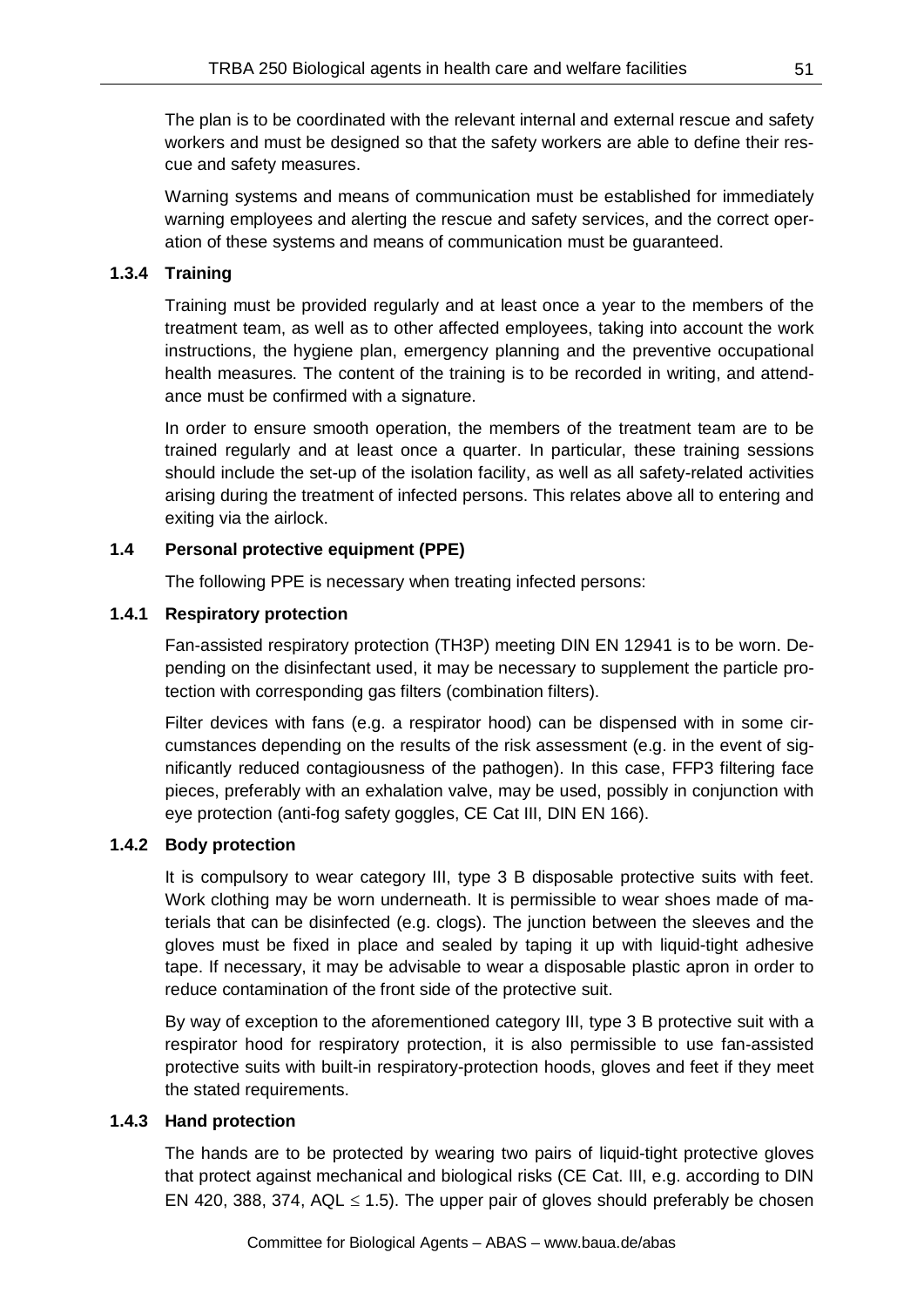The plan is to be coordinated with the relevant internal and external rescue and safety workers and must be designed so that the safety workers are able to define their rescue and safety measures.

Warning systems and means of communication must be established for immediately warning employees and alerting the rescue and safety services, and the correct operation of these systems and means of communication must be guaranteed.

### 1.3.4 Training

Training must be provided regularly and at least once a year to the members of the treatment team, as well as to other affected employees, taking into account the work instructions, the hygiene plan, emergency planning and the preventive occupational health measures. The content of the training is to be recorded in writing, and attendance must be confirmed with a signature.

In order to ensure smooth operation, the members of the treatment team are to be trained regularly and at least once a quarter. In particular, these training sessions should include the set-up of the isolation facility, as well as all safety-related activities arising during the treatment of infected persons. This relates above all to entering and exiting via the airlock.

## 1.4 Personal protective equipment (PPE)

The following PPE is necessary when treating infected persons:

### 1.4.1 Respiratory protection

Fan-assisted respiratory protection (TH3P) meeting DIN EN 12941 is to be worn. Depending on the disinfectant used, it may be necessary to supplement the particle protection with corresponding gas filters (combination filters).

Filter devices with fans (e.g. a respirator hood) can be dispensed with in some circumstances depending on the results of the risk assessment (e.g. in the event of significantly reduced contagiousness of the pathogen). In this case, FFP3 filtering face pieces, preferably with an exhalation valve, may be used, possibly in conjunction with eye protection (anti-fog safety goggles, CE Cat III, DIN EN 166).

### 1.4.2 Body protection

It is compulsory to wear category III, type 3 B disposable protective suits with feet. Work clothing may be worn underneath. It is permissible to wear shoes made of materials that can be disinfected (e.g. clogs). The junction between the sleeves and the gloves must be fixed in place and sealed by taping it up with liquid-tight adhesive tape. If necessary, it may be advisable to wear a disposable plastic apron in order to reduce contamination of the front side of the protective suit.

By way of exception to the aforementioned category III, type 3 B protective suit with a respirator hood for respiratory protection, it is also permissible to use fan-assisted protective suits with built-in respiratory-protection hoods, gloves and feet if they meet the stated requirements.

### 1.4.3 Hand protection

The hands are to be protected by wearing two pairs of liquid-tight protective gloves that protect against mechanical and biological risks (CE Cat. III, e.g. according to DIN EN 420, 388, 374, AQL $\leq$ 1.5). The upper pair of gloves should preferably be chosen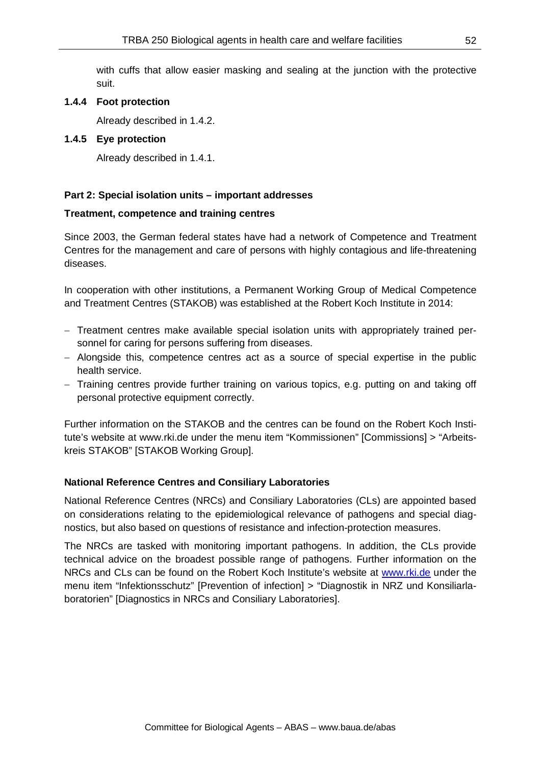with cuffs that allow easier masking and sealing at the junction with the protective suit.

### 1.4.4 Foot protection

Already described in 1.4.2.

### 1.4.5 Eye protection

Already described in 1.4.1.

## Part 2: Special isolation units – important addresses

### Treatment, competence and training centres

Since 2003, the German federal states have had a network of Competence and Treatment Centres for the management and care of persons with highly contagious and life-threatening diseases.

In cooperation with other institutions, a Permanent Working Group of Medical Competence and Treatment Centres (STAKOB) was established at the Robert Koch Institute in 2014:

- Treatment centres make available special isolation units with appropriately trained personnel for caring for persons suffering from diseases.
- Alongside this, competence centres act as a source of special expertise in the public health service.
- Training centres provide further training on various topics, e.g. putting on and taking off personal protective equipment correctly.

Further information on the STAKOB and the centres can be found on the Robert Koch Institute's website at www.rki.de under the menu item "Kommissionen" [Commissions] > "Arbeitskreis STAKOB" [STAKOB Working Group].

### National Reference Centres and Consiliary Laboratories

National Reference Centres (NRCs) and Consiliary Laboratories (CLs) are appointed based on considerations relating to the epidemiological relevance of pathogens and special diagnostics, but also based on questions of resistance and infection-protection measures.

The NRCs are tasked with monitoring important pathogens. In addition, the CLs provide technical advice on the broadest possible range of pathogens. Further information on the NRCs and CLs can be found on the Robert Koch Institute's website at www.rki.de under the menu item "Infektionsschutz" [Prevention of infection] > "Diagnostik in NRZ und Konsiliarlaboratorien" [Diagnostics in NRCs and Consiliary Laboratories].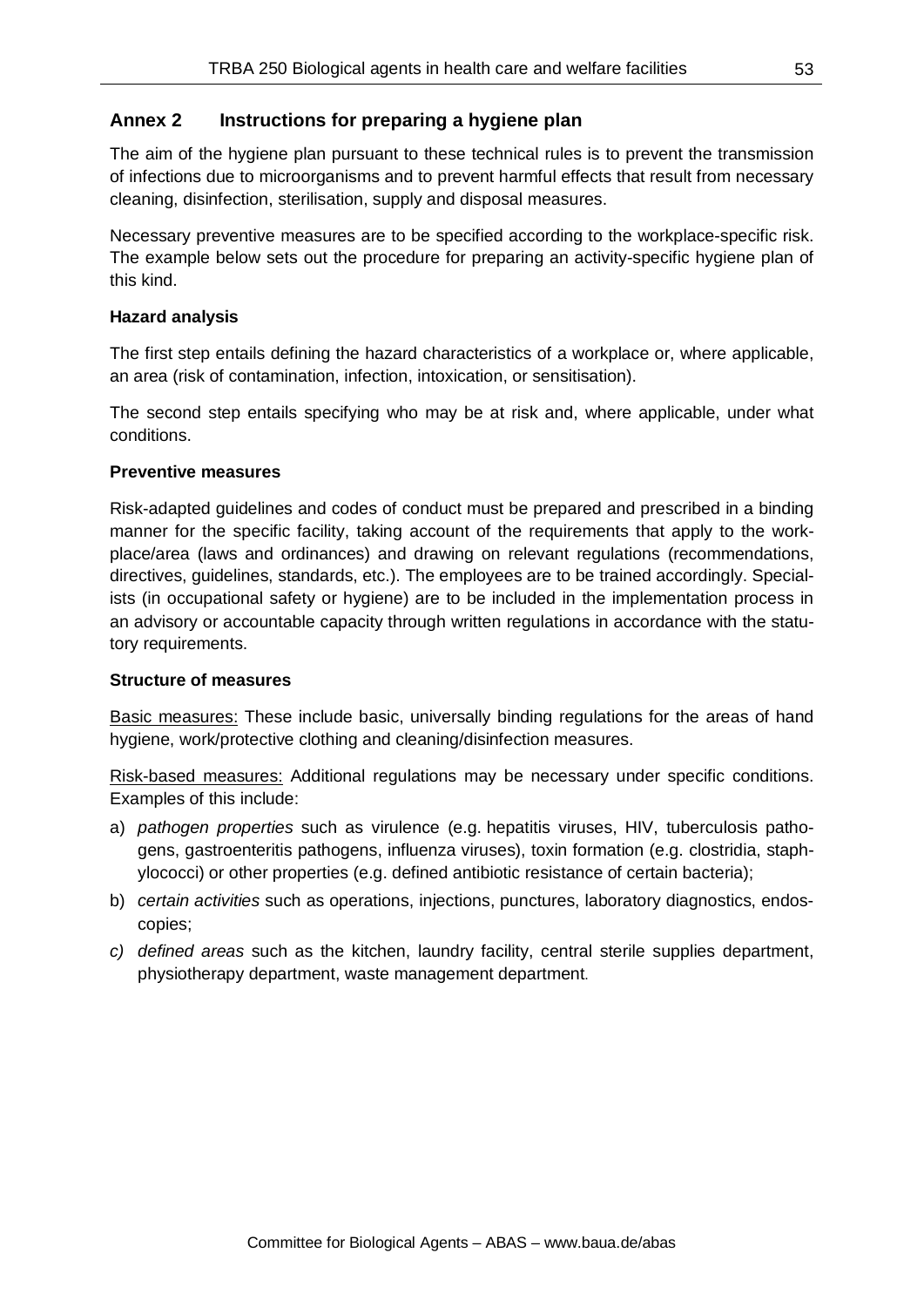## Annex 2 Instructions for preparing a hygiene plan

The aim of the hygiene plan pursuant to these technical rules is to prevent the transmission of infections due to microorganisms and to prevent harmful effects that result from necessary cleaning, disinfection, sterilisation, supply and disposal measures.

Necessary preventive measures are to be specified according to the workplace-specific risk. The example below sets out the procedure for preparing an activity-specific hygiene plan of this kind.

**Hazard analysis**

The first step entails defining the hazard characteristics of a workplace or, where applicable, an area (risk of contamination, infection, intoxication, or sensitisation).

The second step entails specifying who may be at risk and, where applicable, under what conditions.

**Preventive measures**

Risk-adapted guidelines and codes of conduct must be prepared and prescribed in a binding manner for the specific facility, taking account of the requirements that apply to the workplace/area (laws and ordinances) and drawing on relevant regulations (recommendations, directives, guidelines, standards, etc.). The employees are to be trained accordingly. Specialists (in occupational safety or hygiene) are to be included in the implementation process in an advisory or accountable capacity through written regulations in accordance with the statutory requirements.

**Structure of measures**

<u>Basic measures:</u> These include basic, universally binding regulations for the areas of hand hygiene, work/protective clothing and cleaning/disinfection measures.

<u>Risk-based measures:</u> Additional regulations may be necessary under specific conditions. Examples of this include:

a) *pathogen properties* such as virulence (e.g. hepatitis viruses, HIV, tuberculosis pathogens, gastroenteritis pathogens, influenza viruses), toxin formation (e.g. clostridia, staphylococci) or other properties (e.g. defined antibiotic resistance of certain bacteria);
b) *certain activities* such as operations, injections, punctures, laboratory diagnostics, endoscopies;
c) *defined areas* such as the kitchen, laundry facility, central sterile supplies department, physiotherapy department, waste management department.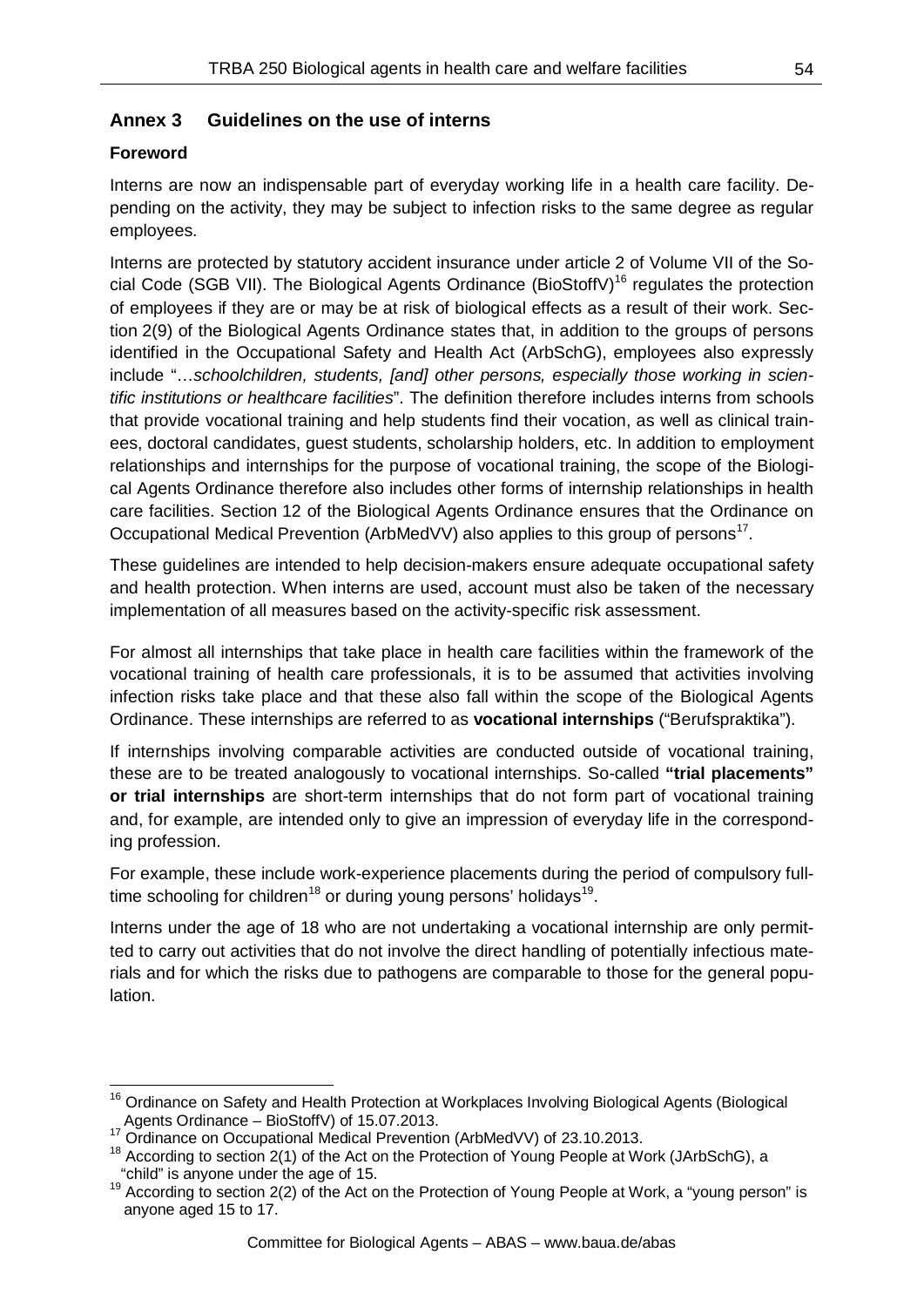## Annex 3 Guidelines on the use of interns

### Foreword

Interns are now an indispensable part of everyday working life in a health care facility. Depending on the activity, they may be subject to infection risks to the same degree as regular employees.

Interns are protected by statutory accident insurance under article 2 of Volume VII of the Social Code (SGB VII). The Biological Agents Ordinance (BioStoffV)[16] regulates the protection of employees if they are or may be at risk of biological effects as a result of their work. Section 2(9) of the Biological Agents Ordinance states that, in addition to the groups of persons identified in the Occupational Safety and Health Act (ArbSchG), employees also expressly include "…*schoolchildren, students, [and] other persons, especially those working in scientific institutions or healthcare facilities*". The definition therefore includes interns from schools that provide vocational training and help students find their vocation, as well as clinical trainees, doctoral candidates, guest students, scholarship holders, etc. In addition to employment relationships and internships for the purpose of vocational training, the scope of the Biological Agents Ordinance therefore also includes other forms of internship relationships in health care facilities. Section 12 of the Biological Agents Ordinance ensures that the Ordinance on Occupational Medical Prevention (ArbMedVV) also applies to this group of persons[17].

These guidelines are intended to help decision-makers ensure adequate occupational safety and health protection. When interns are used, account must also be taken of the necessary implementation of all measures based on the activity-specific risk assessment.

For almost all internships that take place in health care facilities within the framework of the vocational training of health care professionals, it is to be assumed that activities involving infection risks take place and that these also fall within the scope of the Biological Agents Ordinance. These internships are referred to as **vocational internships** ("Berufspraktika").

If internships involving comparable activities are conducted outside of vocational training, these are to be treated analogously to vocational internships. So-called **"trial placements" or trial internships** are short-term internships that do not form part of vocational training and, for example, are intended only to give an impression of everyday life in the corresponding profession.

For example, these include work-experience placements during the period of compulsory full-time schooling for children[18] or during young persons' holidays[19].

Interns under the age of 18 who are not undertaking a vocational internship are only permitted to carry out activities that do not involve the direct handling of potentially infectious materials and for which the risks due to pathogens are comparable to those for the general population.

---

[16] Ordinance on Safety and Health Protection at Workplaces Involving Biological Agents (Biological Agents Ordinance – BioStoffV) of 15.07.2013.

[17] Ordinance on Occupational Medical Prevention (ArbMedVV) of 23.10.2013.

[18] According to section 2(1) of the Act on the Protection of Young People at Work (JArbSchG), a "child" is anyone under the age of 15.

[19] According to section 2(2) of the Act on the Protection of Young People at Work, a "young person" is anyone aged 15 to 17.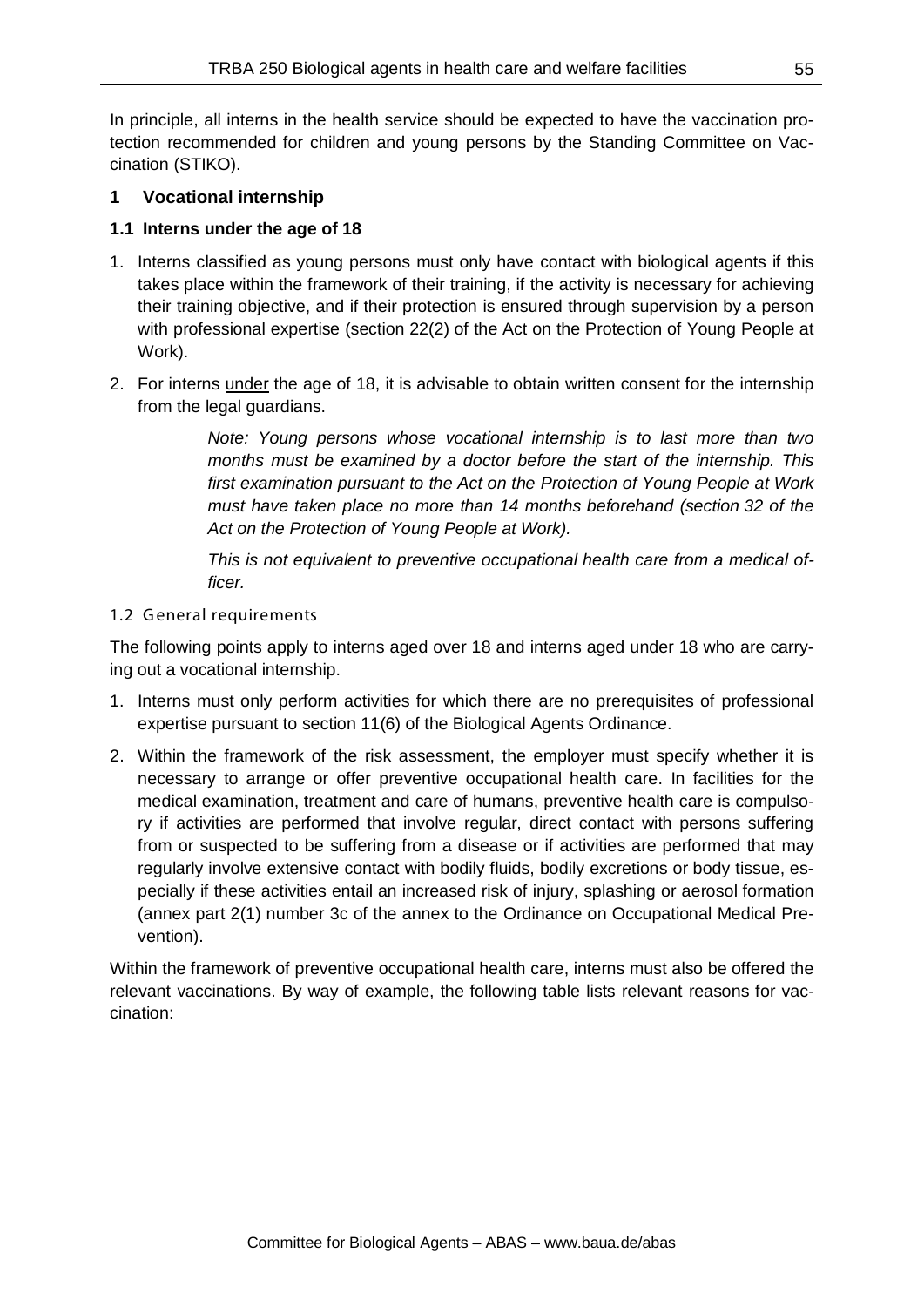In principle, all interns in the health service should be expected to have the vaccination protection recommended for children and young persons by the Standing Committee on Vaccination (STIKO).

## 1 Vocational internship

### 1.1 Interns under the age of 18

1. Interns classified as young persons must only have contact with biological agents if this takes place within the framework of their training, if the activity is necessary for achieving their training objective, and if their protection is ensured through supervision by a person with professional expertise (section 22(2) of the Act on the Protection of Young People at Work).
2. For interns under the age of 18, it is advisable to obtain written consent for the internship from the legal guardians.

> *Note: Young persons whose vocational internship is to last more than two months must be examined by a doctor before the start of the internship. This first examination pursuant to the Act on the Protection of Young People at Work must have taken place no more than 14 months beforehand (section 32 of the Act on the Protection of Young People at Work).*
>
> *This is not equivalent to preventive occupational health care from a medical officer.*

### 1.2 General requirements

The following points apply to interns aged over 18 and interns aged under 18 who are carrying out a vocational internship.

1. Interns must only perform activities for which there are no prerequisites of professional expertise pursuant to section 11(6) of the Biological Agents Ordinance.
2. Within the framework of the risk assessment, the employer must specify whether it is necessary to arrange or offer preventive occupational health care. In facilities for the medical examination, treatment and care of humans, preventive health care is compulsory if activities are performed that involve regular, direct contact with persons suffering from or suspected to be suffering from a disease or if activities are performed that may regularly involve extensive contact with bodily fluids, bodily excretions or body tissue, especially if these activities entail an increased risk of injury, splashing or aerosol formation (annex part 2(1) number 3c of the annex to the Ordinance on Occupational Medical Prevention).

Within the framework of preventive occupational health care, interns must also be offered the relevant vaccinations. By way of example, the following table lists relevant reasons for vaccination: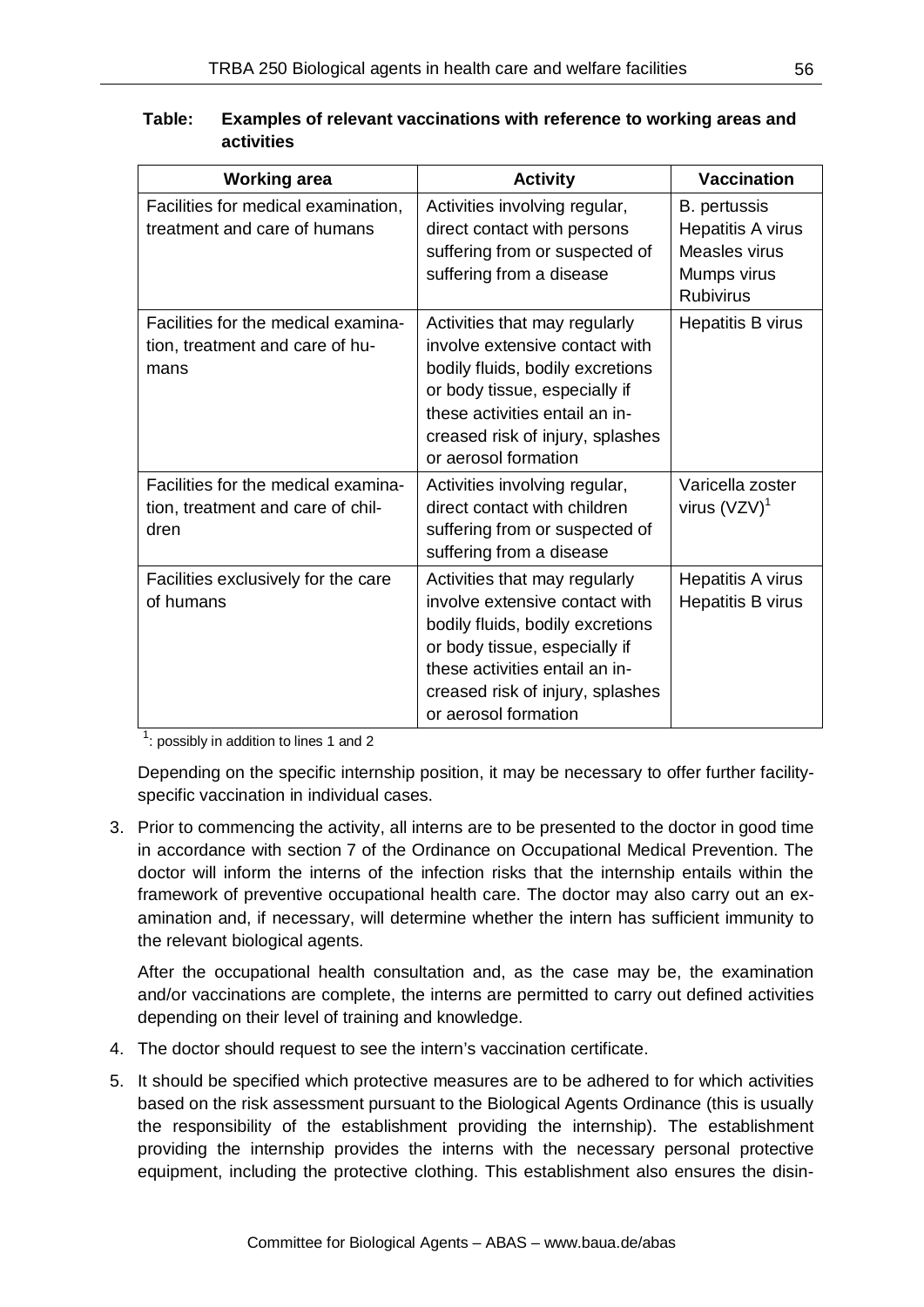**Table: Examples of relevant vaccinations with reference to working areas and activities**

| Working area | Activity | Vaccination |
|---|---|---|
| Facilities for medical examination, treatment and care of humans | Activities involving regular, direct contact with persons suffering from or suspected of suffering from a disease | B. pertussis<br>Hepatitis A virus<br>Measles virus<br>Mumps virus<br>Rubivirus |
| Facilities for the medical examination, treatment and care of humans | Activities that may regularly involve extensive contact with bodily fluids, bodily excretions or body tissue, especially if these activities entail an increased risk of injury, splashes or aerosol formation | Hepatitis B virus |
| Facilities for the medical examination, treatment and care of children | Activities involving regular, direct contact with children suffering from or suspected of suffering from a disease | Varicella zoster virus (VZV)[1] |
| Facilities exclusively for the care of humans | Activities that may regularly involve extensive contact with bodily fluids, bodily excretions or body tissue, especially if these activities entail an increased risk of injury, splashes or aerosol formation | Hepatitis A virus<br>Hepatitis B virus |

[1]: possibly in addition to lines 1 and 2

Depending on the specific internship position, it may be necessary to offer further facility-specific vaccination in individual cases.

3. Prior to commencing the activity, all interns are to be presented to the doctor in good time in accordance with section 7 of the Ordinance on Occupational Medical Prevention. The doctor will inform the interns of the infection risks that the internship entails within the framework of preventive occupational health care. The doctor may also carry out an examination and, if necessary, will determine whether the intern has sufficient immunity to the relevant biological agents.

   After the occupational health consultation and, as the case may be, the examination and/or vaccinations are complete, the interns are permitted to carry out defined activities depending on their level of training and knowledge.

4. The doctor should request to see the intern's vaccination certificate.

5. It should be specified which protective measures are to be adhered to for which activities based on the risk assessment pursuant to the Biological Agents Ordinance (this is usually the responsibility of the establishment providing the internship). The establishment providing the internship provides the interns with the necessary personal protective equipment, including the protective clothing. This establishment also ensures the disin-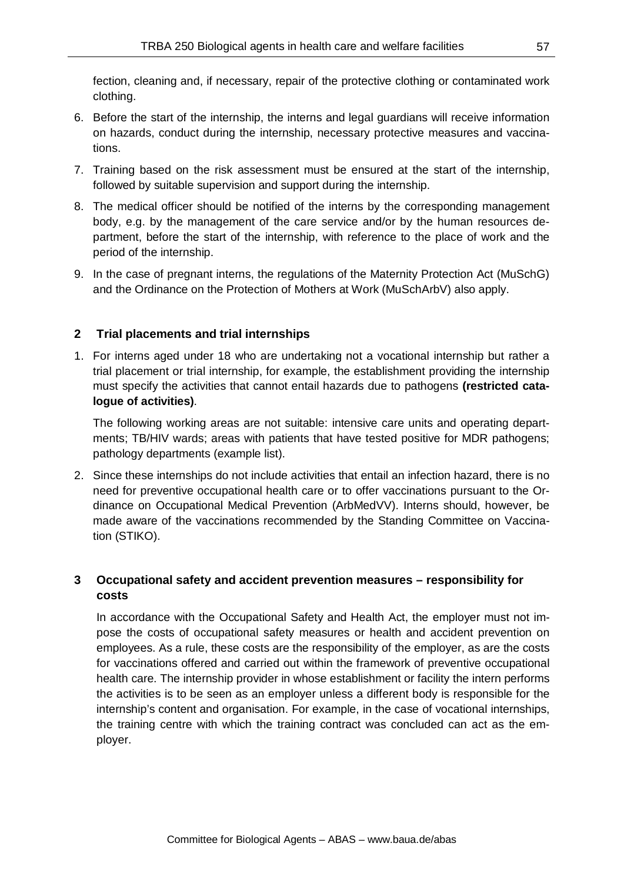fection, cleaning and, if necessary, repair of the protective clothing or contaminated work clothing.

6. Before the start of the internship, the interns and legal guardians will receive information on hazards, conduct during the internship, necessary protective measures and vaccinations.
7. Training based on the risk assessment must be ensured at the start of the internship, followed by suitable supervision and support during the internship.
8. The medical officer should be notified of the interns by the corresponding management body, e.g. by the management of the care service and/or by the human resources department, before the start of the internship, with reference to the place of work and the period of the internship.
9. In the case of pregnant interns, the regulations of the Maternity Protection Act (MuSchG) and the Ordinance on the Protection of Mothers at Work (MuSchArbV) also apply.

## 2 Trial placements and trial internships

1. For interns aged under 18 who are undertaking not a vocational internship but rather a trial placement or trial internship, for example, the establishment providing the internship must specify the activities that cannot entail hazards due to pathogens **(restricted catalogue of activities)**.

   The following working areas are not suitable: intensive care units and operating departments; TB/HIV wards; areas with patients that have tested positive for MDR pathogens; pathology departments (example list).

2. Since these internships do not include activities that entail an infection hazard, there is no need for preventive occupational health care or to offer vaccinations pursuant to the Ordinance on Occupational Medical Prevention (ArbMedVV). Interns should, however, be made aware of the vaccinations recommended by the Standing Committee on Vaccination (STIKO).

## 3 Occupational safety and accident prevention measures – responsibility for costs

In accordance with the Occupational Safety and Health Act, the employer must not impose the costs of occupational safety measures or health and accident prevention on employees. As a rule, these costs are the responsibility of the employer, as are the costs for vaccinations offered and carried out within the framework of preventive occupational health care. The internship provider in whose establishment or facility the intern performs the activities is to be seen as an employer unless a different body is responsible for the internship's content and organisation. For example, in the case of vocational internships, the training centre with which the training contract was concluded can act as the employer.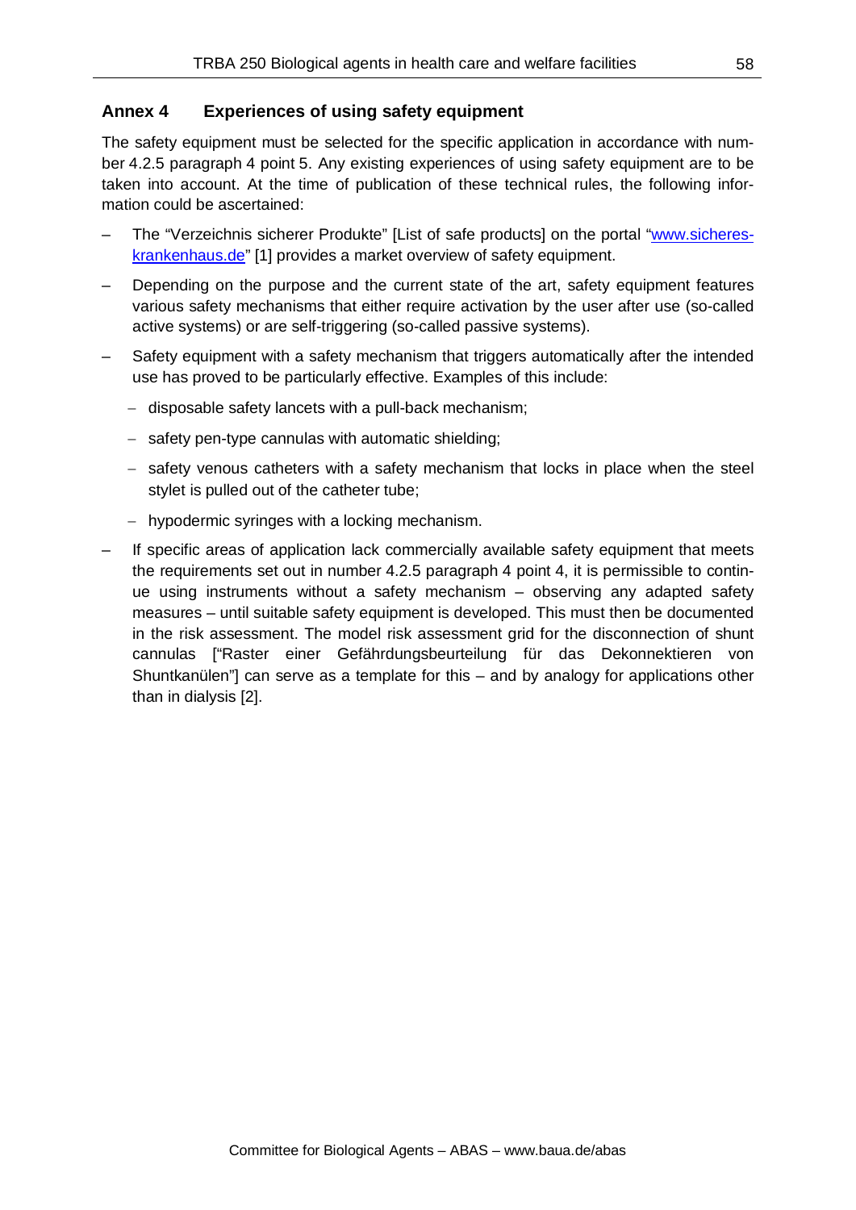## Annex 4 Experiences of using safety equipment

The safety equipment must be selected for the specific application in accordance with number 4.2.5 paragraph 4 point 5. Any existing experiences of using safety equipment are to be taken into account. At the time of publication of these technical rules, the following information could be ascertained:

- The "Verzeichnis sicherer Produkte" [List of safe products] on the portal "www.sicheres-krankenhaus.de" [1] provides a market overview of safety equipment.
- Depending on the purpose and the current state of the art, safety equipment features various safety mechanisms that either require activation by the user after use (so-called active systems) or are self-triggering (so-called passive systems).
- Safety equipment with a safety mechanism that triggers automatically after the intended use has proved to be particularly effective. Examples of this include:
  - disposable safety lancets with a pull-back mechanism;
  - safety pen-type cannulas with automatic shielding;
  - safety venous catheters with a safety mechanism that locks in place when the steel stylet is pulled out of the catheter tube;
  - hypodermic syringes with a locking mechanism.
- If specific areas of application lack commercially available safety equipment that meets the requirements set out in number 4.2.5 paragraph 4 point 4, it is permissible to continue using instruments without a safety mechanism – observing any adapted safety measures – until suitable safety equipment is developed. This must then be documented in the risk assessment. The model risk assessment grid for the disconnection of shunt cannulas ["Raster einer Gefährdungsbeurteilung für das Dekonnektieren von Shuntkanülen"] can serve as a template for this – and by analogy for applications other than in dialysis [2].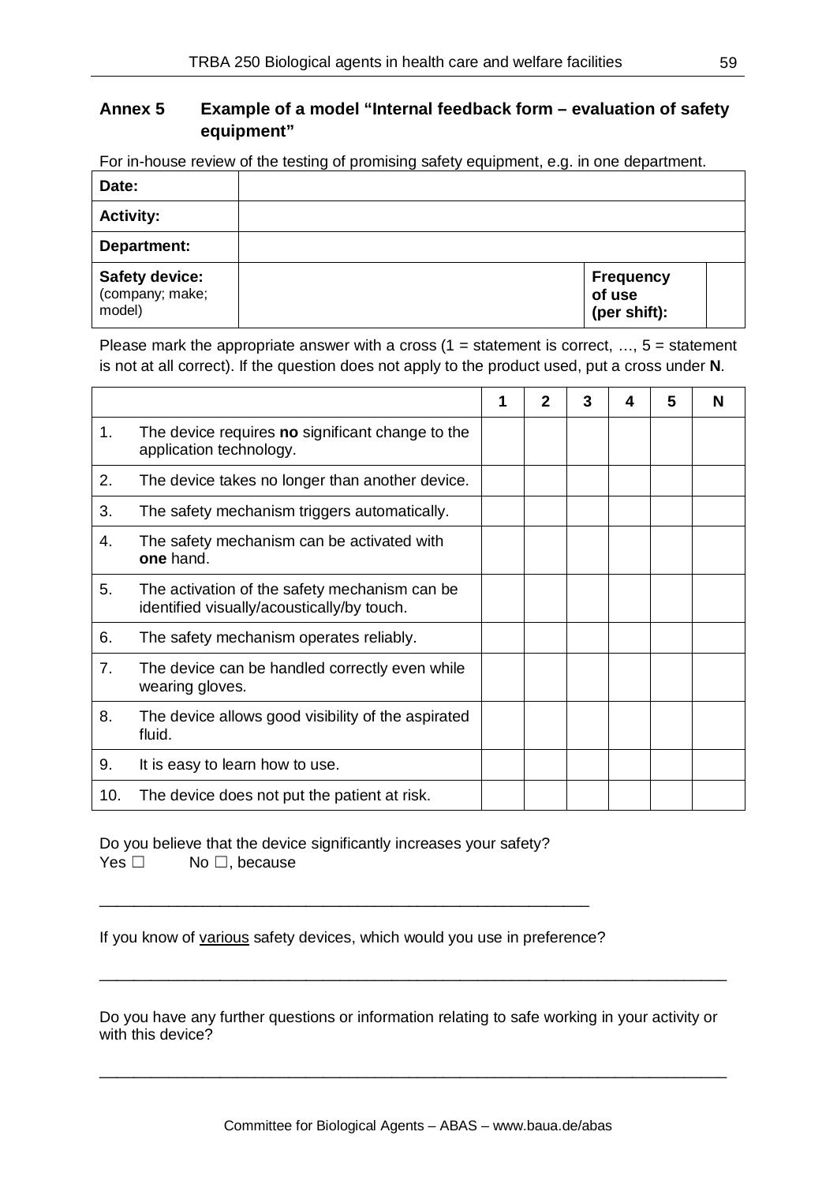## Annex 5 Example of a model "Internal feedback form – evaluation of safety equipment"

For in-house review of the testing of promising safety equipment, e.g. in one department.

| | | | |
|---|---|---|---|
| **Date:** | | | |
| **Activity:** | | | |
| **Department:** | | | |
| **Safety device:** (company; make; model) | | **Frequency of use (per shift):** | |

Please mark the appropriate answer with a cross (1 = statement is correct, …, 5 = statement is not at all correct). If the question does not apply to the product used, put a cross under **N**.

| | | 1 | 2 | 3 | 4 | 5 | N |
|---|---|---|---|---|---|---|---|
| 1. | The device requires **no** significant change to the application technology. | | | | | | |
| 2. | The device takes no longer than another device. | | | | | | |
| 3. | The safety mechanism triggers automatically. | | | | | | |
| 4. | The safety mechanism can be activated with **one** hand. | | | | | | |
| 5. | The activation of the safety mechanism can be identified visually/acoustically/by touch. | | | | | | |
| 6. | The safety mechanism operates reliably. | | | | | | |
| 7. | The device can be handled correctly even while wearing gloves. | | | | | | |
| 8. | The device allows good visibility of the aspirated fluid. | | | | | | |
| 9. | It is easy to learn how to use. | | | | | | |
| 10. | The device does not put the patient at risk. | | | | | | |

Do you believe that the device significantly increases your safety?
Yes ☐ No ☐, because

_______________________________________________________

If you know of <u>various</u> safety devices, which would you use in preference?

_______________________________________________________________________

Do you have any further questions or information relating to safe working in your activity or with this device?

_______________________________________________________________________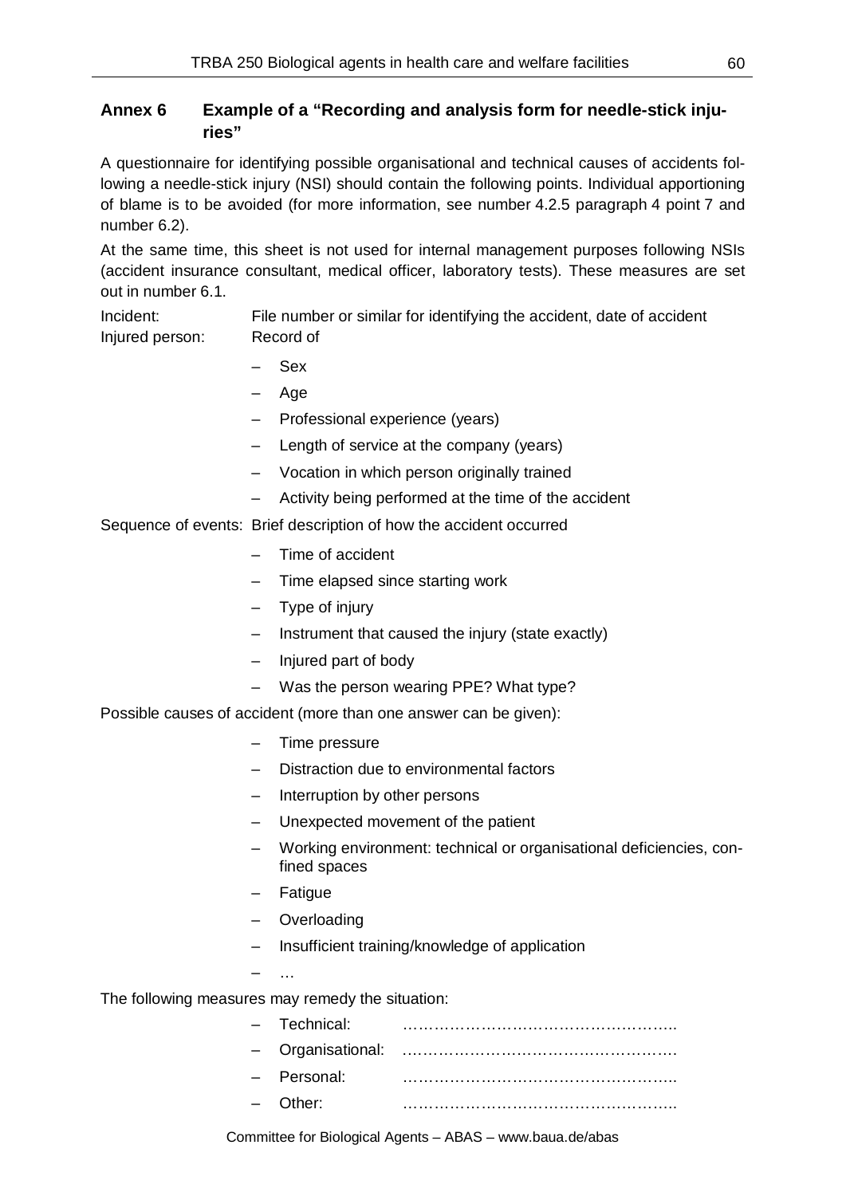## Annex 6 Example of a "Recording and analysis form for needle-stick injuries"

A questionnaire for identifying possible organisational and technical causes of accidents following a needle-stick injury (NSI) should contain the following points. Individual apportioning of blame is to be avoided (for more information, see number 4.2.5 paragraph 4 point 7 and number 6.2).

At the same time, this sheet is not used for internal management purposes following NSIs (accident insurance consultant, medical officer, laboratory tests). These measures are set out in number 6.1.

Incident: File number or similar for identifying the accident, date of accident

Injured person: Record of

- Sex
- Age
- Professional experience (years)
- Length of service at the company (years)
- Vocation in which person originally trained
- Activity being performed at the time of the accident

Sequence of events: Brief description of how the accident occurred

- Time of accident
- Time elapsed since starting work
- Type of injury
- Instrument that caused the injury (state exactly)
- Injured part of body
- Was the person wearing PPE? What type?

Possible causes of accident (more than one answer can be given):

- Time pressure
- Distraction due to environmental factors
- Interruption by other persons
- Unexpected movement of the patient
- Working environment: technical or organisational deficiencies, confined spaces
- Fatigue
- Overloading
- Insufficient training/knowledge of application
- …

The following measures may remedy the situation:

- Technical: ……………………………………………..
- Organisational: …………………………………………….
- Personal: ……………………………………………..
- Other: ……………………………………………..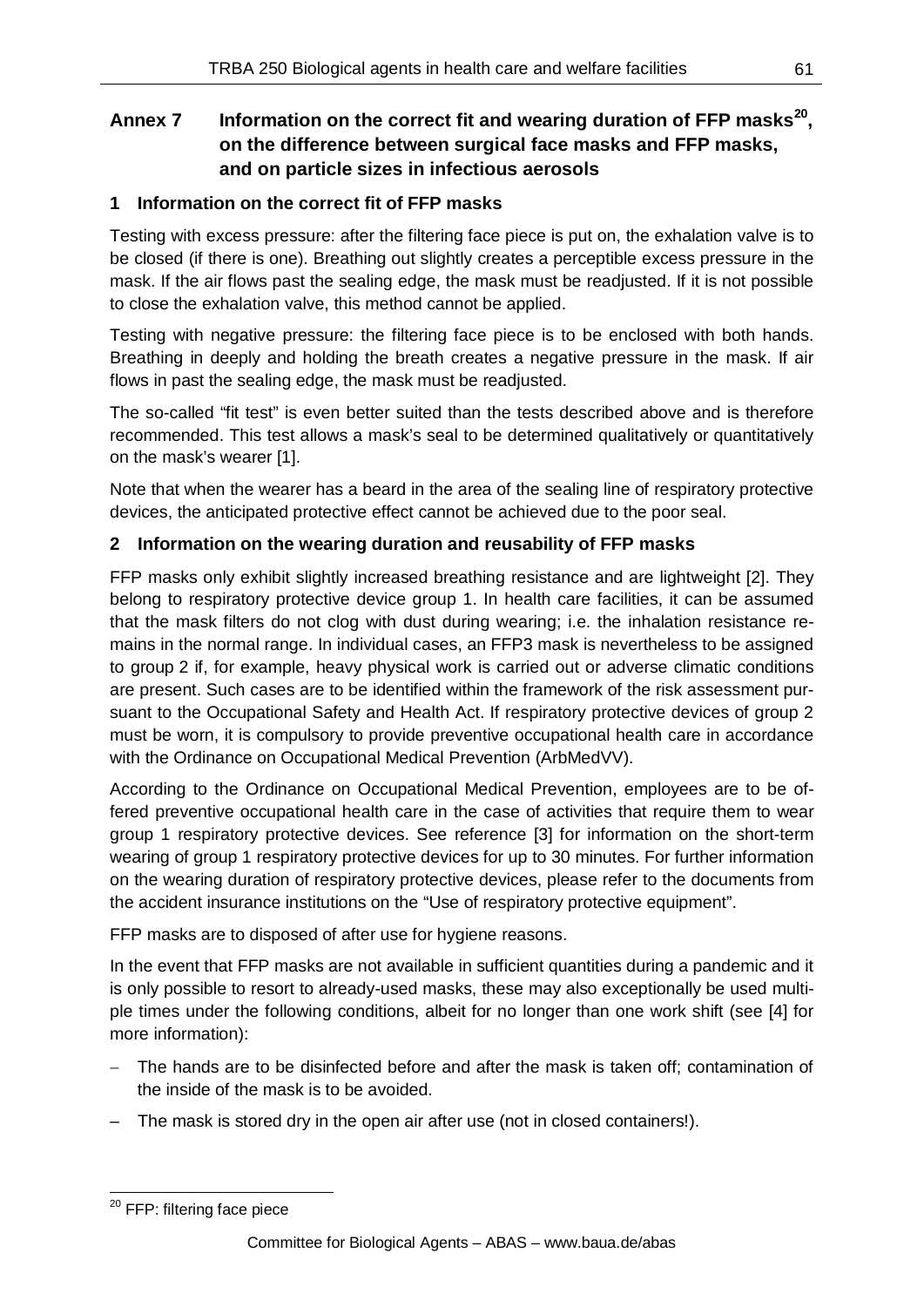# Annex 7 Information on the correct fit and wearing duration of FFP masks[20], on the difference between surgical face masks and FFP masks, and on particle sizes in infectious aerosols

## 1 Information on the correct fit of FFP masks

Testing with excess pressure: after the filtering face piece is put on, the exhalation valve is to be closed (if there is one). Breathing out slightly creates a perceptible excess pressure in the mask. If the air flows past the sealing edge, the mask must be readjusted. If it is not possible to close the exhalation valve, this method cannot be applied.

Testing with negative pressure: the filtering face piece is to be enclosed with both hands. Breathing in deeply and holding the breath creates a negative pressure in the mask. If air flows in past the sealing edge, the mask must be readjusted.

The so-called "fit test" is even better suited than the tests described above and is therefore recommended. This test allows a mask's seal to be determined qualitatively or quantitatively on the mask's wearer [1].

Note that when the wearer has a beard in the area of the sealing line of respiratory protective devices, the anticipated protective effect cannot be achieved due to the poor seal.

## 2 Information on the wearing duration and reusability of FFP masks

FFP masks only exhibit slightly increased breathing resistance and are lightweight [2]. They belong to respiratory protective device group 1. In health care facilities, it can be assumed that the mask filters do not clog with dust during wearing; i.e. the inhalation resistance remains in the normal range. In individual cases, an FFP3 mask is nevertheless to be assigned to group 2 if, for example, heavy physical work is carried out or adverse climatic conditions are present. Such cases are to be identified within the framework of the risk assessment pursuant to the Occupational Safety and Health Act. If respiratory protective devices of group 2 must be worn, it is compulsory to provide preventive occupational health care in accordance with the Ordinance on Occupational Medical Prevention (ArbMedVV).

According to the Ordinance on Occupational Medical Prevention, employees are to be offered preventive occupational health care in the case of activities that require them to wear group 1 respiratory protective devices. See reference [3] for information on the short-term wearing of group 1 respiratory protective devices for up to 30 minutes. For further information on the wearing duration of respiratory protective devices, please refer to the documents from the accident insurance institutions on the "Use of respiratory protective equipment".

FFP masks are to disposed of after use for hygiene reasons.

In the event that FFP masks are not available in sufficient quantities during a pandemic and it is only possible to resort to already-used masks, these may also exceptionally be used multiple times under the following conditions, albeit for no longer than one work shift (see [4] for more information):

- The hands are to be disinfected before and after the mask is taken off; contamination of the inside of the mask is to be avoided.
- The mask is stored dry in the open air after use (not in closed containers!).

[20] FFP: filtering face piece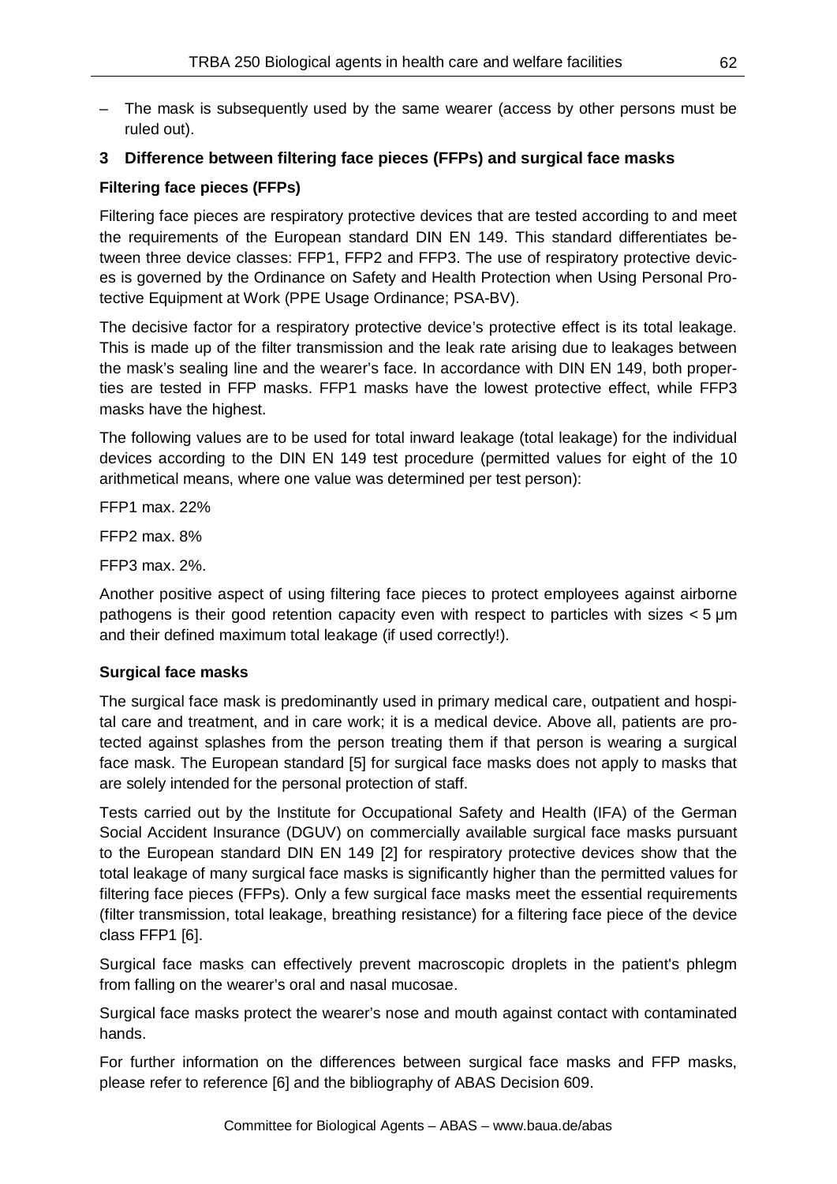– The mask is subsequently used by the same wearer (access by other persons must be ruled out).

## 3 Difference between filtering face pieces (FFPs) and surgical face masks

### Filtering face pieces (FFPs)

Filtering face pieces are respiratory protective devices that are tested according to and meet the requirements of the European standard DIN EN 149. This standard differentiates between three device classes: FFP1, FFP2 and FFP3. The use of respiratory protective devices is governed by the Ordinance on Safety and Health Protection when Using Personal Protective Equipment at Work (PPE Usage Ordinance; PSA-BV).

The decisive factor for a respiratory protective device's protective effect is its total leakage. This is made up of the filter transmission and the leak rate arising due to leakages between the mask's sealing line and the wearer's face. In accordance with DIN EN 149, both properties are tested in FFP masks. FFP1 masks have the lowest protective effect, while FFP3 masks have the highest.

The following values are to be used for total inward leakage (total leakage) for the individual devices according to the DIN EN 149 test procedure (permitted values for eight of the 10 arithmetical means, where one value was determined per test person):

FFP1 max. 22%

FFP2 max. 8%

FFP3 max. 2%.

Another positive aspect of using filtering face pieces to protect employees against airborne pathogens is their good retention capacity even with respect to particles with sizes < 5 µm and their defined maximum total leakage (if used correctly!).

### Surgical face masks

The surgical face mask is predominantly used in primary medical care, outpatient and hospital care and treatment, and in care work; it is a medical device. Above all, patients are protected against splashes from the person treating them if that person is wearing a surgical face mask. The European standard [5] for surgical face masks does not apply to masks that are solely intended for the personal protection of staff.

Tests carried out by the Institute for Occupational Safety and Health (IFA) of the German Social Accident Insurance (DGUV) on commercially available surgical face masks pursuant to the European standard DIN EN 149 [2] for respiratory protective devices show that the total leakage of many surgical face masks is significantly higher than the permitted values for filtering face pieces (FFPs). Only a few surgical face masks meet the essential requirements (filter transmission, total leakage, breathing resistance) for a filtering face piece of the device class FFP1 [6].

Surgical face masks can effectively prevent macroscopic droplets in the patient's phlegm from falling on the wearer's oral and nasal mucosae.

Surgical face masks protect the wearer's nose and mouth against contact with contaminated hands.

For further information on the differences between surgical face masks and FFP masks, please refer to reference [6] and the bibliography of ABAS Decision 609.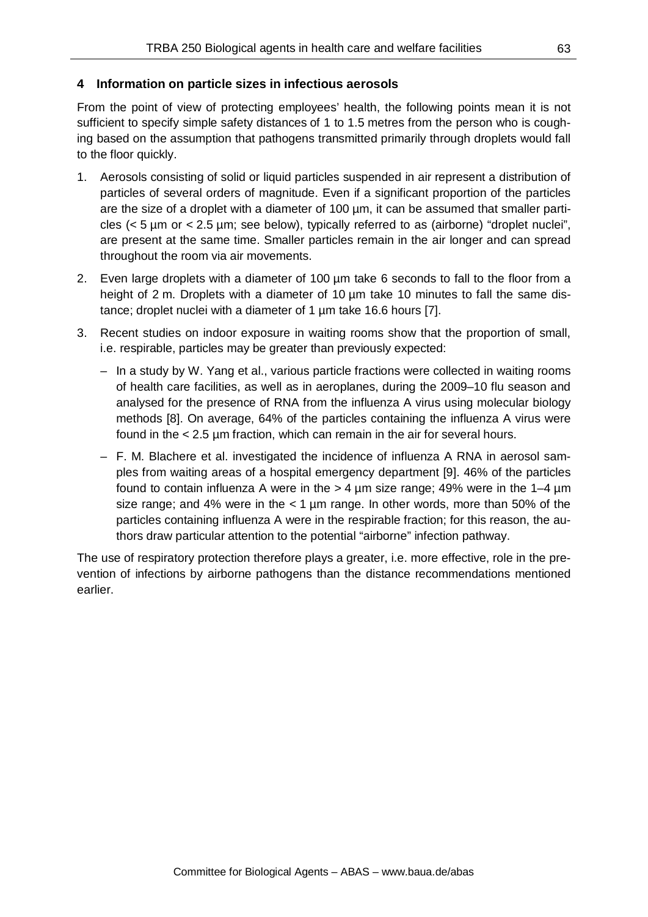## 4 Information on particle sizes in infectious aerosols

From the point of view of protecting employees' health, the following points mean it is not sufficient to specify simple safety distances of 1 to 1.5 metres from the person who is coughing based on the assumption that pathogens transmitted primarily through droplets would fall to the floor quickly.

1. Aerosols consisting of solid or liquid particles suspended in air represent a distribution of particles of several orders of magnitude. Even if a significant proportion of the particles are the size of a droplet with a diameter of 100 µm, it can be assumed that smaller particles (< 5 µm or < 2.5 µm; see below), typically referred to as (airborne) "droplet nuclei", are present at the same time. Smaller particles remain in the air longer and can spread throughout the room via air movements.
2. Even large droplets with a diameter of 100 µm take 6 seconds to fall to the floor from a height of 2 m. Droplets with a diameter of 10 µm take 10 minutes to fall the same distance; droplet nuclei with a diameter of 1 µm take 16.6 hours [7].
3. Recent studies on indoor exposure in waiting rooms show that the proportion of small, i.e. respirable, particles may be greater than previously expected:
   - In a study by W. Yang et al., various particle fractions were collected in waiting rooms of health care facilities, as well as in aeroplanes, during the 2009–10 flu season and analysed for the presence of RNA from the influenza A virus using molecular biology methods [8]. On average, 64% of the particles containing the influenza A virus were found in the < 2.5 µm fraction, which can remain in the air for several hours.
   - F. M. Blachere et al. investigated the incidence of influenza A RNA in aerosol samples from waiting areas of a hospital emergency department [9]. 46% of the particles found to contain influenza A were in the > 4 µm size range; 49% were in the 1–4 µm size range; and 4% were in the < 1 µm range. In other words, more than 50% of the particles containing influenza A were in the respirable fraction; for this reason, the authors draw particular attention to the potential "airborne" infection pathway.

The use of respiratory protection therefore plays a greater, i.e. more effective, role in the prevention of infections by airborne pathogens than the distance recommendations mentioned earlier.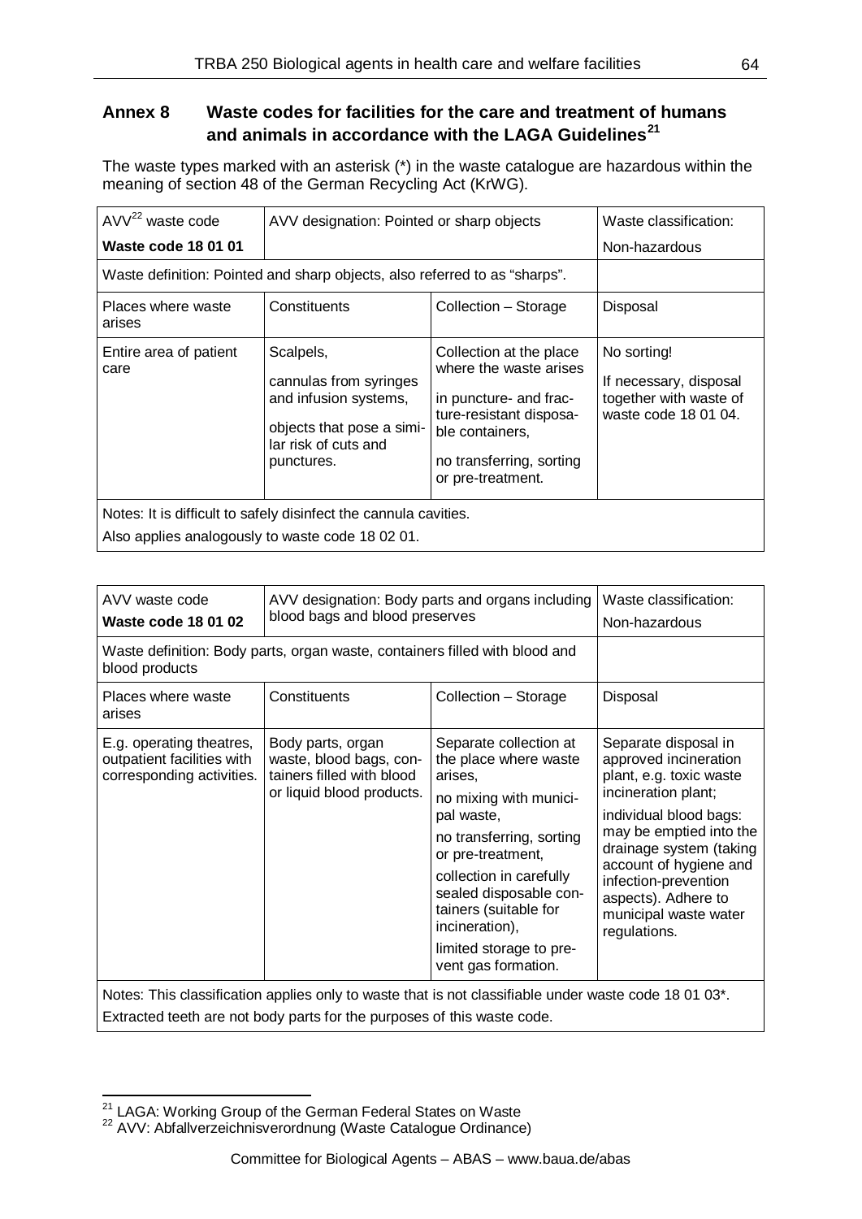## Annex 8 Waste codes for facilities for the care and treatment of humans and animals in accordance with the LAGA Guidelines[21]

The waste types marked with an asterisk (*) in the waste catalogue are hazardous within the meaning of section 48 of the German Recycling Act (KrWG).

| AVV[22] waste code<br>**Waste code 18 01 01** | AVV designation: Pointed or sharp objects | | Waste classification:<br>Non-hazardous |
|---|---|---|---|
| Waste definition: Pointed and sharp objects, also referred to as "sharps". | | | |
| Places where waste arises | Constituents | Collection – Storage | Disposal |
| Entire area of patient care | Scalpels,<br>cannulas from syringes and infusion systems,<br>objects that pose a similar risk of cuts and punctures. | Collection at the place where the waste arises<br>in puncture- and fracture-resistant disposable containers,<br>no transferring, sorting or pre-treatment. | No sorting!<br>If necessary, disposal together with waste of waste code 18 01 04. |
| Notes: It is difficult to safely disinfect the cannula cavities.<br>Also applies analogously to waste code 18 02 01. | | | |

| AVV waste code<br>**Waste code 18 01 02** | AVV designation: Body parts and organs including blood bags and blood preserves | | Waste classification:<br>Non-hazardous |
|---|---|---|---|
| Waste definition: Body parts, organ waste, containers filled with blood and blood products | | | |
| Places where waste arises | Constituents | Collection – Storage | Disposal |
| E.g. operating theatres, outpatient facilities with corresponding activities. | Body parts, organ waste, blood bags, containers filled with blood or liquid blood products. | Separate collection at the place where waste arises,<br>no mixing with municipal waste,<br>no transferring, sorting or pre-treatment,<br>collection in carefully sealed disposable containers (suitable for incineration),<br>limited storage to prevent gas formation. | Separate disposal in approved incineration plant, e.g. toxic waste incineration plant;<br>individual blood bags: may be emptied into the drainage system (taking account of hygiene and infection-prevention aspects). Adhere to municipal waste water regulations. |
| Notes: This classification applies only to waste that is not classifiable under waste code 18 01 03*.<br>Extracted teeth are not body parts for the purposes of this waste code. | | | |

[21] LAGA: Working Group of the German Federal States on Waste
[22] AVV: Abfallverzeichnisverordnung (Waste Catalogue Ordinance)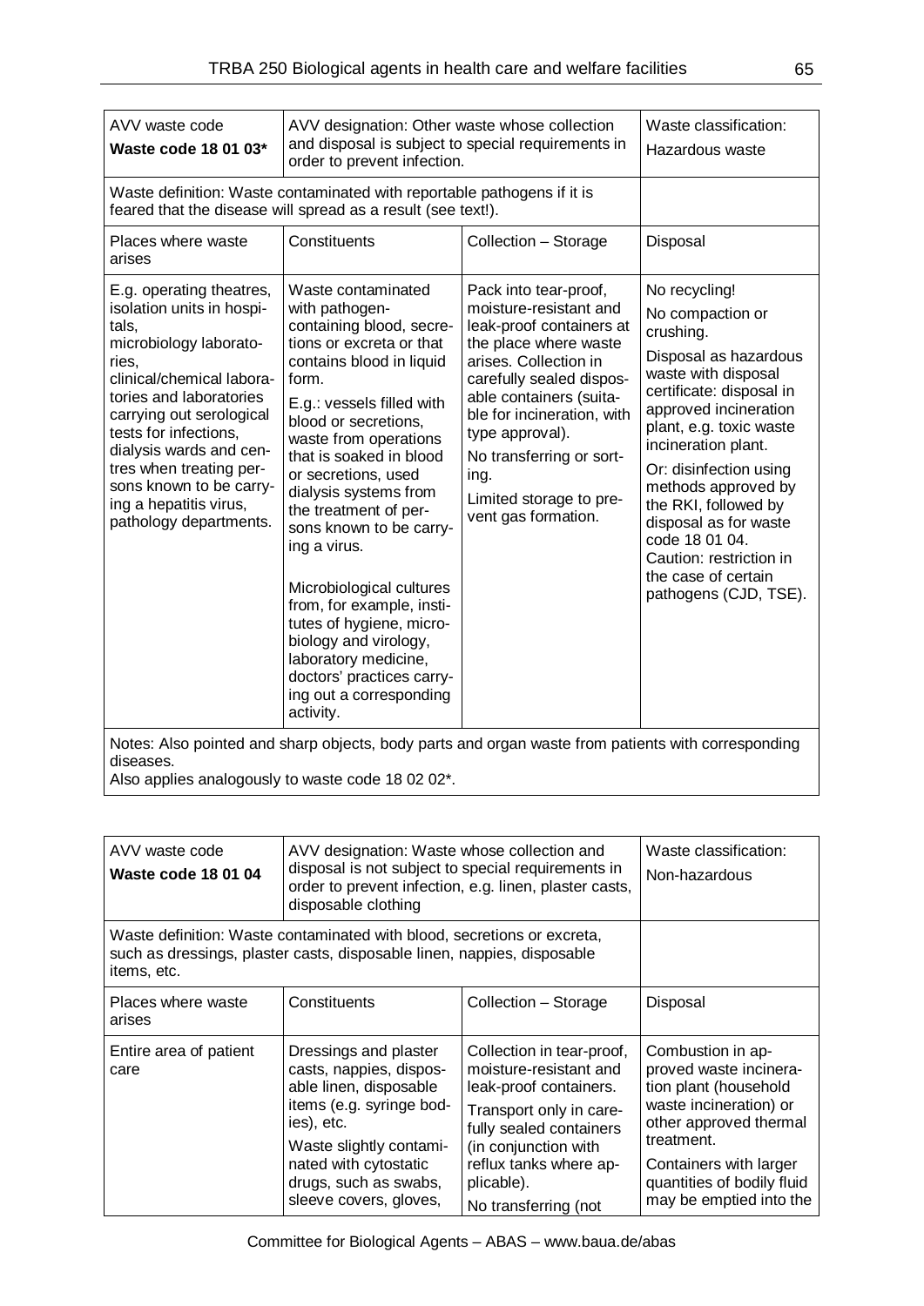| AVV waste code<br>**Waste code 18 01 03*** | AVV designation: Other waste whose collection and disposal is subject to special requirements in order to prevent infection. | | Waste classification:<br>Hazardous waste |
|---|---|---|---|
| Waste definition: Waste contaminated with reportable pathogens if it is feared that the disease will spread as a result (see text!). | | | |
| Places where waste arises | Constituents | Collection – Storage | Disposal |
| E.g. operating theatres, isolation units in hospitals, microbiology laboratories, clinical/chemical laboratories and laboratories carrying out serological tests for infections, dialysis wards and centres when treating persons known to be carrying a hepatitis virus, pathology departments. | Waste contaminated with pathogen-containing blood, secretions or excreta or that contains blood in liquid form.<br>E.g.: vessels filled with blood or secretions, waste from operations that is soaked in blood or secretions, used dialysis systems from the treatment of persons known to be carrying a virus.<br><br>Microbiological cultures from, for example, institutes of hygiene, microbiology and virology, laboratory medicine, doctors' practices carrying out a corresponding activity. | Pack into tear-proof, moisture-resistant and leak-proof containers at the place where waste arises. Collection in carefully sealed disposable containers (suitable for incineration, with type approval).<br>No transferring or sorting.<br>Limited storage to prevent gas formation. | No recycling!<br>No compaction or crushing.<br>Disposal as hazardous waste with disposal certificate: disposal in approved incineration plant, e.g. toxic waste incineration plant.<br>Or: disinfection using methods approved by the RKI, followed by disposal as for waste code 18 01 04.<br>Caution: restriction in the case of certain pathogens (CJD, TSE). |
| Notes: Also pointed and sharp objects, body parts and organ waste from patients with corresponding diseases.<br>Also applies analogously to waste code 18 02 02*. | | | |

| AVV waste code<br>**Waste code 18 01 04** | AVV designation: Waste whose collection and disposal is not subject to special requirements in order to prevent infection, e.g. linen, plaster casts, disposable clothing | | Waste classification:<br>Non-hazardous |
|---|---|---|---|
| Waste definition: Waste contaminated with blood, secretions or excreta, such as dressings, plaster casts, disposable linen, nappies, disposable items, etc. | | | |
| Places where waste arises | Constituents | Collection – Storage | Disposal |
| Entire area of patient care | Dressings and plaster casts, nappies, disposable linen, disposable items (e.g. syringe bodies), etc.<br>Waste slightly contaminated with cytostatic drugs, such as swabs, sleeve covers, gloves, | Collection in tear-proof, moisture-resistant and leak-proof containers.<br>Transport only in carefully sealed containers (in conjunction with reflux tanks where applicable).<br>No transferring (not | Combustion in approved waste incineration plant (household waste incineration) or other approved thermal treatment.<br>Containers with larger quantities of bodily fluid may be emptied into the |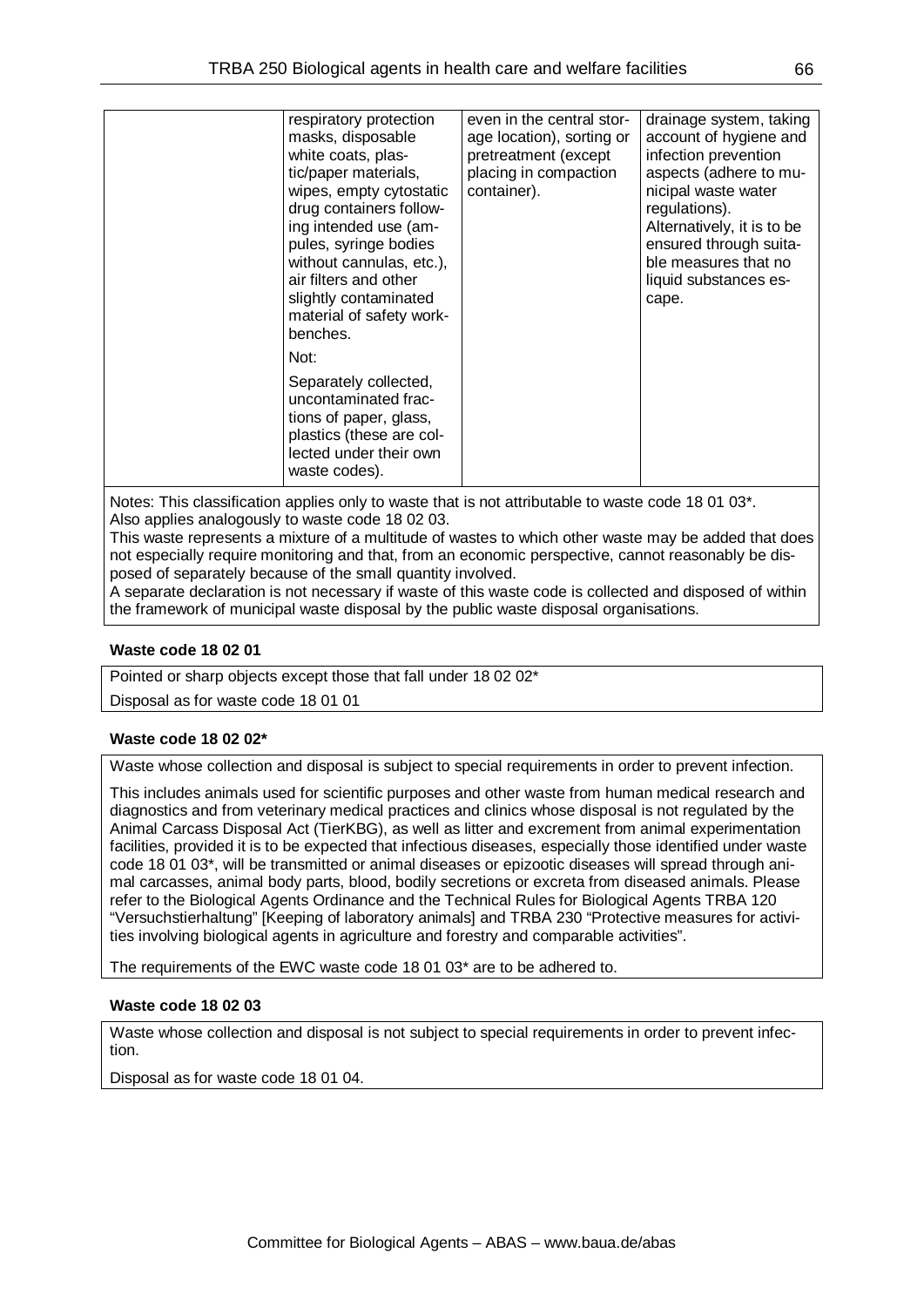| | | | |
|---|---|---|---|
| | respiratory protection masks, disposable white coats, plastic/paper materials, wipes, empty cytostatic drug containers following intended use (ampules, syringe bodies without cannulas, etc.), air filters and other slightly contaminated material of safety workbenches.<br><br>Not:<br><br>Separately collected, uncontaminated fractions of paper, glass, plastics (these are collected under their own waste codes). | even in the central storage location), sorting or pretreatment (except placing in compaction container). | drainage system, taking account of hygiene and infection prevention aspects (adhere to municipal waste water regulations). Alternatively, it is to be ensured through suitable measures that no liquid substances escape. |

Notes: This classification applies only to waste that is not attributable to waste code 18 01 03*. Also applies analogously to waste code 18 02 03.
This waste represents a mixture of a multitude of wastes to which other waste may be added that does not especially require monitoring and that, from an economic perspective, cannot reasonably be disposed of separately because of the small quantity involved.
A separate declaration is not necessary if waste of this waste code is collected and disposed of within the framework of municipal waste disposal by the public waste disposal organisations.

**Waste code 18 02 01**

Pointed or sharp objects except those that fall under 18 02 02*

Disposal as for waste code 18 01 01

**Waste code 18 02 02***

Waste whose collection and disposal is subject to special requirements in order to prevent infection.

This includes animals used for scientific purposes and other waste from human medical research and diagnostics and from veterinary medical practices and clinics whose disposal is not regulated by the Animal Carcass Disposal Act (TierKBG), as well as litter and excrement from animal experimentation facilities, provided it is to be expected that infectious diseases, especially those identified under waste code 18 01 03*, will be transmitted or animal diseases or epizootic diseases will spread through animal carcasses, animal body parts, blood, bodily secretions or excreta from diseased animals. Please refer to the Biological Agents Ordinance and the Technical Rules for Biological Agents TRBA 120 "Versuchstierhaltung" [Keeping of laboratory animals] and TRBA 230 "Protective measures for activities involving biological agents in agriculture and forestry and comparable activities".

The requirements of the EWC waste code 18 01 03* are to be adhered to.

**Waste code 18 02 03**

Waste whose collection and disposal is not subject to special requirements in order to prevent infection.

Disposal as for waste code 18 01 04.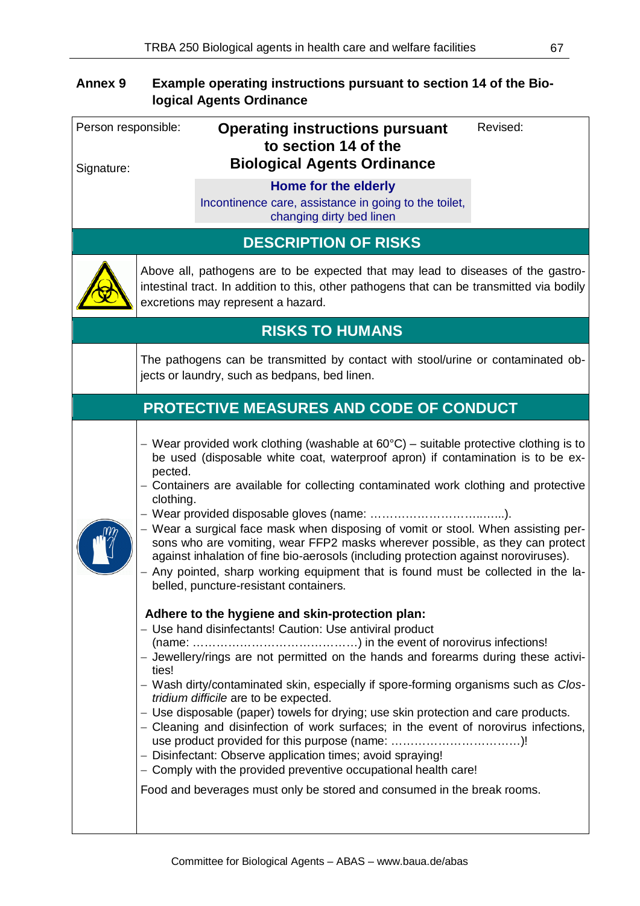## Annex 9 Example operating instructions pursuant to section 14 of the Biological Agents Ordinance

| Person responsible: | **Operating instructions pursuant to section 14 of the Biological Agents Ordinance** | Revised: |
|---|---|---|
| Signature: | **Home for the elderly** Incontinence care, assistance in going to the toilet, changing dirty bed linen | |

### DESCRIPTION OF RISKS

Above all, pathogens are to be expected that may lead to diseases of the gastro-intestinal tract. In addition to this, other pathogens that can be transmitted via bodily excretions may represent a hazard.

### RISKS TO HUMANS

The pathogens can be transmitted by contact with stool/urine or contaminated objects or laundry, such as bedpans, bed linen.

### PROTECTIVE MEASURES AND CODE OF CONDUCT

- Wear provided work clothing (washable at 60°C) – suitable protective clothing is to be used (disposable white coat, waterproof apron) if contamination is to be expected.
- Containers are available for collecting contaminated work clothing and protective clothing.
- Wear provided disposable gloves (name: ……………………….……..).
- Wear a surgical face mask when disposing of vomit or stool. When assisting persons who are vomiting, wear FFP2 masks wherever possible, as they can protect against inhalation of fine bio-aerosols (including protection against noroviruses).
- Any pointed, sharp working equipment that is found must be collected in the labelled, puncture-resistant containers.

**Adhere to the hygiene and skin-protection plan:**

- Use hand disinfectants! Caution: Use antiviral product (name: …………………………………….) in the event of norovirus infections!
- Jewellery/rings are not permitted on the hands and forearms during these activities!
- Wash dirty/contaminated skin, especially if spore-forming organisms such as *Clostridium difficile* are to be expected.
- Use disposable (paper) towels for drying; use skin protection and care products.
- Cleaning and disinfection of work surfaces; in the event of norovirus infections, use product provided for this purpose (name: ……………………………)!
- Disinfectant: Observe application times; avoid spraying!
- Comply with the provided preventive occupational health care!

Food and beverages must only be stored and consumed in the break rooms.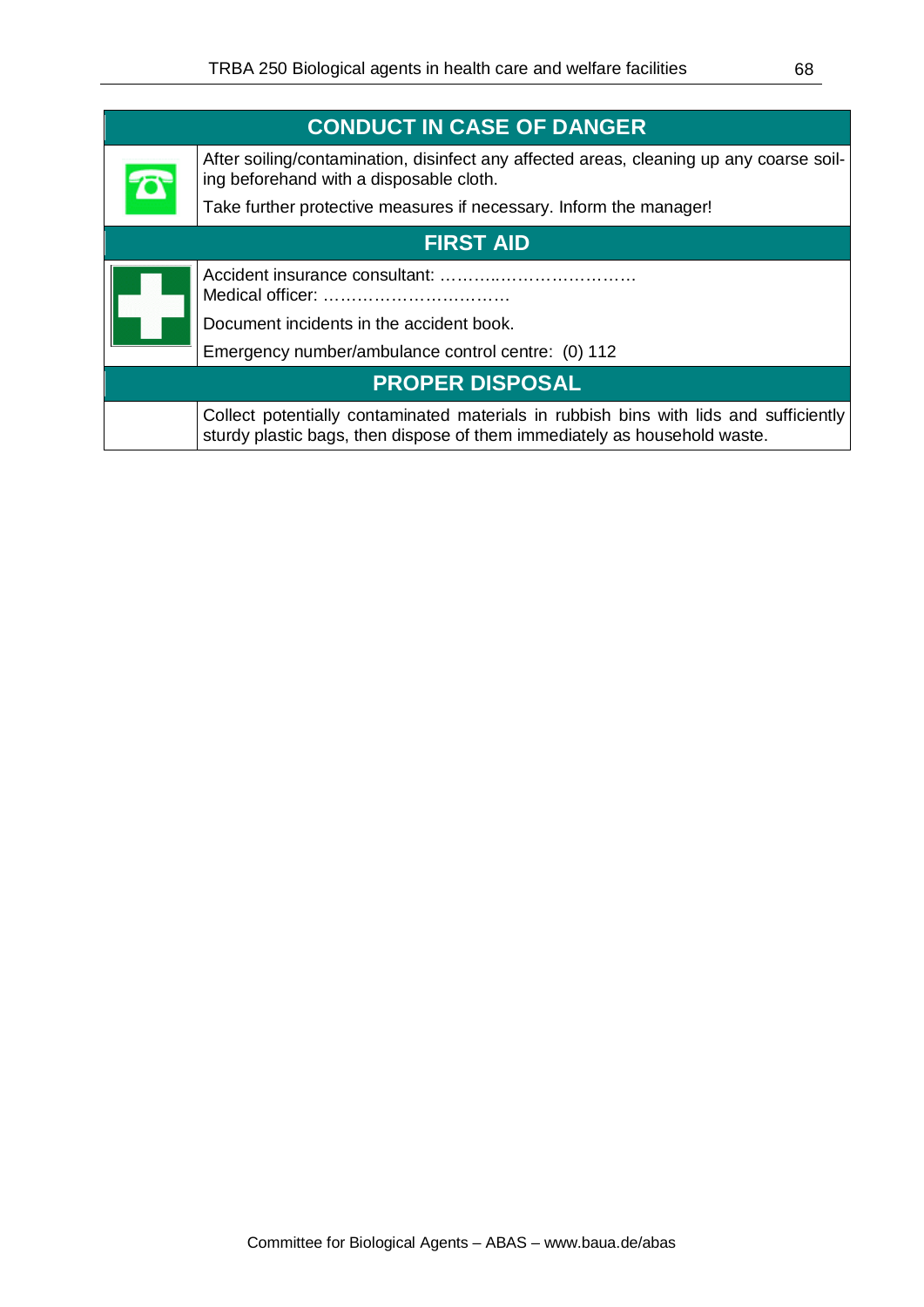## CONDUCT IN CASE OF DANGER

After soiling/contamination, disinfect any affected areas, cleaning up any coarse soiling beforehand with a disposable cloth.

Take further protective measures if necessary. Inform the manager!

## FIRST AID

Accident insurance consultant: ……….…………………….
Medical officer: ……………………………

Document incidents in the accident book.

Emergency number/ambulance control centre: (0) 112

## PROPER DISPOSAL

Collect potentially contaminated materials in rubbish bins with lids and sufficiently sturdy plastic bags, then dispose of them immediately as household waste.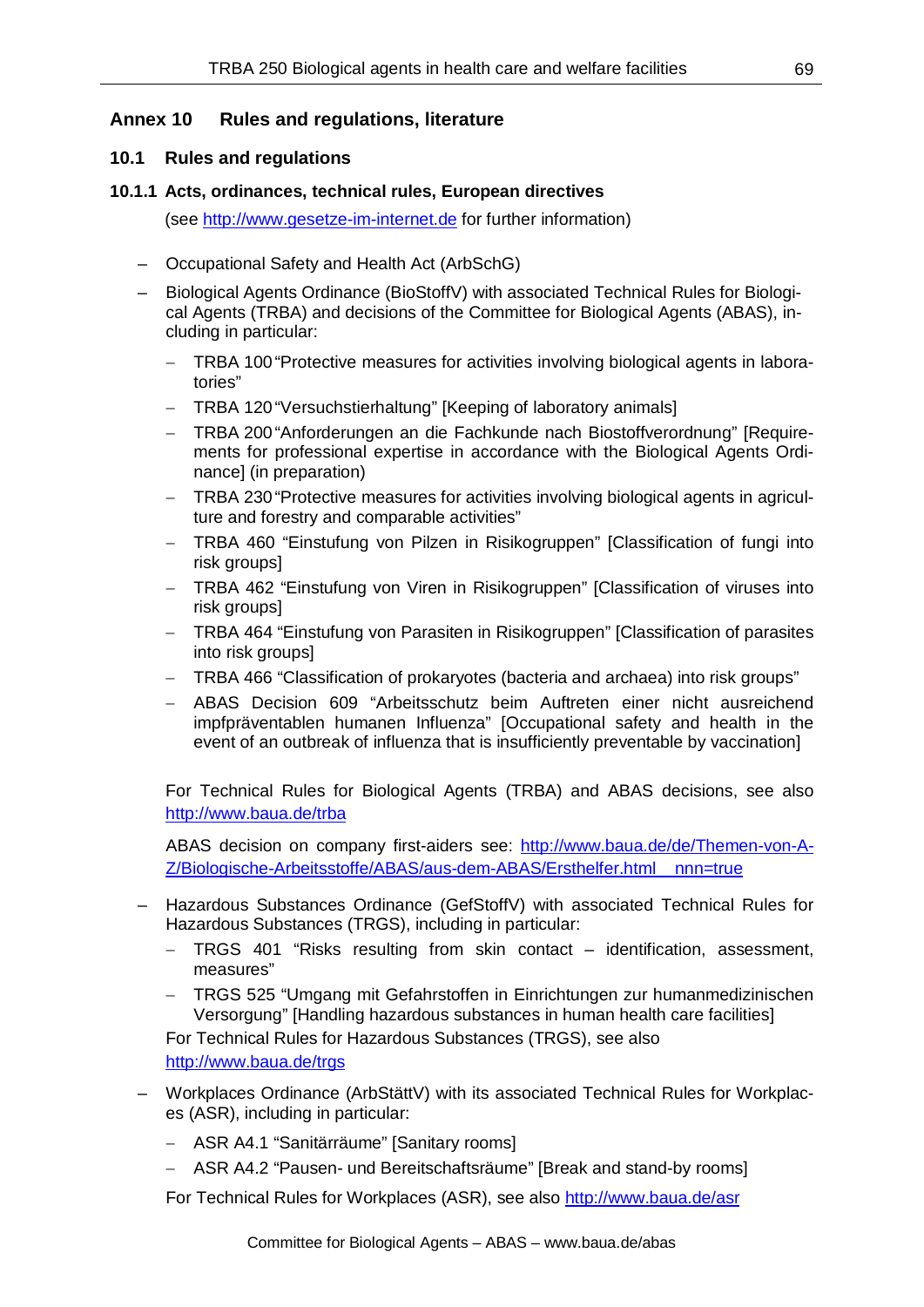# Annex 10 Rules and regulations, literature

## 10.1 Rules and regulations

### 10.1.1 Acts, ordinances, technical rules, European directives

(see http://www.gesetze-im-internet.de for further information)

- Occupational Safety and Health Act (ArbSchG)
- Biological Agents Ordinance (BioStoffV) with associated Technical Rules for Biological Agents (TRBA) and decisions of the Committee for Biological Agents (ABAS), including in particular:
  - TRBA 100 "Protective measures for activities involving biological agents in laboratories"
  - TRBA 120 "Versuchstierhaltung" [Keeping of laboratory animals]
  - TRBA 200 "Anforderungen an die Fachkunde nach Biostoffverordnung" [Requirements for professional expertise in accordance with the Biological Agents Ordinance] (in preparation)
  - TRBA 230 "Protective measures for activities involving biological agents in agriculture and forestry and comparable activities"
  - TRBA 460 "Einstufung von Pilzen in Risikogruppen" [Classification of fungi into risk groups]
  - TRBA 462 "Einstufung von Viren in Risikogruppen" [Classification of viruses into risk groups]
  - TRBA 464 "Einstufung von Parasiten in Risikogruppen" [Classification of parasites into risk groups]
  - TRBA 466 "Classification of prokaryotes (bacteria and archaea) into risk groups"
  - ABAS Decision 609 "Arbeitsschutz beim Auftreten einer nicht ausreichend impfpräventablen humanen Influenza" [Occupational safety and health in the event of an outbreak of influenza that is insufficiently preventable by vaccination]

  For Technical Rules for Biological Agents (TRBA) and ABAS decisions, see also http://www.baua.de/trba

  ABAS decision on company first-aiders see: http://www.baua.de/de/Themen-von-A-Z/Biologische-Arbeitsstoffe/ABAS/aus-dem-ABAS/Ersthelfer.html__nnn=true

- Hazardous Substances Ordinance (GefStoffV) with associated Technical Rules for Hazardous Substances (TRGS), including in particular:
  - TRGS 401 "Risks resulting from skin contact – identification, assessment, measures"
  - TRGS 525 "Umgang mit Gefahrstoffen in Einrichtungen zur humanmedizinischen Versorgung" [Handling hazardous substances in human health care facilities]

  For Technical Rules for Hazardous Substances (TRGS), see also http://www.baua.de/trgs

- Workplaces Ordinance (ArbStättV) with its associated Technical Rules for Workplaces (ASR), including in particular:
  - ASR A4.1 "Sanitärräume" [Sanitary rooms]
  - ASR A4.2 "Pausen- und Bereitschaftsräume" [Break and stand-by rooms]

  For Technical Rules for Workplaces (ASR), see also http://www.baua.de/asr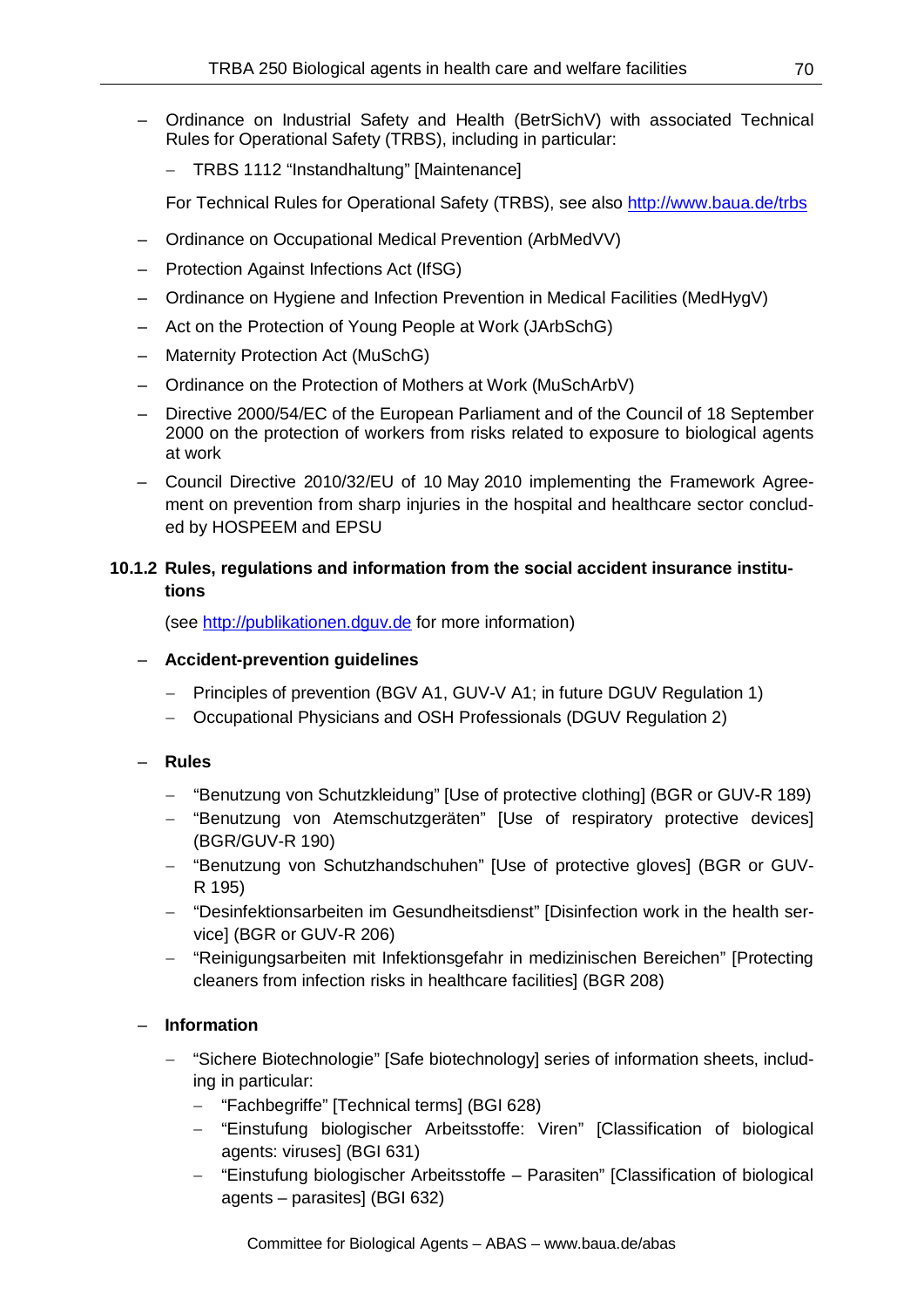- Ordinance on Industrial Safety and Health (BetrSichV) with associated Technical Rules for Operational Safety (TRBS), including in particular:
  - TRBS 1112 “Instandhaltung” [Maintenance]

  For Technical Rules for Operational Safety (TRBS), see also http://www.baua.de/trbs

- Ordinance on Occupational Medical Prevention (ArbMedVV)
- Protection Against Infections Act (IfSG)
- Ordinance on Hygiene and Infection Prevention in Medical Facilities (MedHygV)
- Act on the Protection of Young People at Work (JArbSchG)
- Maternity Protection Act (MuSchG)
- Ordinance on the Protection of Mothers at Work (MuSchArbV)
- Directive 2000/54/EC of the European Parliament and of the Council of 18 September 2000 on the protection of workers from risks related to exposure to biological agents at work
- Council Directive 2010/32/EU of 10 May 2010 implementing the Framework Agreement on prevention from sharp injuries in the hospital and healthcare sector concluded by HOSPEEM and EPSU

#### 10.1.2 Rules, regulations and information from the social accident insurance institutions

(see http://publikationen.dguv.de for more information)

- **Accident-prevention guidelines**
  - Principles of prevention (BGV A1, GUV-V A1; in future DGUV Regulation 1)
  - Occupational Physicians and OSH Professionals (DGUV Regulation 2)

- **Rules**
  - “Benutzung von Schutzkleidung” [Use of protective clothing] (BGR or GUV-R 189)
  - “Benutzung von Atemschutzgeräten” [Use of respiratory protective devices] (BGR/GUV-R 190)
  - “Benutzung von Schutzhandschuhen” [Use of protective gloves] (BGR or GUV-R 195)
  - “Desinfektionsarbeiten im Gesundheitsdienst” [Disinfection work in the health service] (BGR or GUV-R 206)
  - “Reinigungsarbeiten mit Infektionsgefahr in medizinischen Bereichen” [Protecting cleaners from infection risks in healthcare facilities] (BGR 208)

- **Information**
  - “Sichere Biotechnologie” [Safe biotechnology] series of information sheets, including in particular:
    - “Fachbegriffe” [Technical terms] (BGI 628)
    - “Einstufung biologischer Arbeitsstoffe: Viren” [Classification of biological agents: viruses] (BGI 631)
    - “Einstufung biologischer Arbeitsstoffe – Parasiten” [Classification of biological agents – parasites] (BGI 632)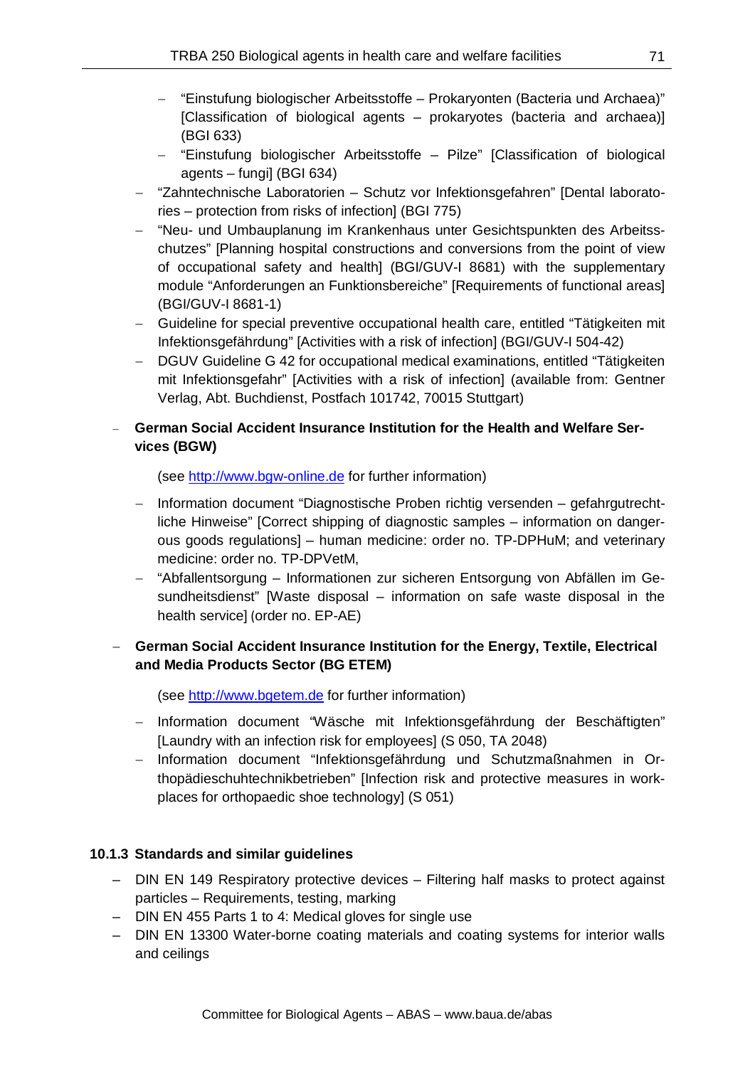- "Einstufung biologischer Arbeitsstoffe – Prokaryonten (Bacteria und Archaea)" [Classification of biological agents – prokaryotes (bacteria and archaea)] (BGI 633)
  - "Einstufung biologischer Arbeitsstoffe – Pilze" [Classification of biological agents – fungi] (BGI 634)
- "Zahntechnische Laboratorien – Schutz vor Infektionsgefahren" [Dental laboratories – protection from risks of infection] (BGI 775)
- "Neu- und Umbauplanung im Krankenhaus unter Gesichtspunkten des Arbeitsschutzes" [Planning hospital constructions and conversions from the point of view of occupational safety and health] (BGI/GUV-I 8681) with the supplementary module "Anforderungen an Funktionsbereiche" [Requirements of functional areas] (BGI/GUV-I 8681-1)
- Guideline for special preventive occupational health care, entitled "Tätigkeiten mit Infektionsgefährdung" [Activities with a risk of infection] (BGI/GUV-I 504-42)
- DGUV Guideline G 42 for occupational medical examinations, entitled "Tätigkeiten mit Infektionsgefahr" [Activities with a risk of infection] (available from: Gentner Verlag, Abt. Buchdienst, Postfach 101742, 70015 Stuttgart)

- **German Social Accident Insurance Institution for the Health and Welfare Services (BGW)**

  (see http://www.bgw-online.de for further information)

  - Information document "Diagnostische Proben richtig versenden – gefahrgutrechtliche Hinweise" [Correct shipping of diagnostic samples – information on dangerous goods regulations] – human medicine: order no. TP-DPHuM; and veterinary medicine: order no. TP-DPVetM,
  - "Abfallentsorgung – Informationen zur sicheren Entsorgung von Abfällen im Gesundheitsdienst" [Waste disposal – information on safe waste disposal in the health service] (order no. EP-AE)

- **German Social Accident Insurance Institution for the Energy, Textile, Electrical and Media Products Sector (BG ETEM)**

  (see http://www.bgetem.de for further information)

  - Information document "Wäsche mit Infektionsgefährdung der Beschäftigten" [Laundry with an infection risk for employees] (S 050, TA 2048)
  - Information document "Infektionsgefährdung und Schutzmaßnahmen in Orthopädieschuhtechnikbetrieben" [Infection risk and protective measures in workplaces for orthopaedic shoe technology] (S 051)

#### 10.1.3 Standards and similar guidelines

- DIN EN 149 Respiratory protective devices – Filtering half masks to protect against particles – Requirements, testing, marking
- DIN EN 455 Parts 1 to 4: Medical gloves for single use
- DIN EN 13300 Water-borne coating materials and coating systems for interior walls and ceilings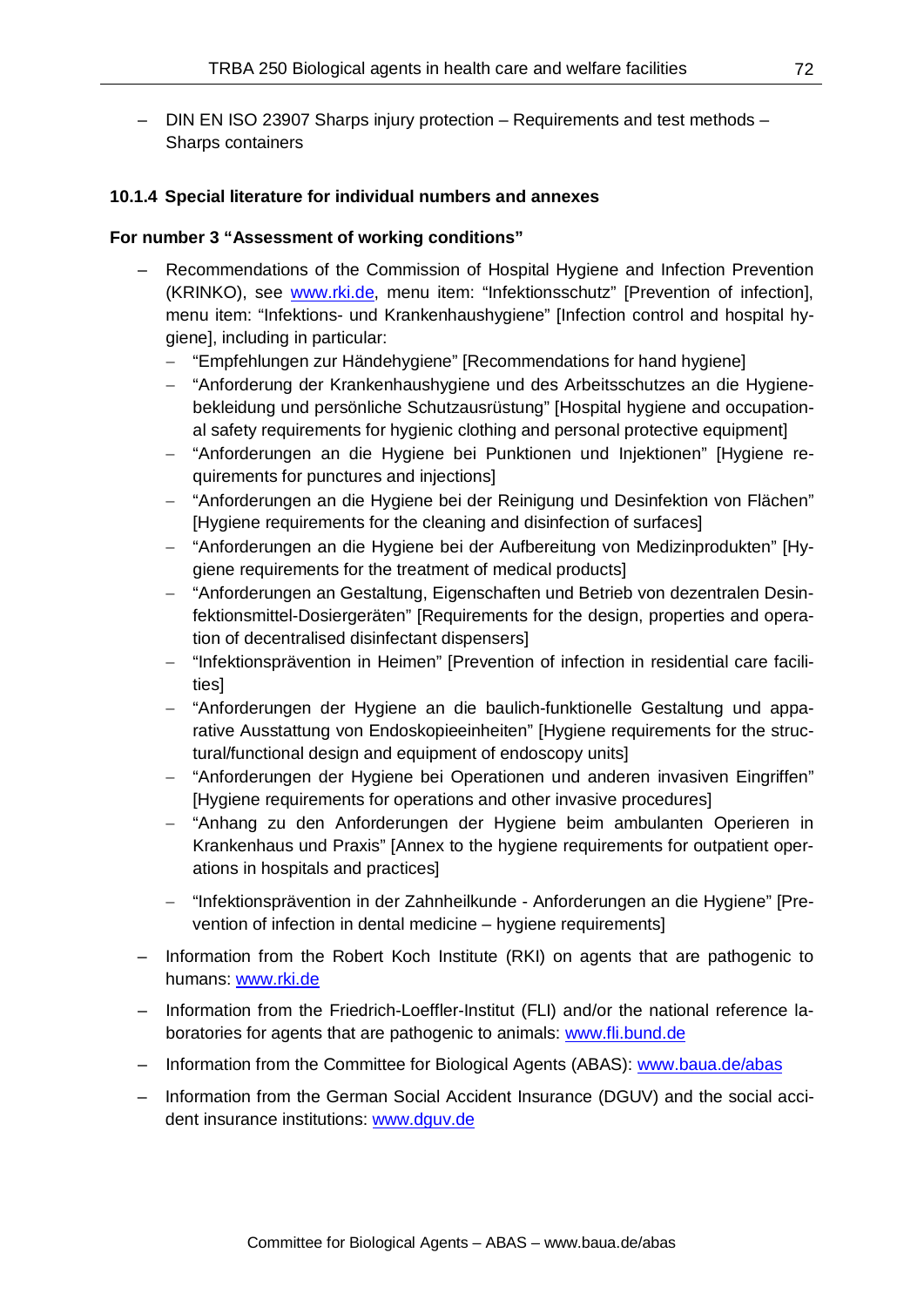- DIN EN ISO 23907 Sharps injury protection – Requirements and test methods – Sharps containers

### 10.1.4 Special literature for individual numbers and annexes

**For number 3 "Assessment of working conditions"**

- Recommendations of the Commission of Hospital Hygiene and Infection Prevention (KRINKO), see www.rki.de, menu item: "Infektionsschutz" [Prevention of infection], menu item: "Infektions- und Krankenhaushygiene" [Infection control and hospital hygiene], including in particular:
  - "Empfehlungen zur Händehygiene" [Recommendations for hand hygiene]
  - "Anforderung der Krankenhaushygiene und des Arbeitsschutzes an die Hygienebekleidung und persönliche Schutzausrüstung" [Hospital hygiene and occupational safety requirements for hygienic clothing and personal protective equipment]
  - "Anforderungen an die Hygiene bei Punktionen und Injektionen" [Hygiene requirements for punctures and injections]
  - "Anforderungen an die Hygiene bei der Reinigung und Desinfektion von Flächen" [Hygiene requirements for the cleaning and disinfection of surfaces]
  - "Anforderungen an die Hygiene bei der Aufbereitung von Medizinprodukten" [Hygiene requirements for the treatment of medical products]
  - "Anforderungen an Gestaltung, Eigenschaften und Betrieb von dezentralen Desinfektionsmittel-Dosiergeräten" [Requirements for the design, properties and operation of decentralised disinfectant dispensers]
  - "Infektionsprävention in Heimen" [Prevention of infection in residential care facilities]
  - "Anforderungen der Hygiene an die baulich-funktionelle Gestaltung und apparative Ausstattung von Endoskopieeinheiten" [Hygiene requirements for the structural/functional design and equipment of endoscopy units]
  - "Anforderungen der Hygiene bei Operationen und anderen invasiven Eingriffen" [Hygiene requirements for operations and other invasive procedures]
  - "Anhang zu den Anforderungen der Hygiene beim ambulanten Operieren in Krankenhaus und Praxis" [Annex to the hygiene requirements for outpatient operations in hospitals and practices]
  - "Infektionsprävention in der Zahnheilkunde - Anforderungen an die Hygiene" [Prevention of infection in dental medicine – hygiene requirements]
- Information from the Robert Koch Institute (RKI) on agents that are pathogenic to humans: www.rki.de
- Information from the Friedrich-Loeffler-Institut (FLI) and/or the national reference laboratories for agents that are pathogenic to animals: www.fli.bund.de
- Information from the Committee for Biological Agents (ABAS): www.baua.de/abas
- Information from the German Social Accident Insurance (DGUV) and the social accident insurance institutions: www.dguv.de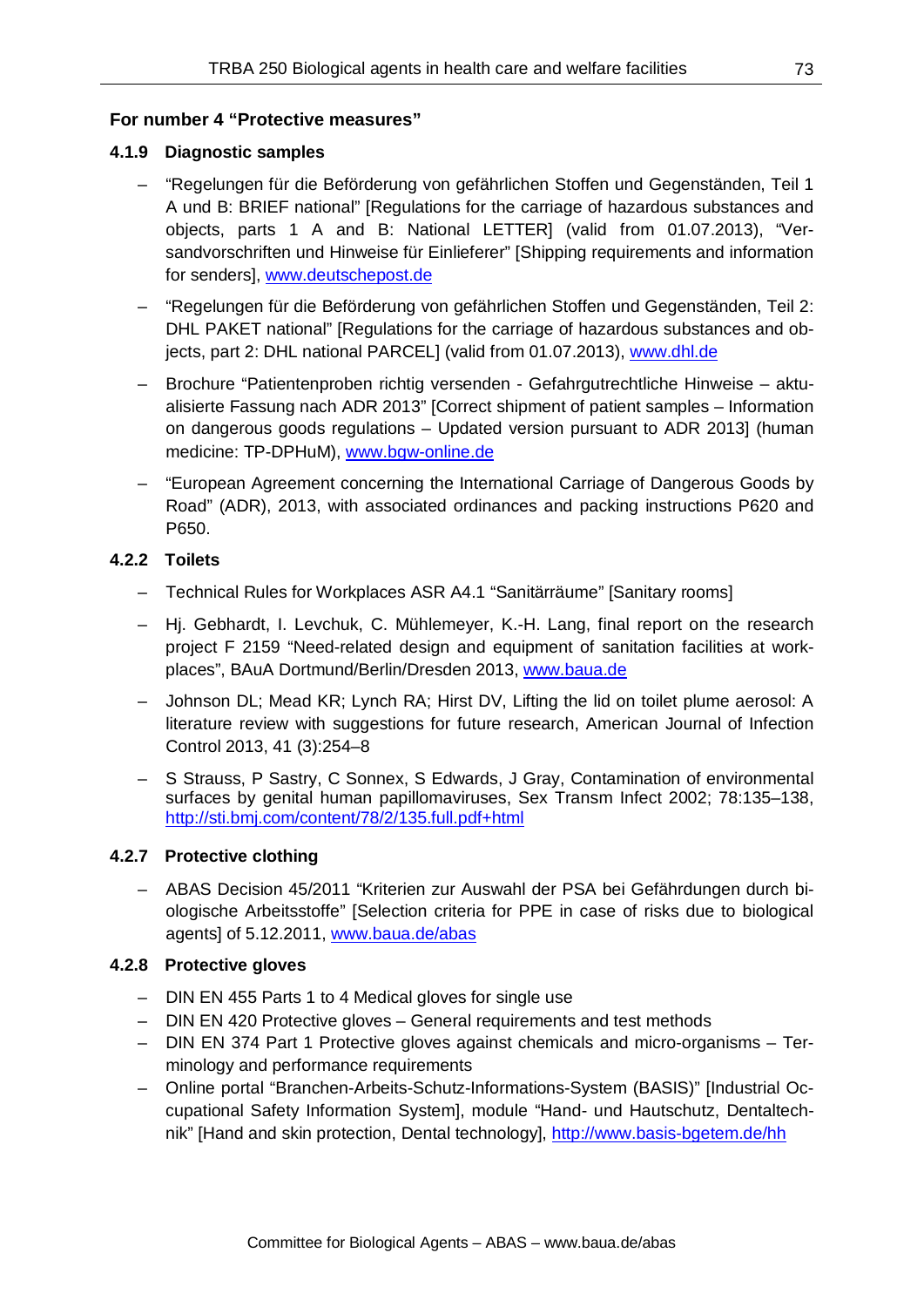### For number 4 "Protective measures"

#### 4.1.9 Diagnostic samples

- "Regelungen für die Beförderung von gefährlichen Stoffen und Gegenständen, Teil 1 A und B: BRIEF national" [Regulations for the carriage of hazardous substances and objects, parts 1 A and B: National LETTER] (valid from 01.07.2013), "Versandvorschriften und Hinweise für Einlieferer" [Shipping requirements and information for senders], www.deutschepost.de
- "Regelungen für die Beförderung von gefährlichen Stoffen und Gegenständen, Teil 2: DHL PAKET national" [Regulations for the carriage of hazardous substances and objects, part 2: DHL national PARCEL] (valid from 01.07.2013), www.dhl.de
- Brochure "Patientenproben richtig versenden - Gefahrgutrechtliche Hinweise – aktualisierte Fassung nach ADR 2013" [Correct shipment of patient samples – Information on dangerous goods regulations – Updated version pursuant to ADR 2013] (human medicine: TP-DPHuM), www.bgw-online.de
- "European Agreement concerning the International Carriage of Dangerous Goods by Road" (ADR), 2013, with associated ordinances and packing instructions P620 and P650.

#### 4.2.2 Toilets

- Technical Rules for Workplaces ASR A4.1 "Sanitärräume" [Sanitary rooms]
- Hj. Gebhardt, I. Levchuk, C. Mühlemeyer, K.-H. Lang, final report on the research project F 2159 "Need-related design and equipment of sanitation facilities at workplaces", BAuA Dortmund/Berlin/Dresden 2013, www.baua.de
- Johnson DL; Mead KR; Lynch RA; Hirst DV, Lifting the lid on toilet plume aerosol: A literature review with suggestions for future research, American Journal of Infection Control 2013, 41 (3):254–8
- S Strauss, P Sastry, C Sonnex, S Edwards, J Gray, Contamination of environmental surfaces by genital human papillomaviruses, Sex Transm Infect 2002; 78:135–138, http://sti.bmj.com/content/78/2/135.full.pdf+html

#### 4.2.7 Protective clothing

- ABAS Decision 45/2011 "Kriterien zur Auswahl der PSA bei Gefährdungen durch biologische Arbeitsstoffe" [Selection criteria for PPE in case of risks due to biological agents] of 5.12.2011, www.baua.de/abas

#### 4.2.8 Protective gloves

- DIN EN 455 Parts 1 to 4 Medical gloves for single use
- DIN EN 420 Protective gloves – General requirements and test methods
- DIN EN 374 Part 1 Protective gloves against chemicals and micro-organisms – Terminology and performance requirements
- Online portal "Branchen-Arbeits-Schutz-Informations-System (BASIS)" [Industrial Occupational Safety Information System], module "Hand- und Hautschutz, Dentaltechnik" [Hand and skin protection, Dental technology], http://www.basis-bgetem.de/hh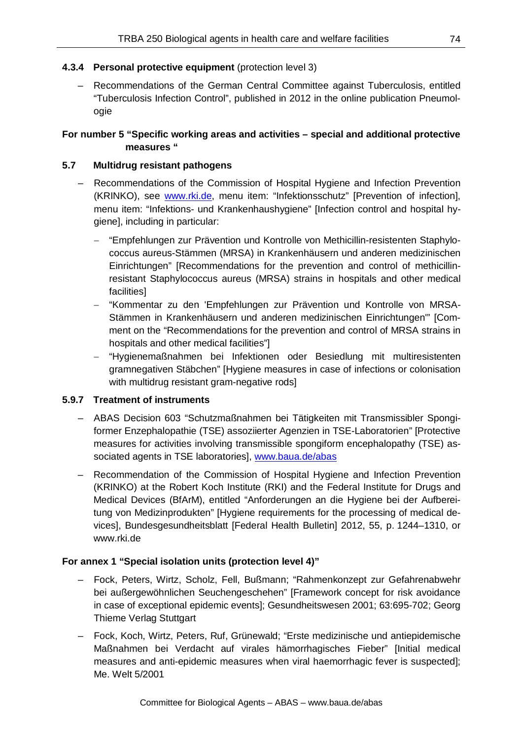#### 4.3.4 Personal protective equipment (protection level 3)

– Recommendations of the German Central Committee against Tuberculosis, entitled "Tuberculosis Infection Control", published in 2012 in the online publication Pneumologie

### For number 5 "Specific working areas and activities – special and additional protective measures "

#### 5.7 Multidrug resistant pathogens

– Recommendations of the Commission of Hospital Hygiene and Infection Prevention (KRINKO), see www.rki.de, menu item: "Infektionsschutz" [Prevention of infection], menu item: "Infektions- und Krankenhaushygiene" [Infection control and hospital hygiene], including in particular:

  - "Empfehlungen zur Prävention und Kontrolle von Methicillin-resistenten Staphylococcus aureus-Stämmen (MRSA) in Krankenhäusern und anderen medizinischen Einrichtungen" [Recommendations for the prevention and control of methicillin-resistant Staphylococcus aureus (MRSA) strains in hospitals and other medical facilities]
  - "Kommentar zu den 'Empfehlungen zur Prävention und Kontrolle von MRSA-Stämmen in Krankenhäusern und anderen medizinischen Einrichtungen'" [Comment on the "Recommendations for the prevention and control of MRSA strains in hospitals and other medical facilities"]
  - "Hygienemaßnahmen bei Infektionen oder Besiedlung mit multiresistenten gramnegativen Stäbchen" [Hygiene measures in case of infections or colonisation with multidrug resistant gram-negative rods]

#### 5.9.7 Treatment of instruments

– ABAS Decision 603 "Schutzmaßnahmen bei Tätigkeiten mit Transmissibler Spongiformer Enzephalopathie (TSE) assoziierter Agenzien in TSE-Laboratorien" [Protective measures for activities involving transmissible spongiform encephalopathy (TSE) associated agents in TSE laboratories], www.baua.de/abas

– Recommendation of the Commission of Hospital Hygiene and Infection Prevention (KRINKO) at the Robert Koch Institute (RKI) and the Federal Institute for Drugs and Medical Devices (BfArM), entitled "Anforderungen an die Hygiene bei der Aufbereitung von Medizinprodukten" [Hygiene requirements for the processing of medical devices], Bundesgesundheitsblatt [Federal Health Bulletin] 2012, 55, p. 1244–1310, or www.rki.de

### For annex 1 "Special isolation units (protection level 4)"

– Fock, Peters, Wirtz, Scholz, Fell, Bußmann; "Rahmenkonzept zur Gefahrenabwehr bei außergewöhnlichen Seuchengeschehen" [Framework concept for risk avoidance in case of exceptional epidemic events]; Gesundheitswesen 2001; 63:695-702; Georg Thieme Verlag Stuttgart

– Fock, Koch, Wirtz, Peters, Ruf, Grünewald; "Erste medizinische und antiepidemische Maßnahmen bei Verdacht auf virales hämorrhagisches Fieber" [Initial medical measures and anti-epidemic measures when viral haemorrhagic fever is suspected]; Me. Welt 5/2001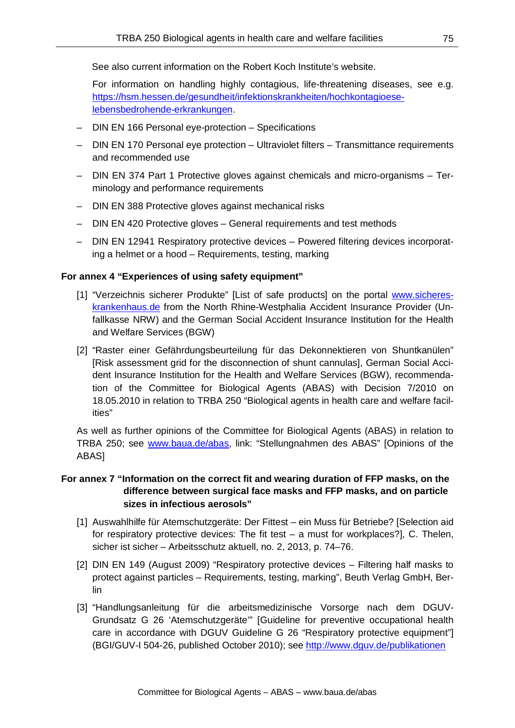See also current information on the Robert Koch Institute's website.

For information on handling highly contagious, life-threatening diseases, see e.g. [https://hsm.hessen.de/gesundheit/infektionskrankheiten/hochkontagioese-lebensbedrohende-erkrankungen](https://hsm.hessen.de/gesundheit/infektionskrankheiten/hochkontagioese-lebensbedrohende-erkrankungen).

- DIN EN 166 Personal eye-protection – Specifications
- DIN EN 170 Personal eye protection – Ultraviolet filters – Transmittance requirements and recommended use
- DIN EN 374 Part 1 Protective gloves against chemicals and micro-organisms – Terminology and performance requirements
- DIN EN 388 Protective gloves against mechanical risks
- DIN EN 420 Protective gloves – General requirements and test methods
- DIN EN 12941 Respiratory protective devices – Powered filtering devices incorporating a helmet or a hood – Requirements, testing, marking

**For annex 4 "Experiences of using safety equipment"**

[1] "Verzeichnis sicherer Produkte" [List of safe products] on the portal [www.sicheres-krankenhaus.de](http://www.sicheres-krankenhaus.de) from the North Rhine-Westphalia Accident Insurance Provider (Unfallkasse NRW) and the German Social Accident Insurance Institution for the Health and Welfare Services (BGW)

[2] "Raster einer Gefährdungsbeurteilung für das Dekonnektieren von Shuntkanülen" [Risk assessment grid for the disconnection of shunt cannulas], German Social Accident Insurance Institution for the Health and Welfare Services (BGW), recommendation of the Committee for Biological Agents (ABAS) with Decision 7/2010 on 18.05.2010 in relation to TRBA 250 "Biological agents in health care and welfare facilities"

As well as further opinions of the Committee for Biological Agents (ABAS) in relation to TRBA 250; see [www.baua.de/abas](http://www.baua.de/abas), link: "Stellungnahmen des ABAS" [Opinions of the ABAS]

**For annex 7 "Information on the correct fit and wearing duration of FFP masks, on the difference between surgical face masks and FFP masks, and on particle sizes in infectious aerosols"**

[1] Auswahlhilfe für Atemschutzgeräte: Der Fittest – ein Muss für Betriebe? [Selection aid for respiratory protective devices: The fit test – a must for workplaces?], C. Thelen, sicher ist sicher – Arbeitsschutz aktuell, no. 2, 2013, p. 74–76.

[2] DIN EN 149 (August 2009) "Respiratory protective devices – Filtering half masks to protect against particles – Requirements, testing, marking", Beuth Verlag GmbH, Berlin

[3] "Handlungsanleitung für die arbeitsmedizinische Vorsorge nach dem DGUV-Grundsatz G 26 'Atemschutzgeräte'" [Guideline for preventive occupational health care in accordance with DGUV Guideline G 26 "Respiratory protective equipment"] (BGI/GUV-I 504-26, published October 2010); see [http://www.dguv.de/publikationen](http://www.dguv.de/publikationen)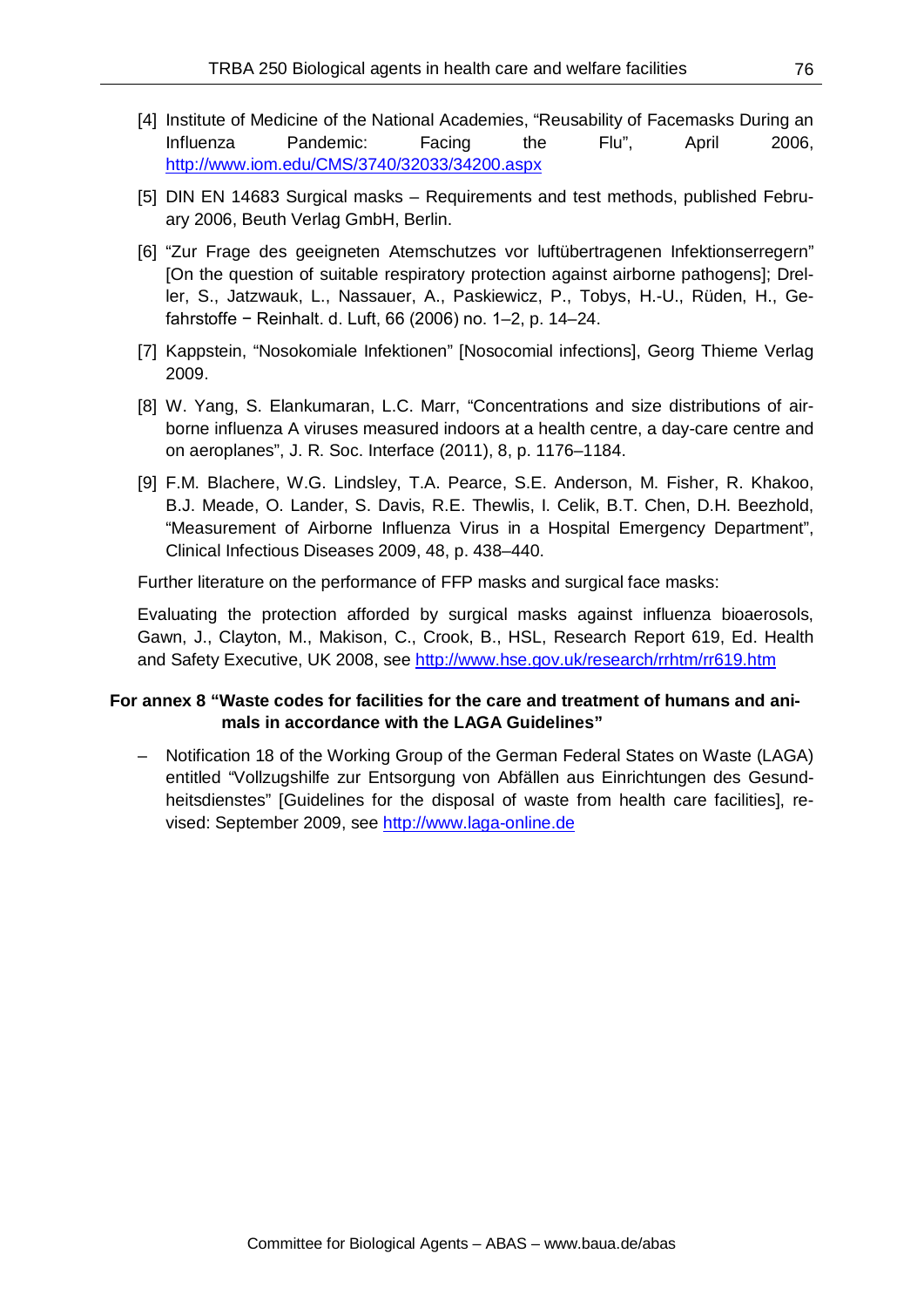[4] Institute of Medicine of the National Academies, "Reusability of Facemasks During an Influenza Pandemic: Facing the Flu", April 2006, http://www.iom.edu/CMS/3740/32033/34200.aspx

[5] DIN EN 14683 Surgical masks – Requirements and test methods, published February 2006, Beuth Verlag GmbH, Berlin.

[6] "Zur Frage des geeigneten Atemschutzes vor luftübertragenen Infektionserregern" [On the question of suitable respiratory protection against airborne pathogens]; Dreller, S., Jatzwauk, L., Nassauer, A., Paskiewicz, P., Tobys, H.-U., Rüden, H., Gefahrstoffe − Reinhalt. d. Luft, 66 (2006) no. 1–2, p. 14–24.

[7] Kappstein, "Nosokomiale Infektionen" [Nosocomial infections], Georg Thieme Verlag 2009.

[8] W. Yang, S. Elankumaran, L.C. Marr, "Concentrations and size distributions of airborne influenza A viruses measured indoors at a health centre, a day-care centre and on aeroplanes", J. R. Soc. Interface (2011), 8, p. 1176–1184.

[9] F.M. Blachere, W.G. Lindsley, T.A. Pearce, S.E. Anderson, M. Fisher, R. Khakoo, B.J. Meade, O. Lander, S. Davis, R.E. Thewlis, I. Celik, B.T. Chen, D.H. Beezhold, "Measurement of Airborne Influenza Virus in a Hospital Emergency Department", Clinical Infectious Diseases 2009, 48, p. 438–440.

Further literature on the performance of FFP masks and surgical face masks:

Evaluating the protection afforded by surgical masks against influenza bioaerosols, Gawn, J., Clayton, M., Makison, C., Crook, B., HSL, Research Report 619, Ed. Health and Safety Executive, UK 2008, see http://www.hse.gov.uk/research/rrhtm/rr619.htm

**For annex 8 "Waste codes for facilities for the care and treatment of humans and animals in accordance with the LAGA Guidelines"**

– Notification 18 of the Working Group of the German Federal States on Waste (LAGA) entitled "Vollzugshilfe zur Entsorgung von Abfällen aus Einrichtungen des Gesundheitsdienstes" [Guidelines for the disposal of waste from health care facilities], revised: September 2009, see http://www.laga-online.de